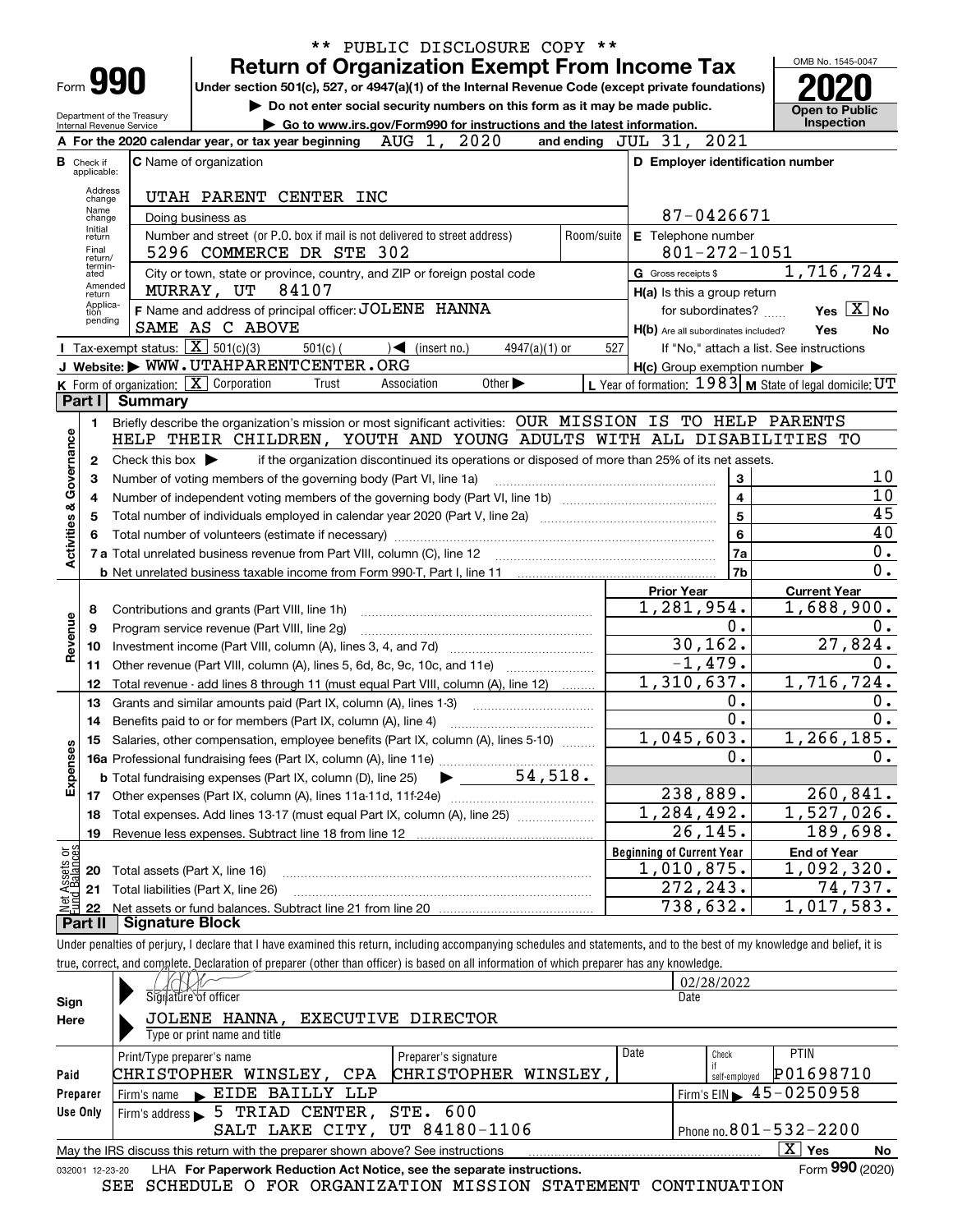** PUBLIC DISCLOSURE COPY **

Form **990**

# Return of Organization Exempt From Income Tax

**Under section 501(c), 527, or 4947(a)(1) of the Internal Revenue Code (except private foundations)**

▶ Do not enter social security numbers on this form as it may be made public.

▶ Go to www.irs.gov/Form990 for instructions and the latest information.

Department of the Treasury Internal Revenue Service

OMB No. 1545-0047

**2020**

**Open to Public Inspection**

**A** For the 2020 calendar year, or tax year beginning AUG 1, 2020 and ending JUL 31, 2021

**B** Check if applicable: Address change, Name change, Initial return, Final return/terminated, Amended return, Application pending

**C** Name of organization: UTAH PARENT CENTER INC

Doing business as

Number and street (or P.O. box if mail is not delivered to street address): 5296 COMMERCE DR STE 302 | Room/suite

City or town, state or province, country, and ZIP or foreign postal code: MURRAY, UT 84107

**F** Name and address of principal officer: JOLENE HANNA SAME AS C ABOVE

**D** Employer identification number: 87-0426671

**E** Telephone number: 801-272-1051

**G** Gross receipts $ 1,716,724.

**H(a)** Is this a group return for subordinates? Yes [X] No

**H(b)** Are all subordinates included? Yes No
If "No," attach a list. See instructions

**H(c)** Group exemption number ▶

**I** Tax-exempt status: [X] 501(c)(3) 501(c) ( ) ◀ (insert no.) 4947(a)(1) or 527

**J** Website: ▶ WWW.UTAHPARENTCENTER.ORG

**K** Form of organization: [X] Corporation Trust Association Other ▶

**L** Year of formation: 1983 **M** State of legal domicile: UT

## Part I Summary

**Activities & Governance**

1 Briefly describe the organization's mission or most significant activities: OUR MISSION IS TO HELP PARENTS HELP THEIR CHILDREN, YOUTH AND YOUNG ADULTS WITH ALL DISABILITIES TO

2 Check this box ▶ if the organization discontinued its operations or disposed of more than 25% of its net assets.

| | | | |
|---|---|---|---|
| 3 | Number of voting members of the governing body (Part VI, line 1a) | 3 | 10 |
| 4 | Number of independent voting members of the governing body (Part VI, line 1b) | 4 | 10 |
| 5 | Total number of individuals employed in calendar year 2020 (Part V, line 2a) | 5 | 45 |
| 6 | Total number of volunteers (estimate if necessary) | 6 | 40 |
| 7a | Total unrelated business revenue from Part VIII, column (C), line 12 | 7a | 0. |
| b | Net unrelated business taxable income from Form 990-T, Part I, line 11 | 7b | 0. |

| | | Prior Year | Current Year |
|---|---|---|---|
| **Revenue** | | | |
| 8 | Contributions and grants (Part VIII, line 1h) | 1,281,954. | 1,688,900. |
| 9 | Program service revenue (Part VIII, line 2g) | 0. | 0. |
| 10 | Investment income (Part VIII, column (A), lines 3, 4, and 7d) | 30,162. | 27,824. |
| 11 | Other revenue (Part VIII, column (A), lines 5, 6d, 8c, 9c, 10c, and 11e) | -1,479. | 0. |
| 12 | Total revenue - add lines 8 through 11 (must equal Part VIII, column (A), line 12) | 1,310,637. | 1,716,724. |
| **Expenses** | | | |
| 13 | Grants and similar amounts paid (Part IX, column (A), lines 1-3) | 0. | 0. |
| 14 | Benefits paid to or for members (Part IX, column (A), line 4) | 0. | 0. |
| 15 | Salaries, other compensation, employee benefits (Part IX, column (A), lines 5-10) | 1,045,603. | 1,266,185. |
| 16a | Professional fundraising fees (Part IX, column (A), line 11e) | 0. | 0. |
| b | Total fundraising expenses (Part IX, column (D), line 25) ▶ 54,518. | | |
| 17 | Other expenses (Part IX, column (A), lines 11a-11d, 11f-24e) | 238,889. | 260,841. |
| 18 | Total expenses. Add lines 13-17 (must equal Part IX, column (A), line 25) | 1,284,492. | 1,527,026. |
| 19 | Revenue less expenses. Subtract line 18 from line 12 | 26,145. | 189,698. |

| | | Beginning of Current Year | End of Year |
|---|---|---|---|
| **Net Assets or Fund Balances** | | | |
| 20 | Total assets (Part X, line 16) | 1,010,875. | 1,092,320. |
| 21 | Total liabilities (Part X, line 26) | 272,243. | 74,737. |
| 22 | Net assets or fund balances. Subtract line 21 from line 20 | 738,632. | 1,017,583. |

## Part II Signature Block

Under penalties of perjury, I declare that I have examined this return, including accompanying schedules and statements, and to the best of my knowledge and belief, it is true, correct, and complete. Declaration of preparer (other than officer) is based on all information of which preparer has any knowledge.

**Sign Here**

Signature of officer | Date: 02/28/2022

JOLENE HANNA, EXECUTIVE DIRECTOR
Type or print name and title

**Paid Preparer Use Only**

| Print/Type preparer's name | Preparer's signature | Date | Check if self-employed | PTIN |
|---|---|---|---|---|
| CHRISTOPHER WINSLEY, CPA | CHRISTOPHER WINSLEY, | | | P01698710 |

Firm's name ▶ EIDE BAILLY LLP | Firm's EIN ▶ 45-0250958

Firm's address ▶ 5 TRIAD CENTER, STE. 600 SALT LAKE CITY, UT 84180-1106 | Phone no. 801-532-2200

May the IRS discuss this return with the preparer shown above? See instructions [X] Yes No

032001 12-23-20 LHA For Paperwork Reduction Act Notice, see the separate instructions. Form **990** (2020)

SEE SCHEDULE O FOR ORGANIZATION MISSION STATEMENT CONTINUATION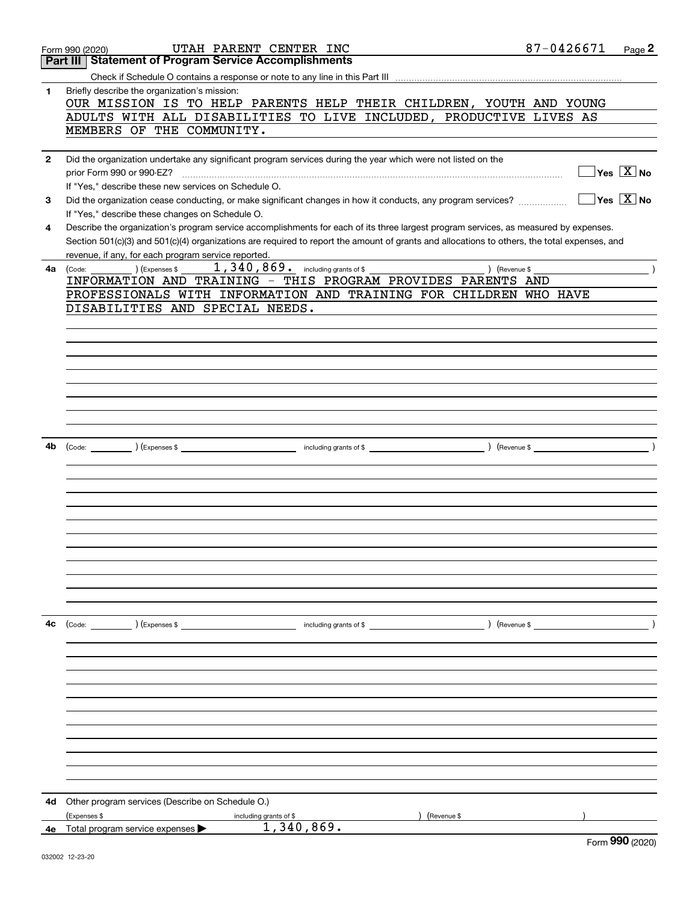Form 990 (2020) UTAH PARENT CENTER INC 87-0426671

## Part III | Statement of Program Service Accomplishments

Check if Schedule O contains a response or note to any line in this Part III

**1** Briefly describe the organization's mission:

OUR MISSION IS TO HELP PARENTS HELP THEIR CHILDREN, YOUTH AND YOUNG ADULTS WITH ALL DISABILITIES TO LIVE INCLUDED, PRODUCTIVE LIVES AS MEMBERS OF THE COMMUNITY.

**2** Did the organization undertake any significant program services during the year which were not listed on the prior Form 990 or 990-EZ? ☐ Yes ☒ No

If "Yes," describe these new services on Schedule O.

**3** Did the organization cease conducting, or make significant changes in how it conducts, any program services? ☐ Yes ☒ No

If "Yes," describe these changes on Schedule O.

**4** Describe the organization's program service accomplishments for each of its three largest program services, as measured by expenses. Section 501(c)(3) and 501(c)(4) organizations are required to report the amount of grants and allocations to others, the total expenses, and revenue, if any, for each program service reported.

**4a** (Code: ) (Expenses $ 1,340,869. including grants of $ ) (Revenue $ )

INFORMATION AND TRAINING - THIS PROGRAM PROVIDES PARENTS AND PROFESSIONALS WITH INFORMATION AND TRAINING FOR CHILDREN WHO HAVE DISABILITIES AND SPECIAL NEEDS.

**4b** (Code: ) (Expenses $ including grants of $ ) (Revenue $ )

**4c** (Code: ) (Expenses $ including grants of $ ) (Revenue $ )

**4d** Other program services (Describe on Schedule O.)

(Expenses $ including grants of $ ) (Revenue $ )

**4e** Total program service expenses ▶ 1,340,869.

Form **990** (2020)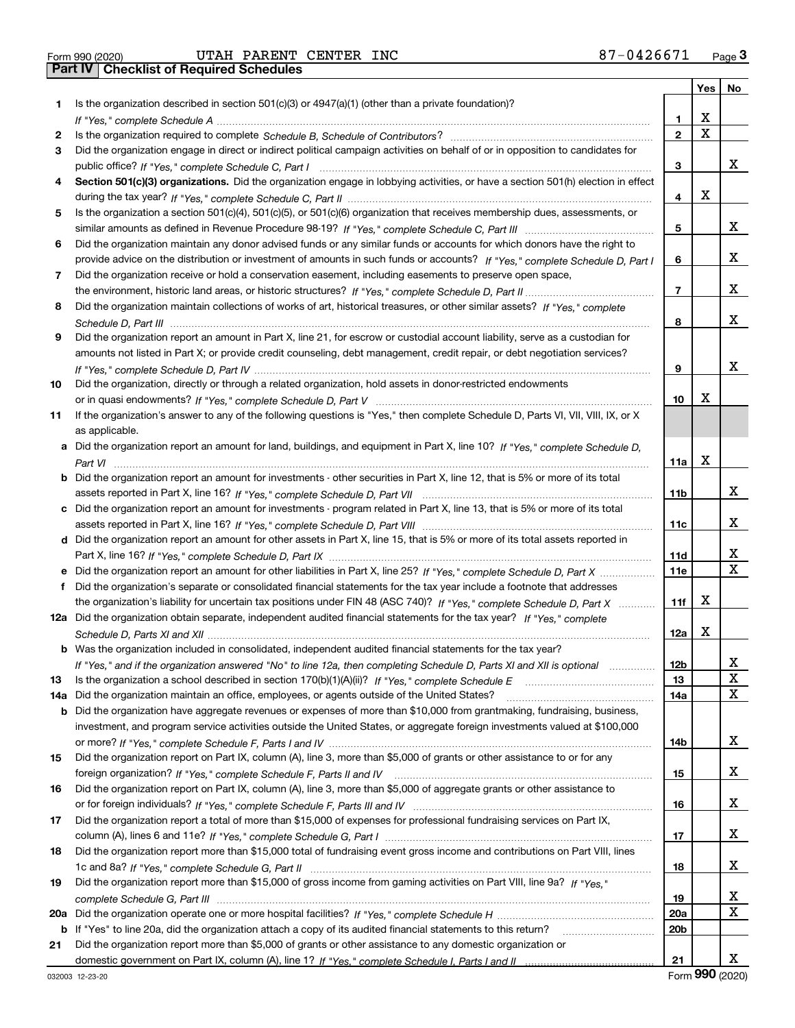Form 990 (2020) UTAH PARENT CENTER INC 87-0426671 Page 3

## Part IV Checklist of Required Schedules

| | | | Yes | No |
|---|---|---|---|---|
| 1 | Is the organization described in section 501(c)(3) or 4947(a)(1) (other than a private foundation)? *If "Yes," complete Schedule A* | 1 | X | |
| 2 | Is the organization required to complete *Schedule B, Schedule of Contributors*? | 2 | X | |
| 3 | Did the organization engage in direct or indirect political campaign activities on behalf of or in opposition to candidates for public office? *If "Yes," complete Schedule C, Part I* | 3 | | X |
| 4 | **Section 501(c)(3) organizations.** Did the organization engage in lobbying activities, or have a section 501(h) election in effect during the tax year? *If "Yes," complete Schedule C, Part II* | 4 | X | |
| 5 | Is the organization a section 501(c)(4), 501(c)(5), or 501(c)(6) organization that receives membership dues, assessments, or similar amounts as defined in Revenue Procedure 98-19? *If "Yes," complete Schedule C, Part III* | 5 | | X |
| 6 | Did the organization maintain any donor advised funds or any similar funds or accounts for which donors have the right to provide advice on the distribution or investment of amounts in such funds or accounts? *If "Yes," complete Schedule D, Part I* | 6 | | X |
| 7 | Did the organization receive or hold a conservation easement, including easements to preserve open space, the environment, historic land areas, or historic structures? *If "Yes," complete Schedule D, Part II* | 7 | | X |
| 8 | Did the organization maintain collections of works of art, historical treasures, or other similar assets? *If "Yes," complete Schedule D, Part III* | 8 | | X |
| 9 | Did the organization report an amount in Part X, line 21, for escrow or custodial account liability, serve as a custodian for amounts not listed in Part X; or provide credit counseling, debt management, credit repair, or debt negotiation services? *If "Yes," complete Schedule D, Part IV* | 9 | | X |
| 10 | Did the organization, directly or through a related organization, hold assets in donor-restricted endowments or in quasi endowments? *If "Yes," complete Schedule D, Part V* | 10 | X | |
| 11 | If the organization's answer to any of the following questions is "Yes," then complete Schedule D, Parts VI, VII, VIII, IX, or X as applicable. | | | |
| a | Did the organization report an amount for land, buildings, and equipment in Part X, line 10? *If "Yes," complete Schedule D, Part VI* | 11a | X | |
| b | Did the organization report an amount for investments - other securities in Part X, line 12, that is 5% or more of its total assets reported in Part X, line 16? *If "Yes," complete Schedule D, Part VII* | 11b | | X |
| c | Did the organization report an amount for investments - program related in Part X, line 13, that is 5% or more of its total assets reported in Part X, line 16? *If "Yes," complete Schedule D, Part VIII* | 11c | | X |
| d | Did the organization report an amount for other assets in Part X, line 15, that is 5% or more of its total assets reported in Part X, line 16? *If "Yes," complete Schedule D, Part IX* | 11d | | X |
| e | Did the organization report an amount for other liabilities in Part X, line 25? *If "Yes," complete Schedule D, Part X* | 11e | | X |
| f | Did the organization's separate or consolidated financial statements for the tax year include a footnote that addresses the organization's liability for uncertain tax positions under FIN 48 (ASC 740)? *If "Yes," complete Schedule D, Part X* | 11f | X | |
| 12a | Did the organization obtain separate, independent audited financial statements for the tax year? *If "Yes," complete Schedule D, Parts XI and XII* | 12a | X | |
| b | Was the organization included in consolidated, independent audited financial statements for the tax year? *If "Yes," and if the organization answered "No" to line 12a, then completing Schedule D, Parts XI and XII is optional* | 12b | | X |
| 13 | Is the organization a school described in section 170(b)(1)(A)(ii)? *If "Yes," complete Schedule E* | 13 | | X |
| 14a | Did the organization maintain an office, employees, or agents outside of the United States? | 14a | | X |
| b | Did the organization have aggregate revenues or expenses of more than $10,000 from grantmaking, fundraising, business, investment, and program service activities outside the United States, or aggregate foreign investments valued at $100,000 or more? *If "Yes," complete Schedule F, Parts I and IV* | 14b | | X |
| 15 | Did the organization report on Part IX, column (A), line 3, more than $5,000 of grants or other assistance to or for any foreign organization? *If "Yes," complete Schedule F, Parts II and IV* | 15 | | X |
| 16 | Did the organization report on Part IX, column (A), line 3, more than $5,000 of aggregate grants or other assistance to or for foreign individuals? *If "Yes," complete Schedule F, Parts III and IV* | 16 | | X |
| 17 | Did the organization report a total of more than $15,000 of expenses for professional fundraising services on Part IX, column (A), lines 6 and 11e? *If "Yes," complete Schedule G, Part I* | 17 | | X |
| 18 | Did the organization report more than $15,000 total of fundraising event gross income and contributions on Part VIII, lines 1c and 8a? *If "Yes," complete Schedule G, Part II* | 18 | | X |
| 19 | Did the organization report more than $15,000 of gross income from gaming activities on Part VIII, line 9a? *If "Yes," complete Schedule G, Part III* | 19 | | X |
| 20a | Did the organization operate one or more hospital facilities? *If "Yes," complete Schedule H* | 20a | | X |
| b | If "Yes" to line 20a, did the organization attach a copy of its audited financial statements to this return? | 20b | | |
| 21 | Did the organization report more than $5,000 of grants or other assistance to any domestic organization or domestic government on Part IX, column (A), line 1? *If "Yes," complete Schedule I, Parts I and II* | 21 | | X |

032003 12-23-20 Form 990 (2020)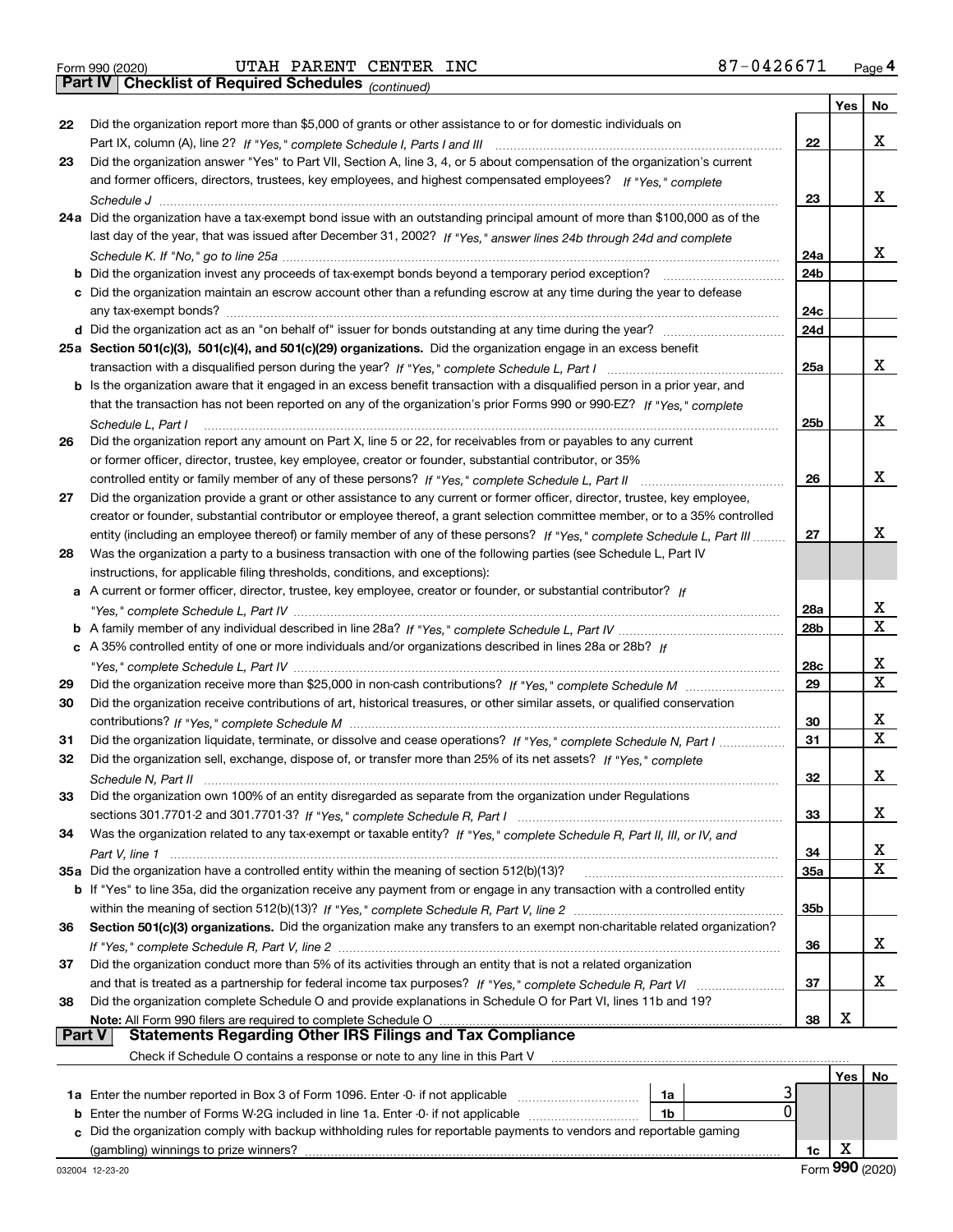Form 990 (2020) UTAH PARENT CENTER INC 87-0426671

## Part IV Checklist of Required Schedules *(continued)*

| | | | Yes | No |
|---|---|---|---|---|
| 22 | Did the organization report more than $5,000 of grants or other assistance to or for domestic individuals on Part IX, column (A), line 2? *If "Yes," complete Schedule I, Parts I and III* | 22 | | X |
| 23 | Did the organization answer "Yes" to Part VII, Section A, line 3, 4, or 5 about compensation of the organization's current and former officers, directors, trustees, key employees, and highest compensated employees? *If "Yes," complete Schedule J* | 23 | | X |
| 24a | Did the organization have a tax-exempt bond issue with an outstanding principal amount of more than $100,000 as of the last day of the year, that was issued after December 31, 2002? *If "Yes," answer lines 24b through 24d and complete Schedule K. If "No," go to line 25a* | 24a | | X |
| b | Did the organization invest any proceeds of tax-exempt bonds beyond a temporary period exception? | 24b | | |
| c | Did the organization maintain an escrow account other than a refunding escrow at any time during the year to defease any tax-exempt bonds? | 24c | | |
| d | Did the organization act as an "on behalf of" issuer for bonds outstanding at any time during the year? | 24d | | |
| 25a | **Section 501(c)(3), 501(c)(4), and 501(c)(29) organizations.** Did the organization engage in an excess benefit transaction with a disqualified person during the year? *If "Yes," complete Schedule L, Part I* | 25a | | X |
| b | Is the organization aware that it engaged in an excess benefit transaction with a disqualified person in a prior year, and that the transaction has not been reported on any of the organization's prior Forms 990 or 990-EZ? *If "Yes," complete Schedule L, Part I* | 25b | | X |
| 26 | Did the organization report any amount on Part X, line 5 or 22, for receivables from or payables to any current or former officer, director, trustee, key employee, creator or founder, substantial contributor, or 35% controlled entity or family member of any of these persons? *If "Yes," complete Schedule L, Part II* | 26 | | X |
| 27 | Did the organization provide a grant or other assistance to any current or former officer, director, trustee, key employee, creator or founder, substantial contributor or employee thereof, a grant selection committee member, or to a 35% controlled entity (including an employee thereof) or family member of any of these persons? *If "Yes," complete Schedule L, Part III* | 27 | | X |
| 28 | Was the organization a party to a business transaction with one of the following parties (see Schedule L, Part IV instructions, for applicable filing thresholds, conditions, and exceptions): | | | |
| a | A current or former officer, director, trustee, key employee, creator or founder, or substantial contributor? *If "Yes," complete Schedule L, Part IV* | 28a | | X |
| b | A family member of any individual described in line 28a? *If "Yes," complete Schedule L, Part IV* | 28b | | X |
| c | A 35% controlled entity of one or more individuals and/or organizations described in lines 28a or 28b? *If "Yes," complete Schedule L, Part IV* | 28c | | X |
| 29 | Did the organization receive more than $25,000 in non-cash contributions? *If "Yes," complete Schedule M* | 29 | | X |
| 30 | Did the organization receive contributions of art, historical treasures, or other similar assets, or qualified conservation contributions? *If "Yes," complete Schedule M* | 30 | | X |
| 31 | Did the organization liquidate, terminate, or dissolve and cease operations? *If "Yes," complete Schedule N, Part I* | 31 | | X |
| 32 | Did the organization sell, exchange, dispose of, or transfer more than 25% of its net assets? *If "Yes," complete Schedule N, Part II* | 32 | | X |
| 33 | Did the organization own 100% of an entity disregarded as separate from the organization under Regulations sections 301.7701-2 and 301.7701-3? *If "Yes," complete Schedule R, Part I* | 33 | | X |
| 34 | Was the organization related to any tax-exempt or taxable entity? *If "Yes," complete Schedule R, Part II, III, or IV, and Part V, line 1* | 34 | | X |
| 35a | Did the organization have a controlled entity within the meaning of section 512(b)(13)? | 35a | | X |
| b | If "Yes" to line 35a, did the organization receive any payment from or engage in any transaction with a controlled entity within the meaning of section 512(b)(13)? *If "Yes," complete Schedule R, Part V, line 2* | 35b | | |
| 36 | **Section 501(c)(3) organizations.** Did the organization make any transfers to an exempt non-charitable related organization? *If "Yes," complete Schedule R, Part V, line 2* | 36 | | X |
| 37 | Did the organization conduct more than 5% of its activities through an entity that is not a related organization and that is treated as a partnership for federal income tax purposes? *If "Yes," complete Schedule R, Part VI* | 37 | | X |
| 38 | Did the organization complete Schedule O and provide explanations in Schedule O for Part VI, lines 11b and 19? **Note:** All Form 990 filers are required to complete Schedule O | 38 | X | |

## Part V Statements Regarding Other IRS Filings and Tax Compliance

Check if Schedule O contains a response or note to any line in this Part V

| | | | | | Yes | No |
|---|---|---|---|---|---|---|
| 1a | Enter the number reported in Box 3 of Form 1096. Enter -0- if not applicable | 1a | 3 | | | |
| b | Enter the number of Forms W-2G included in line 1a. Enter -0- if not applicable | 1b | 0 | | | |
| c | Did the organization comply with backup withholding rules for reportable payments to vendors and reportable gaming (gambling) winnings to prize winners? | | | 1c | X | |

032004 12-23-20 Form **990** (2020)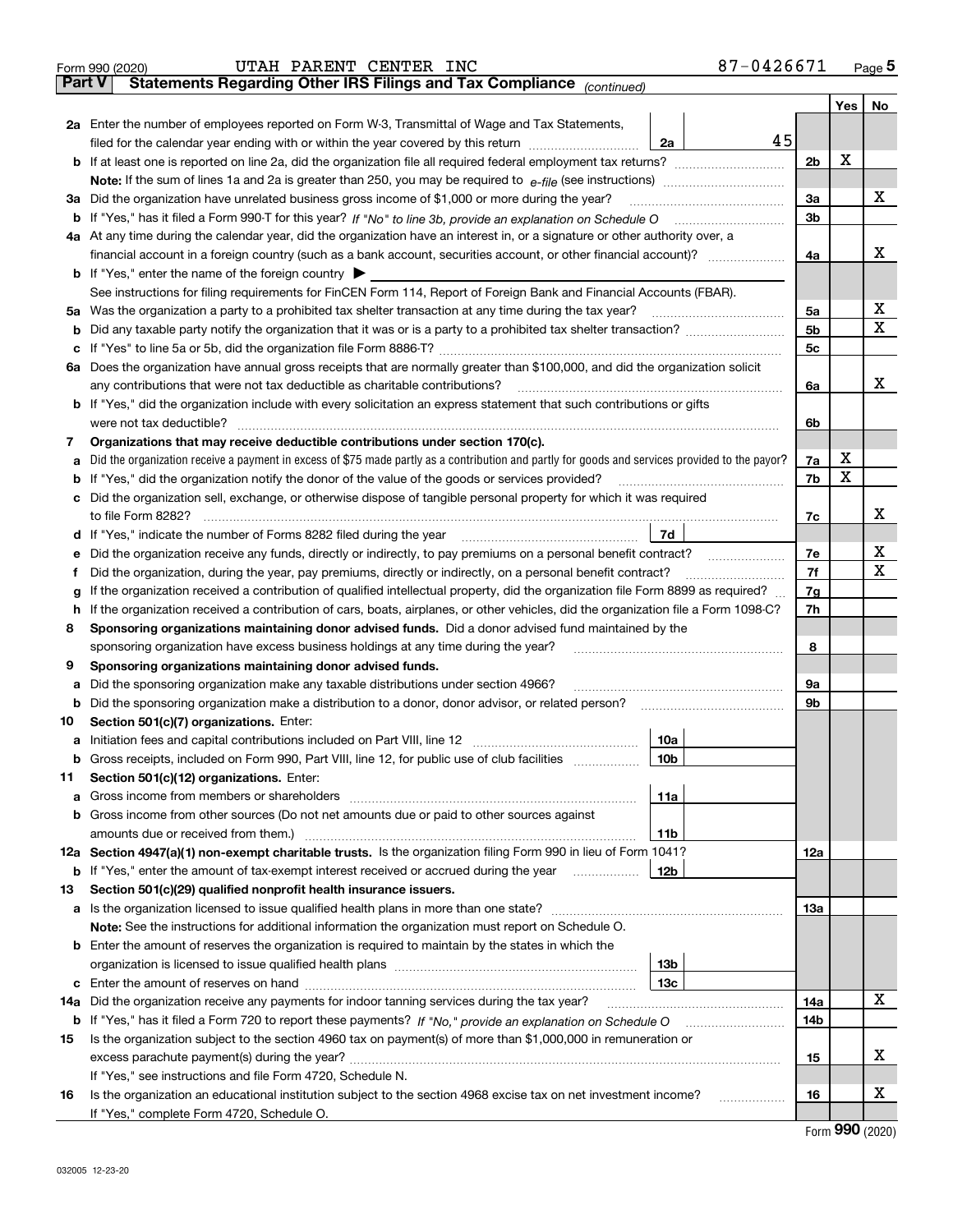Form 990 (2020) UTAH PARENT CENTER INC 87-0426671 Page 5

## Part V Statements Regarding Other IRS Filings and Tax Compliance *(continued)*

| | | | | | Yes | No |
|---|---|---|---|---|---|---|
| **2a** | Enter the number of employees reported on Form W-3, Transmittal of Wage and Tax Statements, filed for the calendar year ending with or within the year covered by this return | 2a | 45 | | | |
| **b** | If at least one is reported on line 2a, did the organization file all required federal employment tax returns? | | | 2b | X | |
| | **Note:** If the sum of lines 1a and 2a is greater than 250, you may be required to *e-file* (see instructions) | | | | | |
| **3a** | Did the organization have unrelated business gross income of $1,000 or more during the year? | | | 3a | | X |
| **b** | If "Yes," has it filed a Form 990-T for this year? *If "No" to line 3b, provide an explanation on Schedule O* | | | 3b | | |
| **4a** | At any time during the calendar year, did the organization have an interest in, or a signature or other authority over, a financial account in a foreign country (such as a bank account, securities account, or other financial account)? | | | 4a | | X |
| **b** | If "Yes," enter the name of the foreign country ▶ | | | | | |
| | See instructions for filing requirements for FinCEN Form 114, Report of Foreign Bank and Financial Accounts (FBAR). | | | | | |
| **5a** | Was the organization a party to a prohibited tax shelter transaction at any time during the tax year? | | | 5a | | X |
| **b** | Did any taxable party notify the organization that it was or is a party to a prohibited tax shelter transaction? | | | 5b | | X |
| **c** | If "Yes" to line 5a or 5b, did the organization file Form 8886-T? | | | 5c | | |
| **6a** | Does the organization have annual gross receipts that are normally greater than $100,000, and did the organization solicit any contributions that were not tax deductible as charitable contributions? | | | 6a | | X |
| **b** | If "Yes," did the organization include with every solicitation an express statement that such contributions or gifts were not tax deductible? | | | 6b | | |
| **7** | **Organizations that may receive deductible contributions under section 170(c).** | | | | | |
| **a** | Did the organization receive a payment in excess of $75 made partly as a contribution and partly for goods and services provided to the payor? | | | 7a | X | |
| **b** | If "Yes," did the organization notify the donor of the value of the goods or services provided? | | | 7b | X | |
| **c** | Did the organization sell, exchange, or otherwise dispose of tangible personal property for which it was required to file Form 8282? | | | 7c | | X |
| **d** | If "Yes," indicate the number of Forms 8282 filed during the year | 7d | | | | |
| **e** | Did the organization receive any funds, directly or indirectly, to pay premiums on a personal benefit contract? | | | 7e | | X |
| **f** | Did the organization, during the year, pay premiums, directly or indirectly, on a personal benefit contract? | | | 7f | | X |
| **g** | If the organization received a contribution of qualified intellectual property, did the organization file Form 8899 as required? | | | 7g | | |
| **h** | If the organization received a contribution of cars, boats, airplanes, or other vehicles, did the organization file a Form 1098-C? | | | 7h | | |
| **8** | **Sponsoring organizations maintaining donor advised funds.** Did a donor advised fund maintained by the sponsoring organization have excess business holdings at any time during the year? | | | 8 | | |
| **9** | **Sponsoring organizations maintaining donor advised funds.** | | | | | |
| **a** | Did the sponsoring organization make any taxable distributions under section 4966? | | | 9a | | |
| **b** | Did the sponsoring organization make a distribution to a donor, donor advisor, or related person? | | | 9b | | |
| **10** | **Section 501(c)(7) organizations.** Enter: | | | | | |
| **a** | Initiation fees and capital contributions included on Part VIII, line 12 | 10a | | | | |
| **b** | Gross receipts, included on Form 990, Part VIII, line 12, for public use of club facilities | 10b | | | | |
| **11** | **Section 501(c)(12) organizations.** Enter: | | | | | |
| **a** | Gross income from members or shareholders | 11a | | | | |
| **b** | Gross income from other sources (Do not net amounts due or paid to other sources against amounts due or received from them.) | 11b | | | | |
| **12a** | **Section 4947(a)(1) non-exempt charitable trusts.** Is the organization filing Form 990 in lieu of Form 1041? | | | 12a | | |
| **b** | If "Yes," enter the amount of tax-exempt interest received or accrued during the year | 12b | | | | |
| **13** | **Section 501(c)(29) qualified nonprofit health insurance issuers.** | | | | | |
| **a** | Is the organization licensed to issue qualified health plans in more than one state? | | | 13a | | |
| | **Note:** See the instructions for additional information the organization must report on Schedule O. | | | | | |
| **b** | Enter the amount of reserves the organization is required to maintain by the states in which the organization is licensed to issue qualified health plans | 13b | | | | |
| **c** | Enter the amount of reserves on hand | 13c | | | | |
| **14a** | Did the organization receive any payments for indoor tanning services during the tax year? | | | 14a | | X |
| **b** | If "Yes," has it filed a Form 720 to report these payments? *If "No," provide an explanation on Schedule O* | | | 14b | | |
| **15** | Is the organization subject to the section 4960 tax on payment(s) of more than $1,000,000 in remuneration or excess parachute payment(s) during the year? | | | 15 | | X |
| | If "Yes," see instructions and file Form 4720, Schedule N. | | | | | |
| **16** | Is the organization an educational institution subject to the section 4968 excise tax on net investment income? | | | 16 | | X |
| | If "Yes," complete Form 4720, Schedule O. | | | | | |

Form **990** (2020)

032005 12-23-20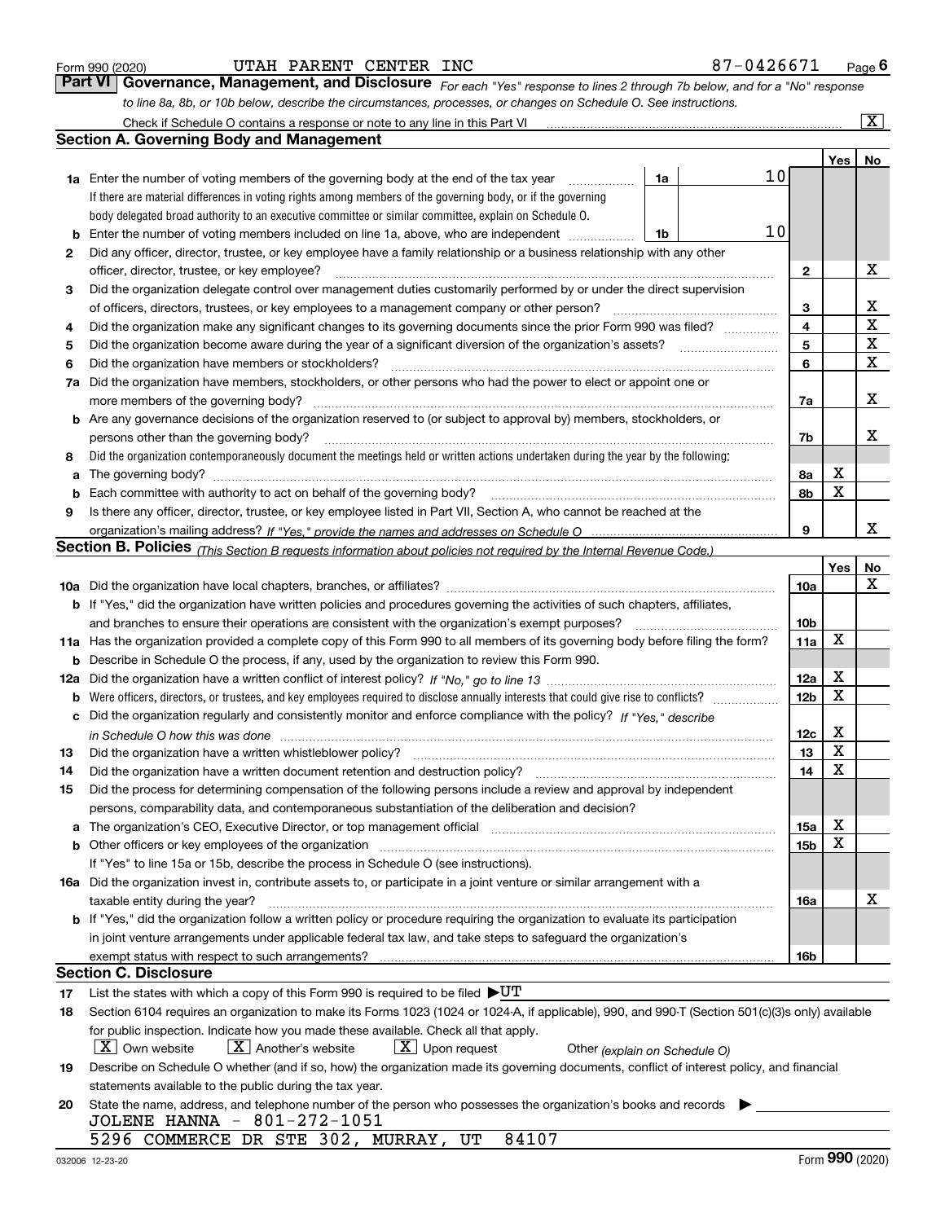Form 990 (2020) UTAH PARENT CENTER INC 87-0426671

## Part VI Governance, Management, and Disclosure

*For each "Yes" response to lines 2 through 7b below, and for a "No" response to line 8a, 8b, or 10b below, describe the circumstances, processes, or changes on Schedule O. See instructions.*

Check if Schedule O contains a response or note to any line in this Part VI [X]

### Section A. Governing Body and Management

| | | | | | Yes | No |
|---|---|---|---|---|---|---|
| **1a** | Enter the number of voting members of the governing body at the end of the tax year. If there are material differences in voting rights among members of the governing body, or if the governing body delegated broad authority to an executive committee or similar committee, explain on Schedule O. | 1a | 10 | | | |
| **b** | Enter the number of voting members included on line 1a, above, who are independent | 1b | 10 | | | |
| **2** | Did any officer, director, trustee, or key employee have a family relationship or a business relationship with any other officer, director, trustee, or key employee? | | | 2 | | X |
| **3** | Did the organization delegate control over management duties customarily performed by or under the direct supervision of officers, directors, trustees, or key employees to a management company or other person? | | | 3 | | X |
| **4** | Did the organization make any significant changes to its governing documents since the prior Form 990 was filed? | | | 4 | | X |
| **5** | Did the organization become aware during the year of a significant diversion of the organization's assets? | | | 5 | | X |
| **6** | Did the organization have members or stockholders? | | | 6 | | X |
| **7a** | Did the organization have members, stockholders, or other persons who had the power to elect or appoint one or more members of the governing body? | | | 7a | | X |
| **b** | Are any governance decisions of the organization reserved to (or subject to approval by) members, stockholders, or persons other than the governing body? | | | 7b | | X |
| **8** | Did the organization contemporaneously document the meetings held or written actions undertaken during the year by the following: | | | | | |
| **a** | The governing body? | | | 8a | X | |
| **b** | Each committee with authority to act on behalf of the governing body? | | | 8b | X | |
| **9** | Is there any officer, director, trustee, or key employee listed in Part VII, Section A, who cannot be reached at the organization's mailing address? *If "Yes," provide the names and addresses on Schedule O* | | | 9 | | X |

### Section B. Policies *(This Section B requests information about policies not required by the Internal Revenue Code.)*

| | | | Yes | No |
|---|---|---|---|---|
| **10a** | Did the organization have local chapters, branches, or affiliates? | 10a | | X |
| **b** | If "Yes," did the organization have written policies and procedures governing the activities of such chapters, affiliates, and branches to ensure their operations are consistent with the organization's exempt purposes? | 10b | | |
| **11a** | Has the organization provided a complete copy of this Form 990 to all members of its governing body before filing the form? | 11a | X | |
| **b** | Describe in Schedule O the process, if any, used by the organization to review this Form 990. | | | |
| **12a** | Did the organization have a written conflict of interest policy? *If "No," go to line 13* | 12a | X | |
| **b** | Were officers, directors, or trustees, and key employees required to disclose annually interests that could give rise to conflicts? | 12b | X | |
| **c** | Did the organization regularly and consistently monitor and enforce compliance with the policy? *If "Yes," describe in Schedule O how this was done* | 12c | X | |
| **13** | Did the organization have a written whistleblower policy? | 13 | X | |
| **14** | Did the organization have a written document retention and destruction policy? | 14 | X | |
| **15** | Did the process for determining compensation of the following persons include a review and approval by independent persons, comparability data, and contemporaneous substantiation of the deliberation and decision? | | | |
| **a** | The organization's CEO, Executive Director, or top management official | 15a | X | |
| **b** | Other officers or key employees of the organization | 15b | X | |
| | If "Yes" to line 15a or 15b, describe the process in Schedule O (see instructions). | | | |
| **16a** | Did the organization invest in, contribute assets to, or participate in a joint venture or similar arrangement with a taxable entity during the year? | 16a | | X |
| **b** | If "Yes," did the organization follow a written policy or procedure requiring the organization to evaluate its participation in joint venture arrangements under applicable federal tax law, and take steps to safeguard the organization's exempt status with respect to such arrangements? | 16b | | |

### Section C. Disclosure

**17** List the states with which a copy of this Form 990 is required to be filed ▶UT

**18** Section 6104 requires an organization to make its Forms 1023 (1024 or 1024-A, if applicable), 990, and 990-T (Section 501(c)(3)s only) available for public inspection. Indicate how you made these available. Check all that apply.

[X] Own website [X] Another's website [X] Upon request [ ] Other *(explain on Schedule O)*

**19** Describe on Schedule O whether (and if so, how) the organization made its governing documents, conflict of interest policy, and financial statements available to the public during the tax year.

**20** State the name, address, and telephone number of the person who possesses the organization's books and records ▶

JOLENE HANNA - 801-272-1051
5296 COMMERCE DR STE 302, MURRAY, UT 84107

032006 12-23-20 Form **990** (2020)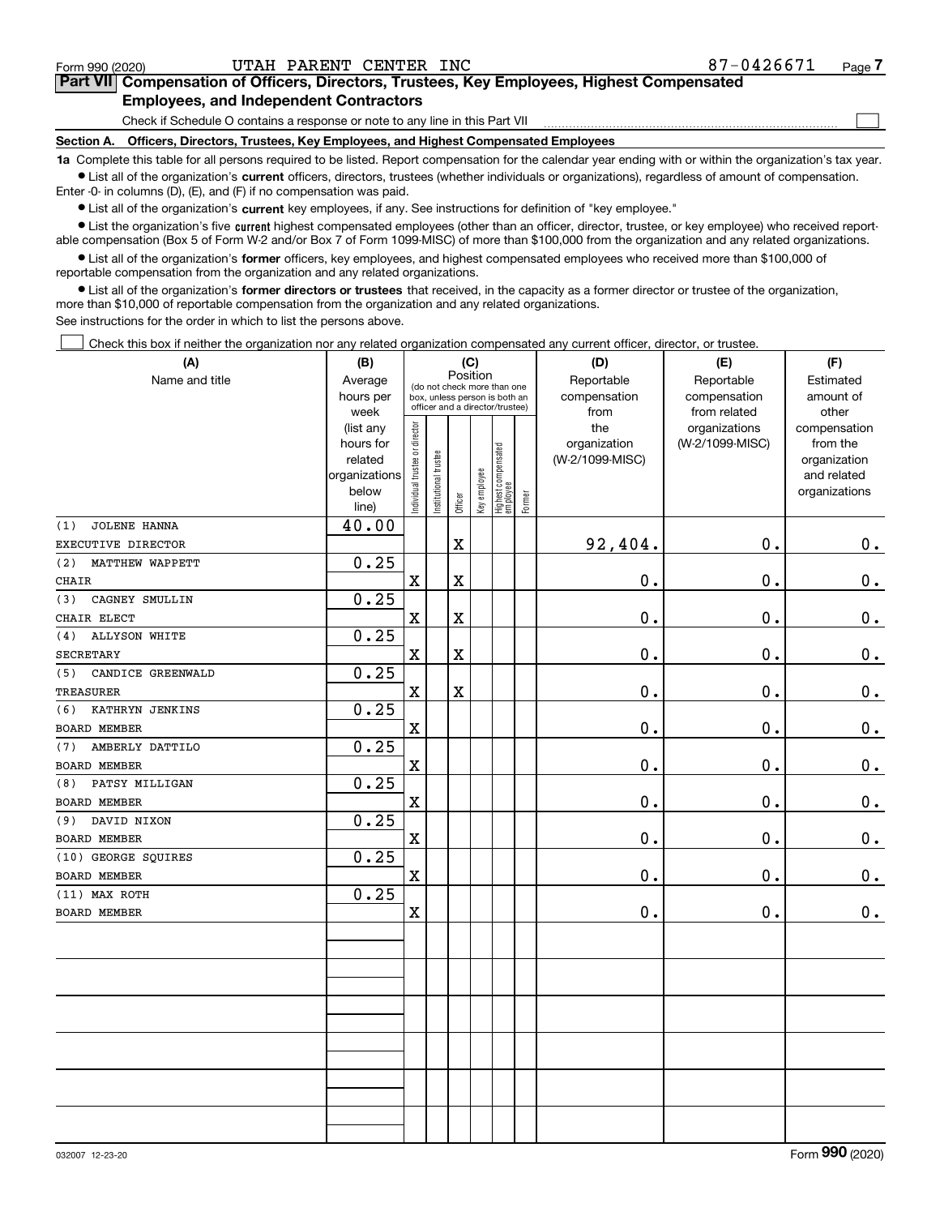Form 990 (2020) UTAH PARENT CENTER INC 87-0426671

## Part VII Compensation of Officers, Directors, Trustees, Key Employees, Highest Compensated Employees, and Independent Contractors

Check if Schedule O contains a response or note to any line in this Part VII

**Section A. Officers, Directors, Trustees, Key Employees, and Highest Compensated Employees**

**1a** Complete this table for all persons required to be listed. Report compensation for the calendar year ending with or within the organization's tax year.

- List all of the organization's **current** officers, directors, trustees (whether individuals or organizations), regardless of amount of compensation. Enter -0- in columns (D), (E), and (F) if no compensation was paid.
- List all of the organization's **current** key employees, if any. See instructions for definition of "key employee."
- List the organization's five **current** highest compensated employees (other than an officer, director, trustee, or key employee) who received reportable compensation (Box 5 of Form W-2 and/or Box 7 of Form 1099-MISC) of more than $100,000 from the organization and any related organizations.
- List all of the organization's **former** officers, key employees, and highest compensated employees who received more than $100,000 of reportable compensation from the organization and any related organizations.
- List all of the organization's **former directors or trustees** that received, in the capacity as a former director or trustee of the organization, more than $10,000 of reportable compensation from the organization and any related organizations.

See instructions for the order in which to list the persons above.

Check this box if neither the organization nor any related organization compensated any current officer, director, or trustee.

| (A) Name and title | (B) Average hours per week (list any hours for related organizations below line) | (C) Position: Individual trustee or director | Institutional trustee | Officer | Key employee | Highest compensated employee | Former | (D) Reportable compensation from the organization (W-2/1099-MISC) | (E) Reportable compensation from related organizations (W-2/1099-MISC) | (F) Estimated amount of other compensation from the organization and related organizations |
|---|---|---|---|---|---|---|---|---|---|---|
| (1) JOLENE HANNA<br>EXECUTIVE DIRECTOR | 40.00 | | | X | | | | 92,404. | 0. | 0. |
| (2) MATTHEW WAPPETT<br>CHAIR | 0.25 | X | | X | | | | 0. | 0. | 0. |
| (3) CAGNEY SMULLIN<br>CHAIR ELECT | 0.25 | X | | X | | | | 0. | 0. | 0. |
| (4) ALLYSON WHITE<br>SECRETARY | 0.25 | X | | X | | | | 0. | 0. | 0. |
| (5) CANDICE GREENWALD<br>TREASURER | 0.25 | X | | X | | | | 0. | 0. | 0. |
| (6) KATHRYN JENKINS<br>BOARD MEMBER | 0.25 | X | | | | | | 0. | 0. | 0. |
| (7) AMBERLY DATTILO<br>BOARD MEMBER | 0.25 | X | | | | | | 0. | 0. | 0. |
| (8) PATSY MILLIGAN<br>BOARD MEMBER | 0.25 | X | | | | | | 0. | 0. | 0. |
| (9) DAVID NIXON<br>BOARD MEMBER | 0.25 | X | | | | | | 0. | 0. | 0. |
| (10) GEORGE SQUIRES<br>BOARD MEMBER | 0.25 | X | | | | | | 0. | 0. | 0. |
| (11) MAX ROTH<br>BOARD MEMBER | 0.25 | X | | | | | | 0. | 0. | 0. |

Form **990** (2020)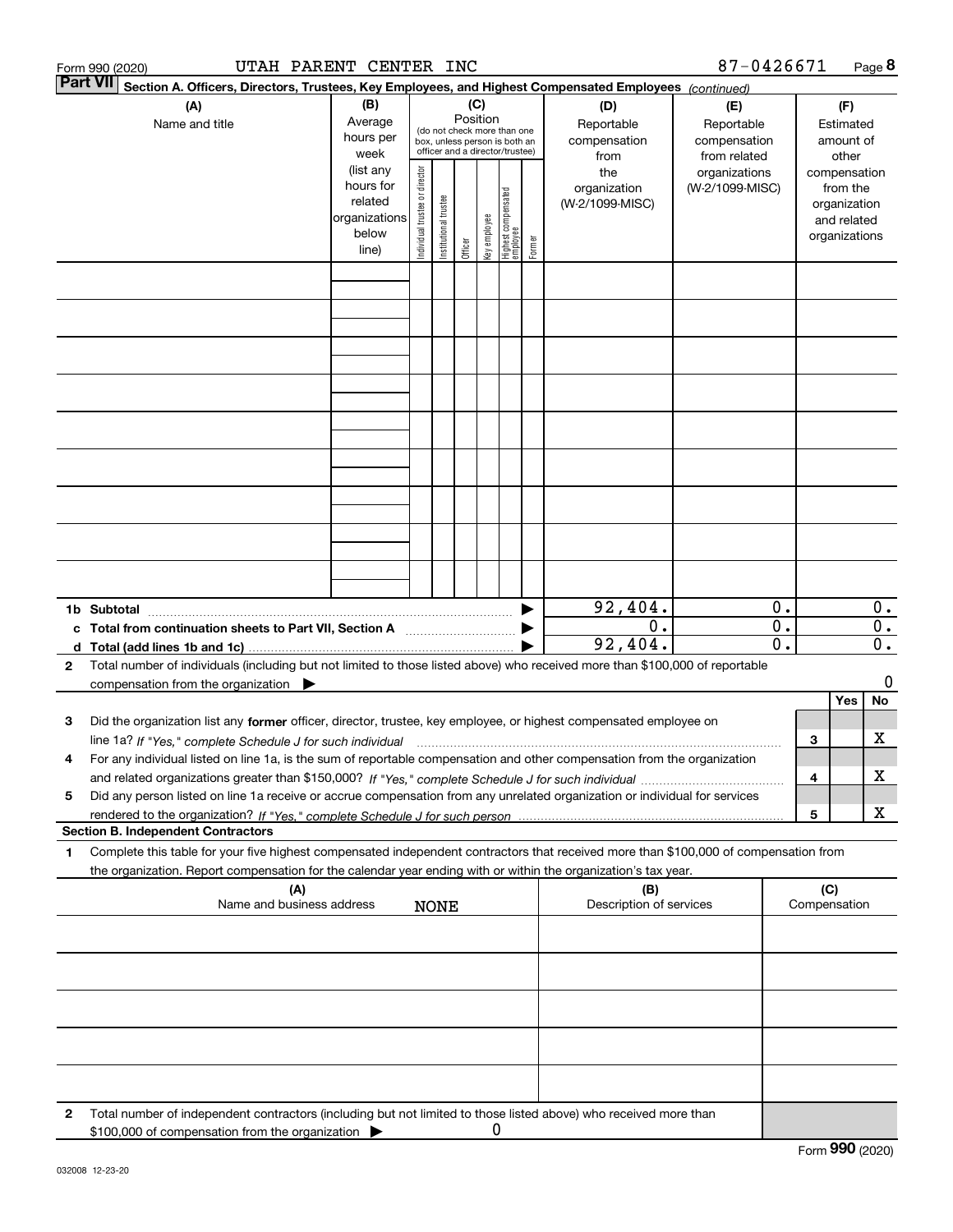Form 990 (2020) UTAH PARENT CENTER INC 87-0426671

**Part VII** Section A. Officers, Directors, Trustees, Key Employees, and Highest Compensated Employees *(continued)*

| (A) Name and title | (B) Average hours per week (list any hours for related organizations below line) | (C) Position: Individual trustee or director | Institutional trustee | Officer | Key employee | Highest compensated employee | Former | (D) Reportable compensation from the organization (W-2/1099-MISC) | (E) Reportable compensation from related organizations (W-2/1099-MISC) | (F) Estimated amount of other compensation from the organization and related organizations |
|---|---|---|---|---|---|---|---|---|---|---|
| | | | | | | | | | | |
| | | | | | | | | | | |
| | | | | | | | | | | |
| | | | | | | | | | | |
| | | | | | | | | | | |
| | | | | | | | | | | |
| | | | | | | | | | | |
| | | | | | | | | | | |
| | | | | | | | | | | |
| **1b Subtotal** | | | | | | | | 92,404. | 0. | 0. |
| **c Total from continuation sheets to Part VII, Section A** | | | | | | | | 0. | 0. | 0. |
| **d Total (add lines 1b and 1c)** | | | | | | | | 92,404. | 0. | 0. |

**2** Total number of individuals (including but not limited to those listed above) who received more than $100,000 of reportable compensation from the organization ▶ 0

| | | Yes | No |
|---|---|---|---|
| **3** Did the organization list any **former** officer, director, trustee, key employee, or highest compensated employee on line 1a? *If "Yes," complete Schedule J for such individual* | 3 | | X |
| **4** For any individual listed on line 1a, is the sum of reportable compensation and other compensation from the organization and related organizations greater than $150,000? *If "Yes," complete Schedule J for such individual* | 4 | | X |
| **5** Did any person listed on line 1a receive or accrue compensation from any unrelated organization or individual for services rendered to the organization? *If "Yes," complete Schedule J for such person* | 5 | | X |

**Section B. Independent Contractors**

**1** Complete this table for your five highest compensated independent contractors that received more than $100,000 of compensation from the organization. Report compensation for the calendar year ending with or within the organization's tax year.

| (A) Name and business address | (B) Description of services | (C) Compensation |
|---|---|---|
| NONE | | |
| | | |
| | | |
| | | |
| | | |

**2** Total number of independent contractors (including but not limited to those listed above) who received more than $100,000 of compensation from the organization ▶ 0

Form **990** (2020)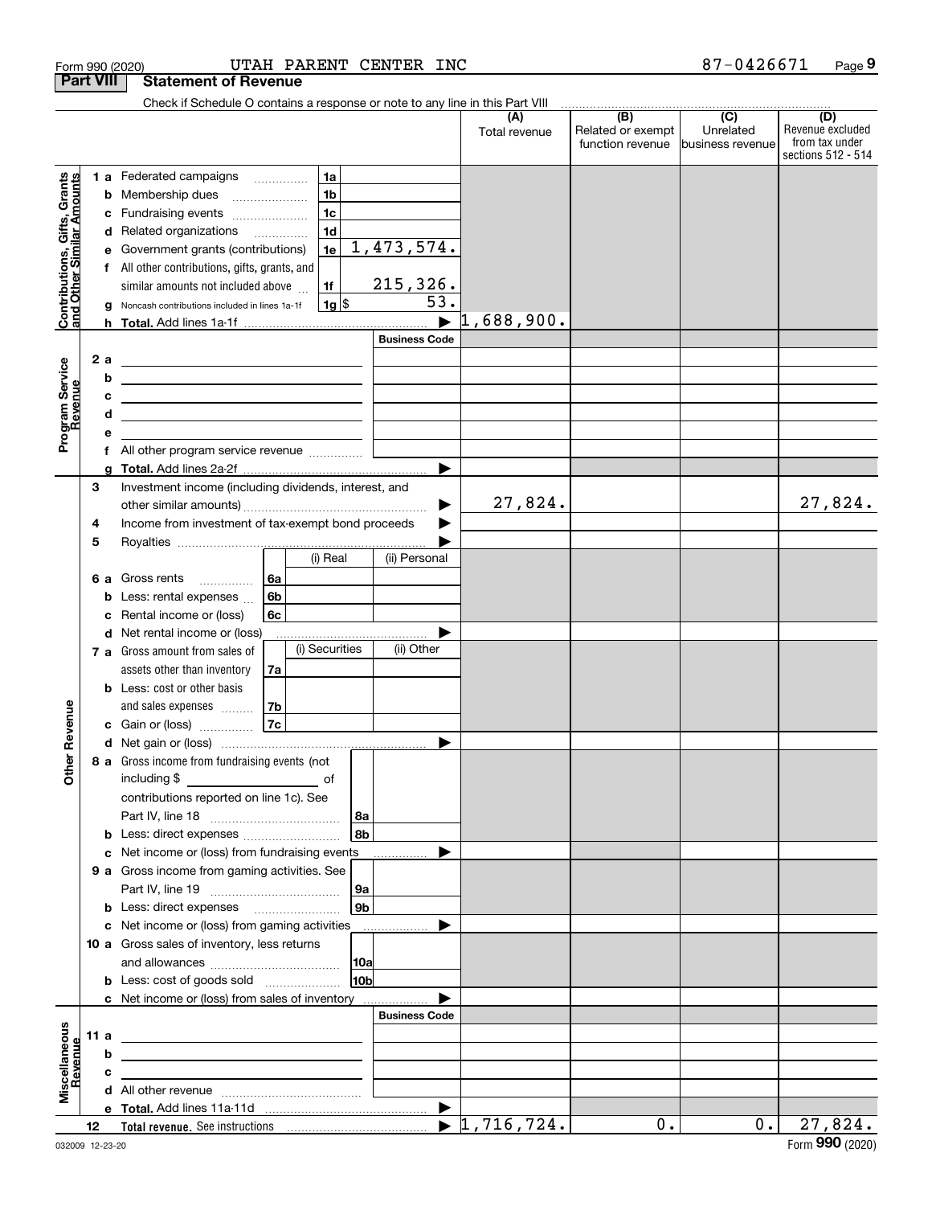Form 990 (2020) UTAH PARENT CENTER INC 87-0426671

## Part VIII Statement of Revenue

Check if Schedule O contains a response or note to any line in this Part VIII

| | | | (A) Total revenue | (B) Related or exempt function revenue | (C) Unrelated business revenue | (D) Revenue excluded from tax under sections 512 - 514 |
|---|---|---|---|---|---|---|
| **Contributions, Gifts, Grants and Other Similar Amounts** | 1a Federated campaigns | 1a | | | | |
| | b Membership dues | 1b | | | | |
| | c Fundraising events | 1c | | | | |
| | d Related organizations | 1d | | | | |
| | e Government grants (contributions) | 1e 1,473,574. | | | | |
| | f All other contributions, gifts, grants, and similar amounts not included above | 1f 215,326. | | | | |
| | g Noncash contributions included in lines 1a-1f | 1g $ 53. | | | | |
| | h Total. Add lines 1a-1f | | 1,688,900. | | | |
| **Program Service Revenue** | | Business Code | | | | |
| | 2a | | | | | |
| | b | | | | | |
| | c | | | | | |
| | d | | | | | |
| | e | | | | | |
| | f All other program service revenue | | | | | |
| | g Total. Add lines 2a-2f | | | | | |
| **Other Revenue** | 3 Investment income (including dividends, interest, and other similar amounts) | | 27,824. | | | 27,824. |
| | 4 Income from investment of tax-exempt bond proceeds | | | | | |
| | 5 Royalties | | | | | |
| | | (i) Real / (ii) Personal | | | | |
| | 6a Gross rents | 6a | | | | |
| | b Less: rental expenses | 6b | | | | |
| | c Rental income or (loss) | 6c | | | | |
| | d Net rental income or (loss) | | | | | |
| | | (i) Securities / (ii) Other | | | | |
| | 7a Gross amount from sales of assets other than inventory | 7a | | | | |
| | b Less: cost or other basis and sales expenses | 7b | | | | |
| | c Gain or (loss) | 7c | | | | |
| | d Net gain or (loss) | | | | | |
| | 8a Gross income from fundraising events (not including $ ______ of contributions reported on line 1c). See Part IV, line 18 | 8a | | | | |
| | b Less: direct expenses | 8b | | | | |
| | c Net income or (loss) from fundraising events | | | | | |
| | 9a Gross income from gaming activities. See Part IV, line 19 | 9a | | | | |
| | b Less: direct expenses | 9b | | | | |
| | c Net income or (loss) from gaming activities | | | | | |
| | 10a Gross sales of inventory, less returns and allowances | 10a | | | | |
| | b Less: cost of goods sold | 10b | | | | |
| | c Net income or (loss) from sales of inventory | | | | | |
| **Miscellaneous Revenue** | | Business Code | | | | |
| | 11a | | | | | |
| | b | | | | | |
| | c | | | | | |
| | d All other revenue | | | | | |
| | e Total. Add lines 11a-11d | | | | | |
| | 12 Total revenue. See instructions | | 1,716,724. | 0. | 0. | 27,824. |

032009 12-23-20 Form 990 (2020)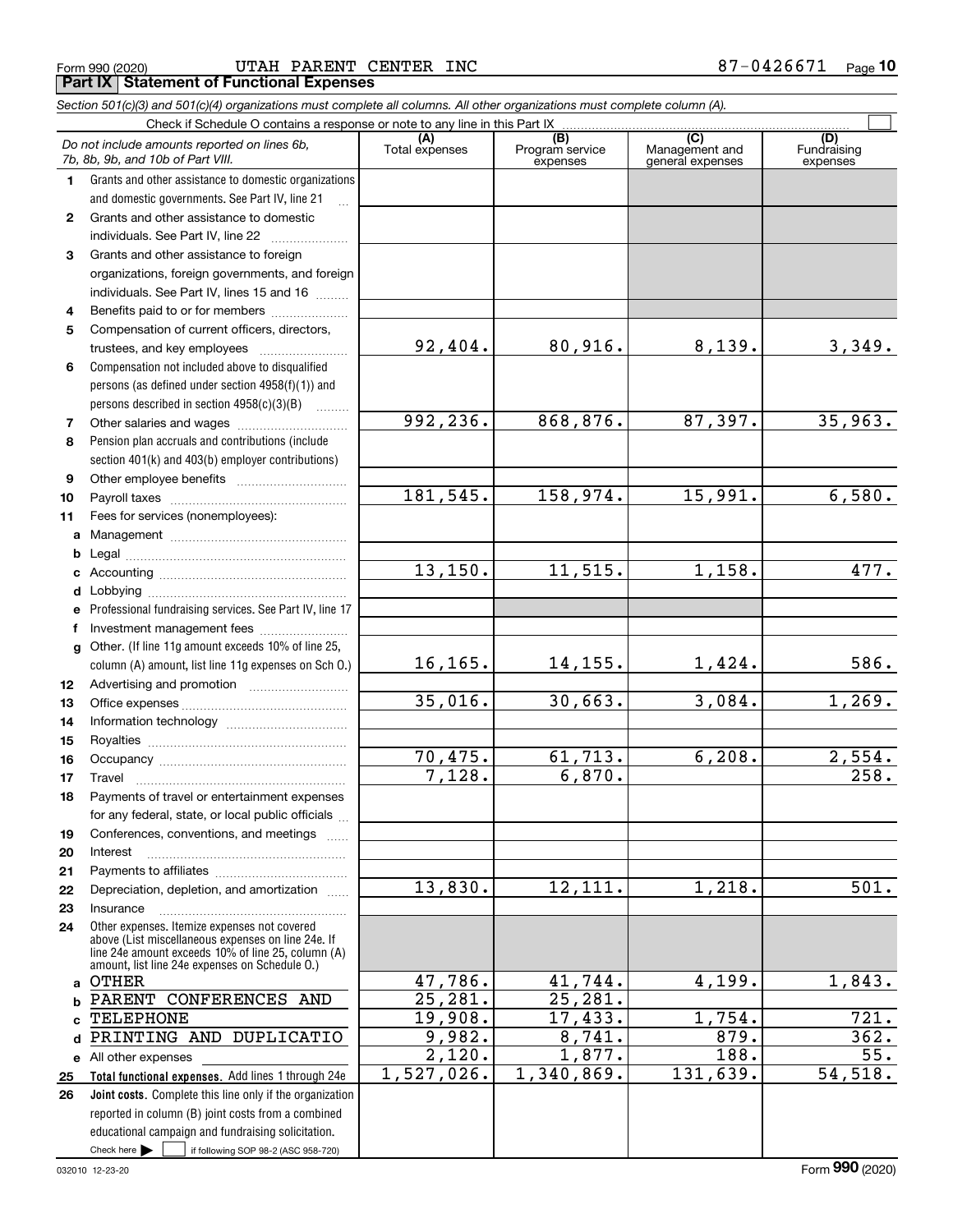Form 990 (2020) UTAH PARENT CENTER INC 87-0426671

## Part IX Statement of Functional Expenses

*Section 501(c)(3) and 501(c)(4) organizations must complete all columns. All other organizations must complete column (A).*

Check if Schedule O contains a response or note to any line in this Part IX

| | *Do not include amounts reported on lines 6b, 7b, 8b, 9b, and 10b of Part VIII.* | (A) Total expenses | (B) Program service expenses | (C) Management and general expenses | (D) Fundraising expenses |
|---|---|---|---|---|---|
| 1 | Grants and other assistance to domestic organizations and domestic governments. See Part IV, line 21 | | | | |
| 2 | Grants and other assistance to domestic individuals. See Part IV, line 22 | | | | |
| 3 | Grants and other assistance to foreign organizations, foreign governments, and foreign individuals. See Part IV, lines 15 and 16 | | | | |
| 4 | Benefits paid to or for members | | | | |
| 5 | Compensation of current officers, directors, trustees, and key employees | 92,404. | 80,916. | 8,139. | 3,349. |
| 6 | Compensation not included above to disqualified persons (as defined under section 4958(f)(1)) and persons described in section 4958(c)(3)(B) | | | | |
| 7 | Other salaries and wages | 992,236. | 868,876. | 87,397. | 35,963. |
| 8 | Pension plan accruals and contributions (include section 401(k) and 403(b) employer contributions) | | | | |
| 9 | Other employee benefits | | | | |
| 10 | Payroll taxes | 181,545. | 158,974. | 15,991. | 6,580. |
| 11 | Fees for services (nonemployees): | | | | |
| a | Management | | | | |
| b | Legal | | | | |
| c | Accounting | 13,150. | 11,515. | 1,158. | 477. |
| d | Lobbying | | | | |
| e | Professional fundraising services. See Part IV, line 17 | | | | |
| f | Investment management fees | | | | |
| g | Other. (If line 11g amount exceeds 10% of line 25, column (A) amount, list line 11g expenses on Sch O.) | 16,165. | 14,155. | 1,424. | 586. |
| 12 | Advertising and promotion | | | | |
| 13 | Office expenses | 35,016. | 30,663. | 3,084. | 1,269. |
| 14 | Information technology | | | | |
| 15 | Royalties | | | | |
| 16 | Occupancy | 70,475. | 61,713. | 6,208. | 2,554. |
| 17 | Travel | 7,128. | 6,870. | | 258. |
| 18 | Payments of travel or entertainment expenses for any federal, state, or local public officials | | | | |
| 19 | Conferences, conventions, and meetings | | | | |
| 20 | Interest | | | | |
| 21 | Payments to affiliates | | | | |
| 22 | Depreciation, depletion, and amortization | 13,830. | 12,111. | 1,218. | 501. |
| 23 | Insurance | | | | |
| 24 | Other expenses. Itemize expenses not covered above (List miscellaneous expenses on line 24e. If line 24e amount exceeds 10% of line 25, column (A) amount, list line 24e expenses on Schedule O.) | | | | |
| a | OTHER | 47,786. | 41,744. | 4,199. | 1,843. |
| b | PARENT CONFERENCES AND | 25,281. | 25,281. | | |
| c | TELEPHONE | 19,908. | 17,433. | 1,754. | 721. |
| d | PRINTING AND DUPLICATIO | 9,982. | 8,741. | 879. | 362. |
| e | All other expenses | 2,120. | 1,877. | 188. | 55. |
| 25 | **Total functional expenses.** Add lines 1 through 24e | 1,527,026. | 1,340,869. | 131,639. | 54,518. |
| 26 | **Joint costs.** Complete this line only if the organization reported in column (B) joint costs from a combined educational campaign and fundraising solicitation. Check here ☐ if following SOP 98-2 (ASC 958-720) | | | | |

032010 12-23-20 Form **990** (2020)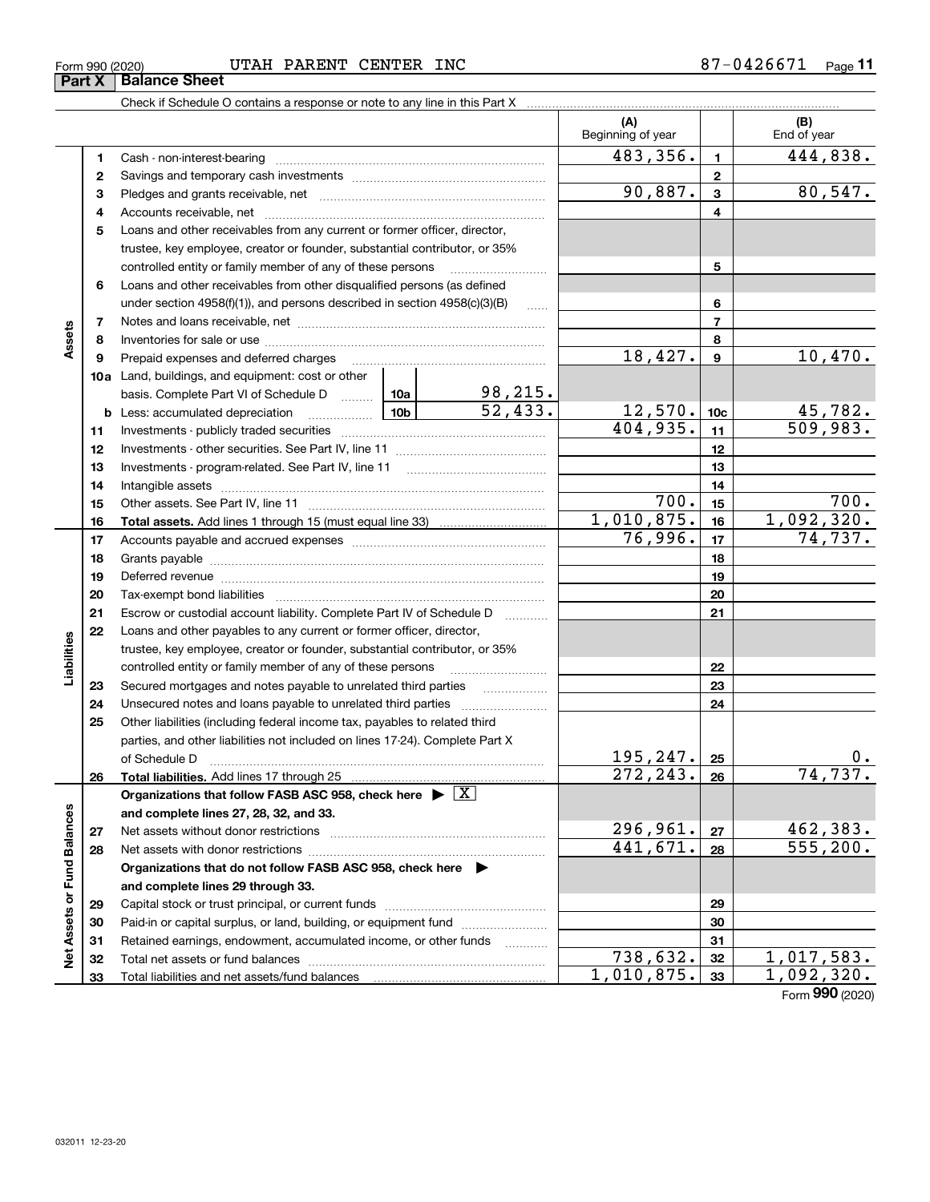Form 990 (2020) UTAH PARENT CENTER INC 87-0426671

## Part X Balance Sheet

Check if Schedule O contains a response or note to any line in this Part X

| | | | | | (A) Beginning of year | | (B) End of year |
|---|---|---|---|---|---|---|---|
| Assets | 1 | Cash - non-interest-bearing | | | 483,356. | 1 | 444,838. |
| | 2 | Savings and temporary cash investments | | | | 2 | |
| | 3 | Pledges and grants receivable, net | | | 90,887. | 3 | 80,547. |
| | 4 | Accounts receivable, net | | | | 4 | |
| | 5 | Loans and other receivables from any current or former officer, director, trustee, key employee, creator or founder, substantial contributor, or 35% controlled entity or family member of any of these persons | | | | 5 | |
| | 6 | Loans and other receivables from other disqualified persons (as defined under section 4958(f)(1)), and persons described in section 4958(c)(3)(B) | | | | 6 | |
| | 7 | Notes and loans receivable, net | | | | 7 | |
| | 8 | Inventories for sale or use | | | | 8 | |
| | 9 | Prepaid expenses and deferred charges | | | 18,427. | 9 | 10,470. |
| | 10a | Land, buildings, and equipment: cost or other basis. Complete Part VI of Schedule D | 10a | 98,215. | | | |
| | b | Less: accumulated depreciation | 10b | 52,433. | 12,570. | 10c | 45,782. |
| | 11 | Investments - publicly traded securities | | | 404,935. | 11 | 509,983. |
| | 12 | Investments - other securities. See Part IV, line 11 | | | | 12 | |
| | 13 | Investments - program-related. See Part IV, line 11 | | | | 13 | |
| | 14 | Intangible assets | | | | 14 | |
| | 15 | Other assets. See Part IV, line 11 | | | 700. | 15 | 700. |
| | 16 | **Total assets.** Add lines 1 through 15 (must equal line 33) | | | 1,010,875. | 16 | 1,092,320. |
| Liabilities | 17 | Accounts payable and accrued expenses | | | 76,996. | 17 | 74,737. |
| | 18 | Grants payable | | | | 18 | |
| | 19 | Deferred revenue | | | | 19 | |
| | 20 | Tax-exempt bond liabilities | | | | 20 | |
| | 21 | Escrow or custodial account liability. Complete Part IV of Schedule D | | | | 21 | |
| | 22 | Loans and other payables to any current or former officer, director, trustee, key employee, creator or founder, substantial contributor, or 35% controlled entity or family member of any of these persons | | | | 22 | |
| | 23 | Secured mortgages and notes payable to unrelated third parties | | | | 23 | |
| | 24 | Unsecured notes and loans payable to unrelated third parties | | | | 24 | |
| | 25 | Other liabilities (including federal income tax, payables to related third parties, and other liabilities not included on lines 17-24). Complete Part X of Schedule D | | | 195,247. | 25 | 0. |
| | 26 | **Total liabilities.** Add lines 17 through 25 | | | 272,243. | 26 | 74,737. |
| Net Assets or Fund Balances | | **Organizations that follow FASB ASC 958, check here ▶ X and complete lines 27, 28, 32, and 33.** | | | | | |
| | 27 | Net assets without donor restrictions | | | 296,961. | 27 | 462,383. |
| | 28 | Net assets with donor restrictions | | | 441,671. | 28 | 555,200. |
| | | **Organizations that do not follow FASB ASC 958, check here ▶ and complete lines 29 through 33.** | | | | | |
| | 29 | Capital stock or trust principal, or current funds | | | | 29 | |
| | 30 | Paid-in or capital surplus, or land, building, or equipment fund | | | | 30 | |
| | 31 | Retained earnings, endowment, accumulated income, or other funds | | | | 31 | |
| | 32 | Total net assets or fund balances | | | 738,632. | 32 | 1,017,583. |
| | 33 | Total liabilities and net assets/fund balances | | | 1,010,875. | 33 | 1,092,320. |

Form 990 (2020)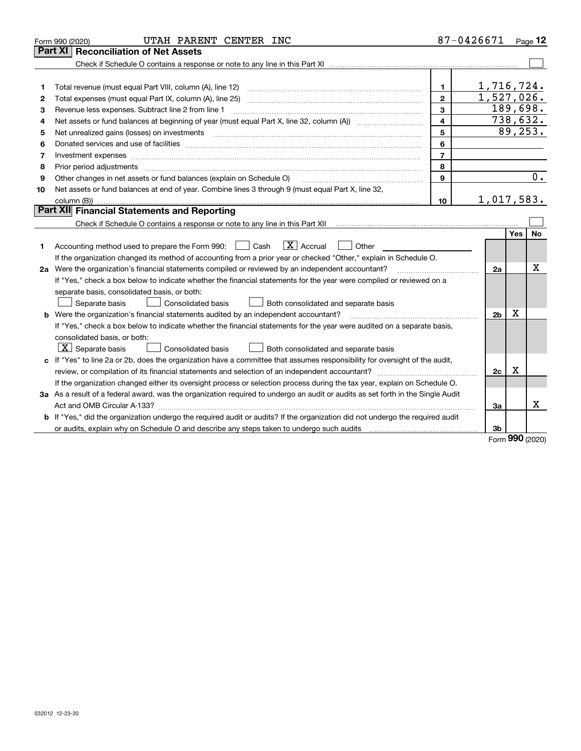Form 990 (2020) UTAH PARENT CENTER INC 87-0426671

## Part XI Reconciliation of Net Assets

Check if Schedule O contains a response or note to any line in this Part XI ☐

| | | | |
|---|---|---|---|
| 1 | Total revenue (must equal Part VIII, column (A), line 12) | 1 | 1,716,724. |
| 2 | Total expenses (must equal Part IX, column (A), line 25) | 2 | 1,527,026. |
| 3 | Revenue less expenses. Subtract line 2 from line 1 | 3 | 189,698. |
| 4 | Net assets or fund balances at beginning of year (must equal Part X, line 32, column (A)) | 4 | 738,632. |
| 5 | Net unrealized gains (losses) on investments | 5 | 89,253. |
| 6 | Donated services and use of facilities | 6 | |
| 7 | Investment expenses | 7 | |
| 8 | Prior period adjustments | 8 | |
| 9 | Other changes in net assets or fund balances (explain on Schedule O) | 9 | 0. |
| 10 | Net assets or fund balances at end of year. Combine lines 3 through 9 (must equal Part X, line 32, column (B)) | 10 | 1,017,583. |

## Part XII Financial Statements and Reporting

Check if Schedule O contains a response or note to any line in this Part XII ☐

| | | | Yes | No |
|---|---|---|---|---|
| 1 | Accounting method used to prepare the Form 990: ☐ Cash ☒ Accrual ☐ Other | | | |
| | If the organization changed its method of accounting from a prior year or checked "Other," explain in Schedule O. | | | |
| 2a | Were the organization's financial statements compiled or reviewed by an independent accountant? | 2a | | X |
| | If "Yes," check a box below to indicate whether the financial statements for the year were compiled or reviewed on a separate basis, consolidated basis, or both: ☐ Separate basis ☐ Consolidated basis ☐ Both consolidated and separate basis | | | |
| b | Were the organization's financial statements audited by an independent accountant? | 2b | X | |
| | If "Yes," check a box below to indicate whether the financial statements for the year were audited on a separate basis, consolidated basis, or both: ☒ Separate basis ☐ Consolidated basis ☐ Both consolidated and separate basis | | | |
| c | If "Yes" to line 2a or 2b, does the organization have a committee that assumes responsibility for oversight of the audit, review, or compilation of its financial statements and selection of an independent accountant? | 2c | X | |
| | If the organization changed either its oversight process or selection process during the tax year, explain on Schedule O. | | | |
| 3a | As a result of a federal award, was the organization required to undergo an audit or audits as set forth in the Single Audit Act and OMB Circular A-133? | 3a | | X |
| b | If "Yes," did the organization undergo the required audit or audits? If the organization did not undergo the required audit or audits, explain why on Schedule O and describe any steps taken to undergo such audits | 3b | | |

Form 990 (2020)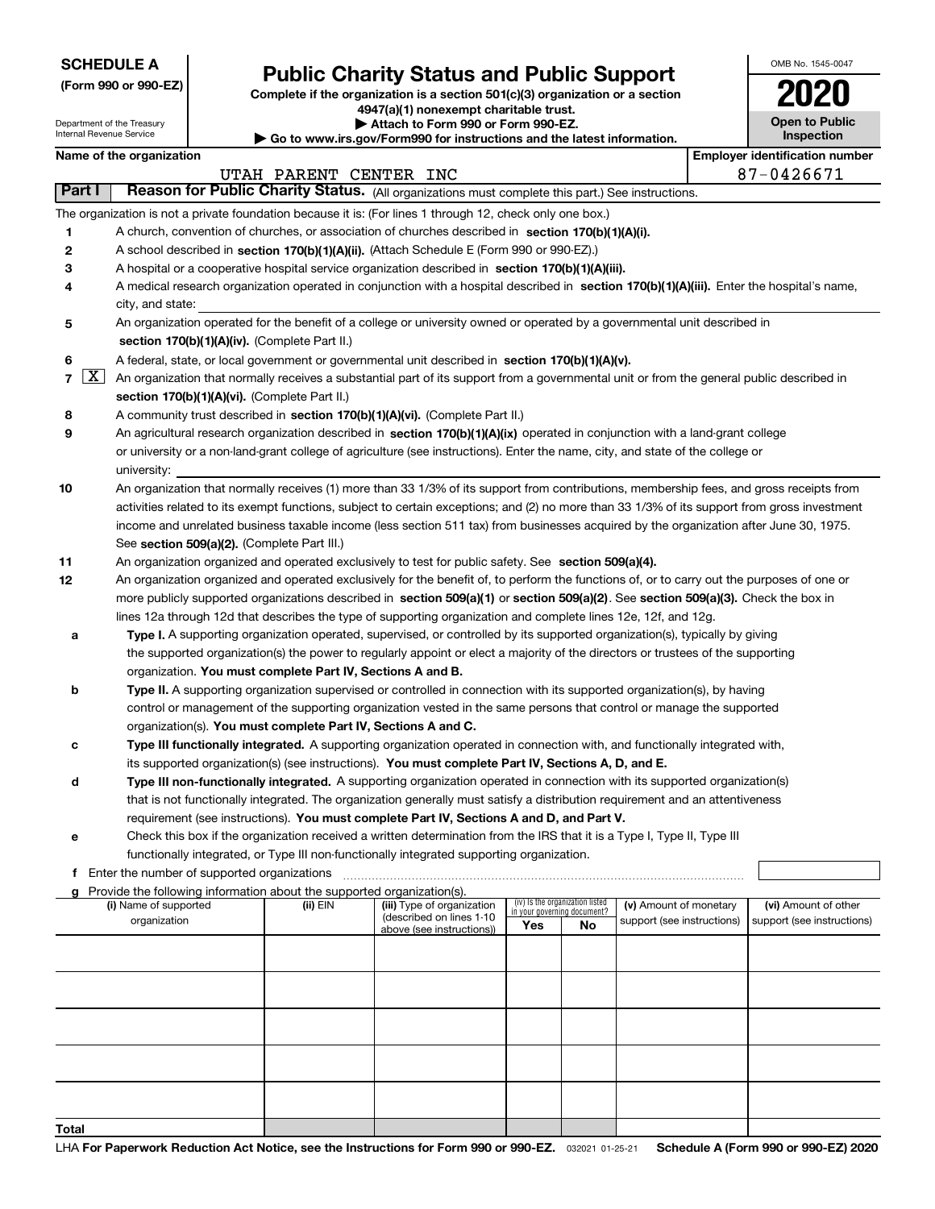**SCHEDULE A**
**(Form 990 or 990-EZ)**

Department of the Treasury
Internal Revenue Service

# Public Charity Status and Public Support

**Complete if the organization is a section 501(c)(3) organization or a section 4947(a)(1) nonexempt charitable trust.**
**▶ Attach to Form 990 or Form 990-EZ.**
**▶ Go to www.irs.gov/Form990 for instructions and the latest information.**

OMB No. 1545-0047
**2020**
**Open to Public Inspection**

**Name of the organization:** UTAH PARENT CENTER INC
**Employer identification number:** 87-0426671

## Part I Reason for Public Charity Status. (All organizations must complete this part.) See instructions.

The organization is not a private foundation because it is: (For lines 1 through 12, check only one box.)

1. [ ] A church, convention of churches, or association of churches described in **section 170(b)(1)(A)(i).**
2. [ ] A school described in **section 170(b)(1)(A)(ii).** (Attach Schedule E (Form 990 or 990-EZ).)
3. [ ] A hospital or a cooperative hospital service organization described in **section 170(b)(1)(A)(iii).**
4. [ ] A medical research organization operated in conjunction with a hospital described in **section 170(b)(1)(A)(iii).** Enter the hospital's name, city, and state:
5. [ ] An organization operated for the benefit of a college or university owned or operated by a governmental unit described in **section 170(b)(1)(A)(iv).** (Complete Part II.)
6. [ ] A federal, state, or local government or governmental unit described in **section 170(b)(1)(A)(v).**
7. [X] An organization that normally receives a substantial part of its support from a governmental unit or from the general public described in **section 170(b)(1)(A)(vi).** (Complete Part II.)
8. [ ] A community trust described in **section 170(b)(1)(A)(vi).** (Complete Part II.)
9. [ ] An agricultural research organization described in **section 170(b)(1)(A)(ix)** operated in conjunction with a land-grant college or university or a non-land-grant college of agriculture (see instructions). Enter the name, city, and state of the college or university:
10. [ ] An organization that normally receives (1) more than 33 1/3% of its support from contributions, membership fees, and gross receipts from activities related to its exempt functions, subject to certain exceptions; and (2) no more than 33 1/3% of its support from gross investment income and unrelated business taxable income (less section 511 tax) from businesses acquired by the organization after June 30, 1975. See **section 509(a)(2).** (Complete Part III.)
11. [ ] An organization organized and operated exclusively to test for public safety. See **section 509(a)(4).**
12. [ ] An organization organized and operated exclusively for the benefit of, to perform the functions of, or to carry out the purposes of one or more publicly supported organizations described in **section 509(a)(1)** or **section 509(a)(2)**. See **section 509(a)(3).** Check the box in lines 12a through 12d that describes the type of supporting organization and complete lines 12e, 12f, and 12g.
   - **a** [ ] **Type I.** A supporting organization operated, supervised, or controlled by its supported organization(s), typically by giving the supported organization(s) the power to regularly appoint or elect a majority of the directors or trustees of the supporting organization. **You must complete Part IV, Sections A and B.**
   - **b** [ ] **Type II.** A supporting organization supervised or controlled in connection with its supported organization(s), by having control or management of the supporting organization vested in the same persons that control or manage the supported organization(s). **You must complete Part IV, Sections A and C.**
   - **c** [ ] **Type III functionally integrated.** A supporting organization operated in connection with, and functionally integrated with, its supported organization(s) (see instructions). **You must complete Part IV, Sections A, D, and E.**
   - **d** [ ] **Type III non-functionally integrated.** A supporting organization operated in connection with its supported organization(s) that is not functionally integrated. The organization generally must satisfy a distribution requirement and an attentiveness requirement (see instructions). **You must complete Part IV, Sections A and D, and Part V.**
   - **e** [ ] Check this box if the organization received a written determination from the IRS that it is a Type I, Type II, Type III functionally integrated, or Type III non-functionally integrated supporting organization.
   - **f** Enter the number of supported organizations
   - **g** Provide the following information about the supported organization(s).

| (i) Name of supported organization | (ii) EIN | (iii) Type of organization (described on lines 1-10 above (see instructions)) | (iv) Is the organization listed in your governing document? Yes | No | (v) Amount of monetary support (see instructions) | (vi) Amount of other support (see instructions) |
|---|---|---|---|---|---|---|
| | | | | | | |
| | | | | | | |
| | | | | | | |
| | | | | | | |
| | | | | | | |
| **Total** | | | | | | |

LHA **For Paperwork Reduction Act Notice, see the Instructions for Form 990 or 990-EZ.** 032021 01-25-21 **Schedule A (Form 990 or 990-EZ) 2020**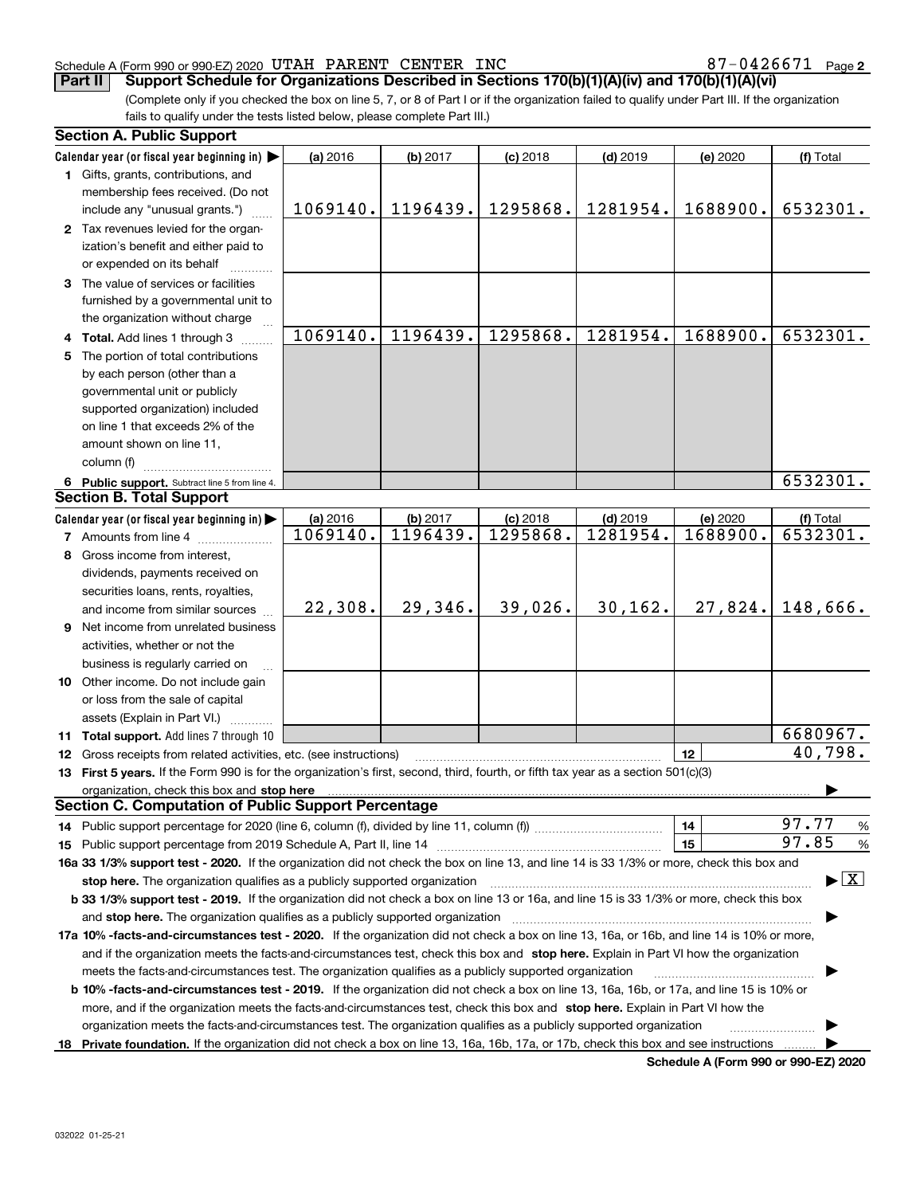Schedule A (Form 990 or 990-EZ) 2020 UTAH PARENT CENTER INC 87-0426671

**Part II** **Support Schedule for Organizations Described in Sections 170(b)(1)(A)(iv) and 170(b)(1)(A)(vi)**

(Complete only if you checked the box on line 5, 7, or 8 of Part I or if the organization failed to qualify under Part III. If the organization fails to qualify under the tests listed below, please complete Part III.)

## Section A. Public Support

| Calendar year (or fiscal year beginning in) ▶ | (a) 2016 | (b) 2017 | (c) 2018 | (d) 2019 | (e) 2020 | (f) Total |
|---|---|---|---|---|---|---|
| **1** Gifts, grants, contributions, and membership fees received. (Do not include any "unusual grants.") | 1069140. | 1196439. | 1295868. | 1281954. | 1688900. | 6532301. |
| **2** Tax revenues levied for the organization's benefit and either paid to or expended on its behalf | | | | | | |
| **3** The value of services or facilities furnished by a governmental unit to the organization without charge | | | | | | |
| **4 Total.** Add lines 1 through 3 | 1069140. | 1196439. | 1295868. | 1281954. | 1688900. | 6532301. |
| **5** The portion of total contributions by each person (other than a governmental unit or publicly supported organization) included on line 1 that exceeds 2% of the amount shown on line 11, column (f) | | | | | | |
| **6 Public support.** Subtract line 5 from line 4. | | | | | | 6532301. |

## Section B. Total Support

| Calendar year (or fiscal year beginning in) ▶ | (a) 2016 | (b) 2017 | (c) 2018 | (d) 2019 | (e) 2020 | (f) Total |
|---|---|---|---|---|---|---|
| **7** Amounts from line 4 | 1069140. | 1196439. | 1295868. | 1281954. | 1688900. | 6532301. |
| **8** Gross income from interest, dividends, payments received on securities loans, rents, royalties, and income from similar sources | 22,308. | 29,346. | 39,026. | 30,162. | 27,824. | 148,666. |
| **9** Net income from unrelated business activities, whether or not the business is regularly carried on | | | | | | |
| **10** Other income. Do not include gain or loss from the sale of capital assets (Explain in Part VI.) | | | | | | |
| **11 Total support.** Add lines 7 through 10 | | | | | | 6680967. |

**12** Gross receipts from related activities, etc. (see instructions) | **12** | 40,798.

**13 First 5 years.** If the Form 990 is for the organization's first, second, third, fourth, or fifth tax year as a section 501(c)(3) organization, check this box and **stop here** ▶

## Section C. Computation of Public Support Percentage

**14** Public support percentage for 2020 (line 6, column (f), divided by line 11, column (f)) | **14** | 97.77 %

**15** Public support percentage from 2019 Schedule A, Part II, line 14 | **15** | 97.85 %

**16a 33 1/3% support test - 2020.** If the organization did not check the box on line 13, and line 14 is 33 1/3% or more, check this box and **stop here.** The organization qualifies as a publicly supported organization ▶ [X]

**b 33 1/3% support test - 2019.** If the organization did not check a box on line 13 or 16a, and line 15 is 33 1/3% or more, check this box and **stop here.** The organization qualifies as a publicly supported organization ▶

**17a 10% -facts-and-circumstances test - 2020.** If the organization did not check a box on line 13, 16a, or 16b, and line 14 is 10% or more, and if the organization meets the facts-and-circumstances test, check this box and **stop here.** Explain in Part VI how the organization meets the facts-and-circumstances test. The organization qualifies as a publicly supported organization ▶

**b 10% -facts-and-circumstances test - 2019.** If the organization did not check a box on line 13, 16a, 16b, or 17a, and line 15 is 10% or more, and if the organization meets the facts-and-circumstances test, check this box and **stop here.** Explain in Part VI how the organization meets the facts-and-circumstances test. The organization qualifies as a publicly supported organization ▶

**18 Private foundation.** If the organization did not check a box on line 13, 16a, 16b, 17a, or 17b, check this box and see instructions ▶

**Schedule A (Form 990 or 990-EZ) 2020**

032022 01-25-21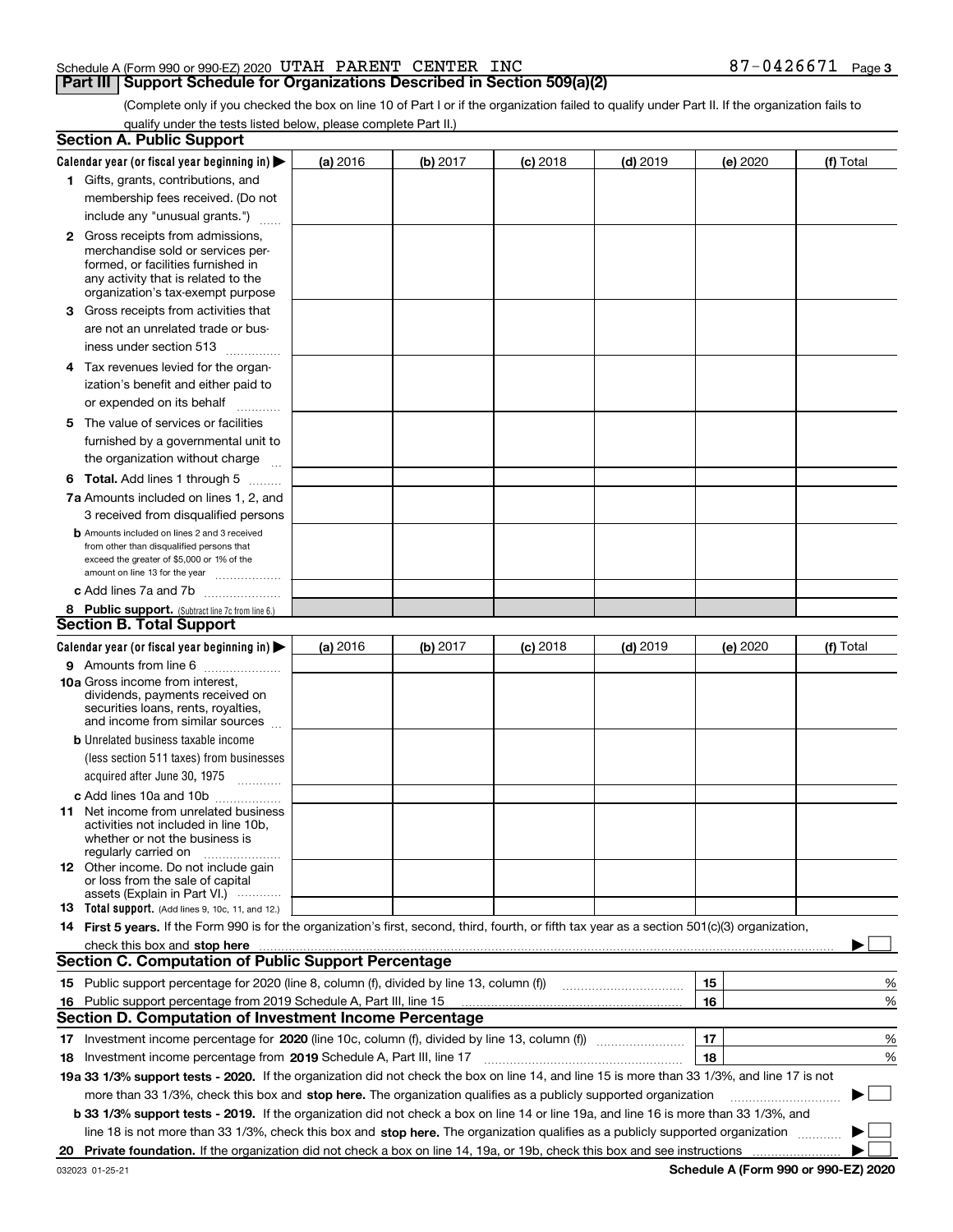Schedule A (Form 990 or 990-EZ) 2020 UTAH PARENT CENTER INC 87-0426671 Page 3

## Part III | Support Schedule for Organizations Described in Section 509(a)(2)

(Complete only if you checked the box on line 10 of Part I or if the organization failed to qualify under Part II. If the organization fails to qualify under the tests listed below, please complete Part II.)

### Section A. Public Support

| Calendar year (or fiscal year beginning in) ▶ | (a) 2016 | (b) 2017 | (c) 2018 | (d) 2019 | (e) 2020 | (f) Total |
|---|---|---|---|---|---|---|
| 1 Gifts, grants, contributions, and membership fees received. (Do not include any "unusual grants.") | | | | | | |
| 2 Gross receipts from admissions, merchandise sold or services performed, or facilities furnished in any activity that is related to the organization's tax-exempt purpose | | | | | | |
| 3 Gross receipts from activities that are not an unrelated trade or business under section 513 | | | | | | |
| 4 Tax revenues levied for the organization's benefit and either paid to or expended on its behalf | | | | | | |
| 5 The value of services or facilities furnished by a governmental unit to the organization without charge | | | | | | |
| 6 **Total.** Add lines 1 through 5 | | | | | | |
| 7a Amounts included on lines 1, 2, and 3 received from disqualified persons | | | | | | |
| b Amounts included on lines 2 and 3 received from other than disqualified persons that exceed the greater of $5,000 or 1% of the amount on line 13 for the year | | | | | | |
| c Add lines 7a and 7b | | | | | | |
| 8 **Public support.** (Subtract line 7c from line 6.) | | | | | | |

### Section B. Total Support

| Calendar year (or fiscal year beginning in) ▶ | (a) 2016 | (b) 2017 | (c) 2018 | (d) 2019 | (e) 2020 | (f) Total |
|---|---|---|---|---|---|---|
| 9 Amounts from line 6 | | | | | | |
| 10a Gross income from interest, dividends, payments received on securities loans, rents, royalties, and income from similar sources | | | | | | |
| b Unrelated business taxable income (less section 511 taxes) from businesses acquired after June 30, 1975 | | | | | | |
| c Add lines 10a and 10b | | | | | | |
| 11 Net income from unrelated business activities not included in line 10b, whether or not the business is regularly carried on | | | | | | |
| 12 Other income. Do not include gain or loss from the sale of capital assets (Explain in Part VI.) | | | | | | |
| 13 **Total support.** (Add lines 9, 10c, 11, and 12.) | | | | | | |

14 **First 5 years.** If the Form 990 is for the organization's first, second, third, fourth, or fifth tax year as a section 501(c)(3) organization, check this box and **stop here** ▶ ☐

### Section C. Computation of Public Support Percentage

| | | | |
|---|---|---|---|
| 15 | Public support percentage for 2020 (line 8, column (f), divided by line 13, column (f)) | 15 | % |
| 16 | Public support percentage from 2019 Schedule A, Part III, line 15 | 16 | % |

### Section D. Computation of Investment Income Percentage

| | | | |
|---|---|---|---|
| 17 | Investment income percentage for **2020** (line 10c, column (f), divided by line 13, column (f)) | 17 | % |
| 18 | Investment income percentage from **2019** Schedule A, Part III, line 17 | 18 | % |

**19a 33 1/3% support tests - 2020.** If the organization did not check the box on line 14, and line 15 is more than 33 1/3%, and line 17 is not more than 33 1/3%, check this box and **stop here.** The organization qualifies as a publicly supported organization ▶ ☐

**b 33 1/3% support tests - 2019.** If the organization did not check a box on line 14 or line 19a, and line 16 is more than 33 1/3%, and line 18 is not more than 33 1/3%, check this box and **stop here.** The organization qualifies as a publicly supported organization ▶ ☐

**20 Private foundation.** If the organization did not check a box on line 14, 19a, or 19b, check this box and see instructions ▶ ☐

032023 01-25-21 **Schedule A (Form 990 or 990-EZ) 2020**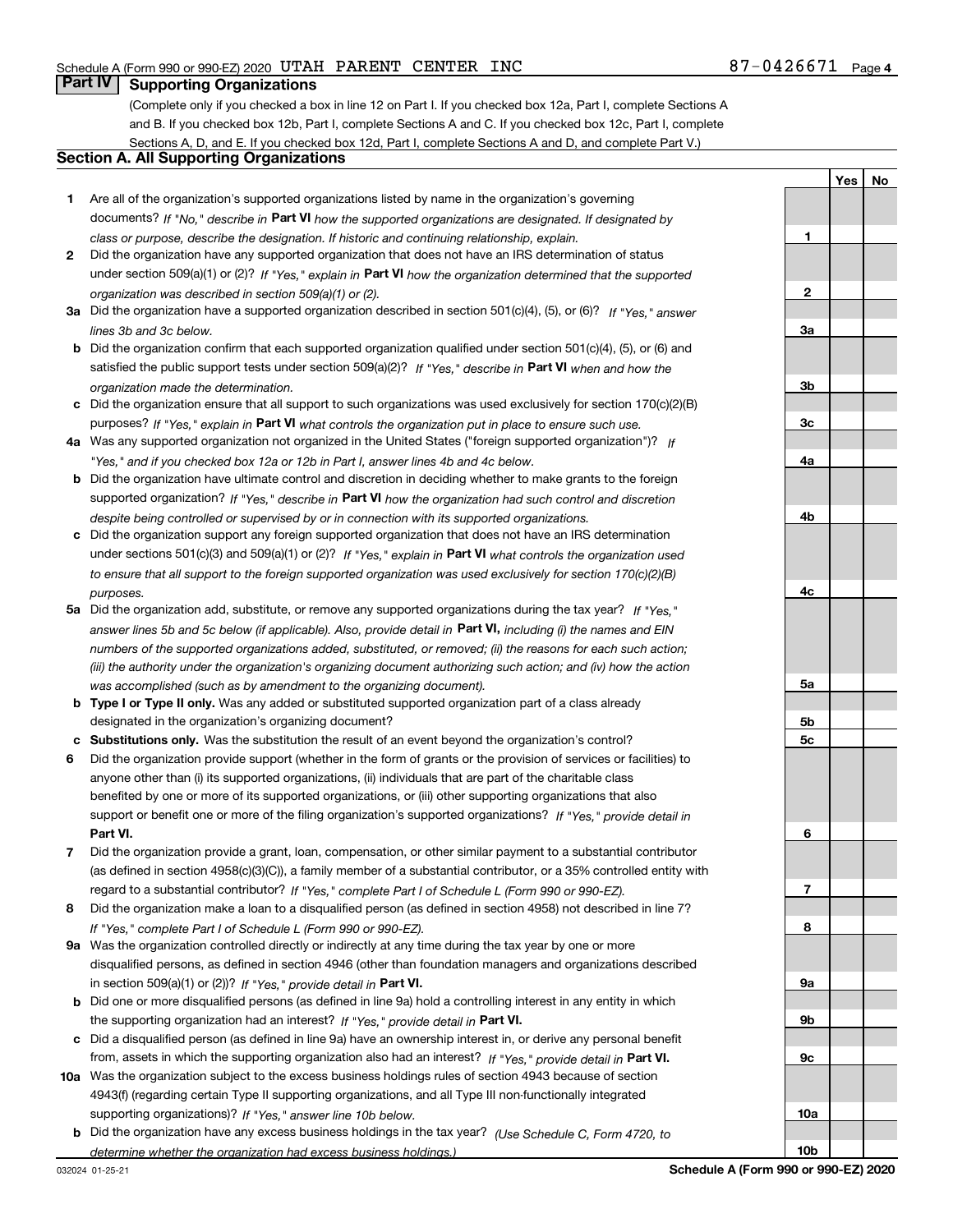Schedule A (Form 990 or 990-EZ) 2020 UTAH PARENT CENTER INC 87-0426671 Page 4

## Part IV Supporting Organizations

(Complete only if you checked a box in line 12 on Part I. If you checked box 12a, Part I, complete Sections A and B. If you checked box 12b, Part I, complete Sections A and C. If you checked box 12c, Part I, complete Sections A, D, and E. If you checked box 12d, Part I, complete Sections A and D, and complete Part V.)

### Section A. All Supporting Organizations

| | | | Yes | No |
|---|---|---|---|---|
| **1** | Are all of the organization's supported organizations listed by name in the organization's governing documents? *If "No," describe in* **Part VI** *how the supported organizations are designated. If designated by class or purpose, describe the designation. If historic and continuing relationship, explain.* | 1 | | |
| **2** | Did the organization have any supported organization that does not have an IRS determination of status under section 509(a)(1) or (2)? *If "Yes," explain in* **Part VI** *how the organization determined that the supported organization was described in section 509(a)(1) or (2).* | 2 | | |
| **3a** | Did the organization have a supported organization described in section 501(c)(4), (5), or (6)? *If "Yes," answer lines 3b and 3c below.* | 3a | | |
| **b** | Did the organization confirm that each supported organization qualified under section 501(c)(4), (5), or (6) and satisfied the public support tests under section 509(a)(2)? *If "Yes," describe in* **Part VI** *when and how the organization made the determination.* | 3b | | |
| **c** | Did the organization ensure that all support to such organizations was used exclusively for section 170(c)(2)(B) purposes? *If "Yes," explain in* **Part VI** *what controls the organization put in place to ensure such use.* | 3c | | |
| **4a** | Was any supported organization not organized in the United States ("foreign supported organization")? *If "Yes," and if you checked box 12a or 12b in Part I, answer lines 4b and 4c below.* | 4a | | |
| **b** | Did the organization have ultimate control and discretion in deciding whether to make grants to the foreign supported organization? *If "Yes," describe in* **Part VI** *how the organization had such control and discretion despite being controlled or supervised by or in connection with its supported organizations.* | 4b | | |
| **c** | Did the organization support any foreign supported organization that does not have an IRS determination under sections 501(c)(3) and 509(a)(1) or (2)? *If "Yes," explain in* **Part VI** *what controls the organization used to ensure that all support to the foreign supported organization was used exclusively for section 170(c)(2)(B) purposes.* | 4c | | |
| **5a** | Did the organization add, substitute, or remove any supported organizations during the tax year? *If "Yes," answer lines 5b and 5c below (if applicable). Also, provide detail in* **Part VI,** *including (i) the names and EIN numbers of the supported organizations added, substituted, or removed; (ii) the reasons for each such action; (iii) the authority under the organization's organizing document authorizing such action; and (iv) how the action was accomplished (such as by amendment to the organizing document).* | 5a | | |
| **b** | **Type I or Type II only.** Was any added or substituted supported organization part of a class already designated in the organization's organizing document? | 5b | | |
| **c** | **Substitutions only.** Was the substitution the result of an event beyond the organization's control? | 5c | | |
| **6** | Did the organization provide support (whether in the form of grants or the provision of services or facilities) to anyone other than (i) its supported organizations, (ii) individuals that are part of the charitable class benefited by one or more of its supported organizations, or (iii) other supporting organizations that also support or benefit one or more of the filing organization's supported organizations? *If "Yes," provide detail in* **Part VI.** | 6 | | |
| **7** | Did the organization provide a grant, loan, compensation, or other similar payment to a substantial contributor (as defined in section 4958(c)(3)(C)), a family member of a substantial contributor, or a 35% controlled entity with regard to a substantial contributor? *If "Yes," complete Part I of Schedule L (Form 990 or 990-EZ).* | 7 | | |
| **8** | Did the organization make a loan to a disqualified person (as defined in section 4958) not described in line 7? *If "Yes," complete Part I of Schedule L (Form 990 or 990-EZ).* | 8 | | |
| **9a** | Was the organization controlled directly or indirectly at any time during the tax year by one or more disqualified persons, as defined in section 4946 (other than foundation managers and organizations described in section 509(a)(1) or (2))? *If "Yes," provide detail in* **Part VI.** | 9a | | |
| **b** | Did one or more disqualified persons (as defined in line 9a) hold a controlling interest in any entity in which the supporting organization had an interest? *If "Yes," provide detail in* **Part VI.** | 9b | | |
| **c** | Did a disqualified person (as defined in line 9a) have an ownership interest in, or derive any personal benefit from, assets in which the supporting organization also had an interest? *If "Yes," provide detail in* **Part VI.** | 9c | | |
| **10a** | Was the organization subject to the excess business holdings rules of section 4943 because of section 4943(f) (regarding certain Type II supporting organizations, and all Type III non-functionally integrated supporting organizations)? *If "Yes," answer line 10b below.* | 10a | | |
| **b** | Did the organization have any excess business holdings in the tax year? *(Use Schedule C, Form 4720, to determine whether the organization had excess business holdings.)* | 10b | | |

032024 01-25-21 **Schedule A (Form 990 or 990-EZ) 2020**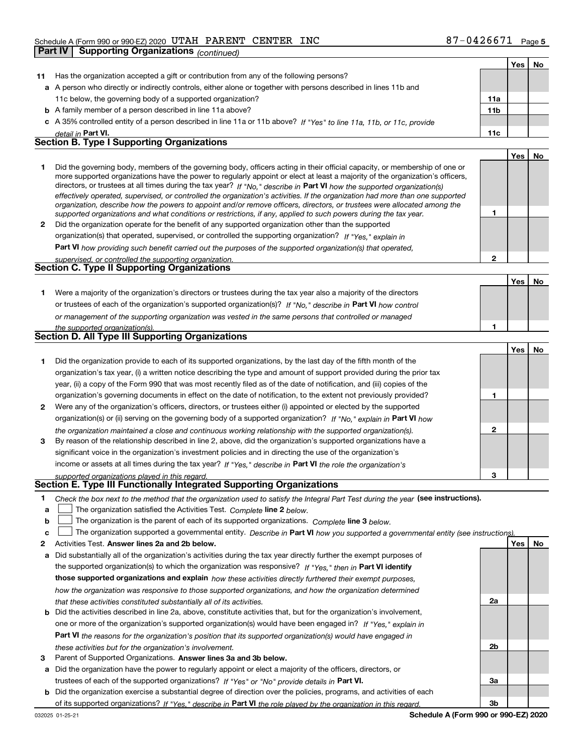Schedule A (Form 990 or 990-EZ) 2020 UTAH PARENT CENTER INC 87-0426671

**Part IV Supporting Organizations** *(continued)*

| | | | Yes | No |
|---|---|---|---|---|
| **11** | Has the organization accepted a gift or contribution from any of the following persons? | | | |
| **a** | A person who directly or indirectly controls, either alone or together with persons described in lines 11b and 11c below, the governing body of a supported organization? | 11a | | |
| **b** | A family member of a person described in line 11a above? | 11b | | |
| **c** | A 35% controlled entity of a person described in line 11a or 11b above? *If "Yes" to line 11a, 11b, or 11c, provide detail in* **Part VI.** | 11c | | |

## Section B. Type I Supporting Organizations

| | | | Yes | No |
|---|---|---|---|---|
| **1** | Did the governing body, members of the governing body, officers acting in their official capacity, or membership of one or more supported organizations have the power to regularly appoint or elect at least a majority of the organization's officers, directors, or trustees at all times during the tax year? *If "No," describe in* **Part VI** *how the supported organization(s) effectively operated, supervised, or controlled the organization's activities. If the organization had more than one supported organization, describe how the powers to appoint and/or remove officers, directors, or trustees were allocated among the supported organizations and what conditions or restrictions, if any, applied to such powers during the tax year.* | 1 | | |
| **2** | Did the organization operate for the benefit of any supported organization other than the supported organization(s) that operated, supervised, or controlled the supporting organization? *If "Yes," explain in* **Part VI** *how providing such benefit carried out the purposes of the supported organization(s) that operated, supervised, or controlled the supporting organization.* | 2 | | |

## Section C. Type II Supporting Organizations

| | | | Yes | No |
|---|---|---|---|---|
| **1** | Were a majority of the organization's directors or trustees during the tax year also a majority of the directors or trustees of each of the organization's supported organization(s)? *If "No," describe in* **Part VI** *how control or management of the supporting organization was vested in the same persons that controlled or managed the supported organization(s).* | 1 | | |

## Section D. All Type III Supporting Organizations

| | | | Yes | No |
|---|---|---|---|---|
| **1** | Did the organization provide to each of its supported organizations, by the last day of the fifth month of the organization's tax year, (i) a written notice describing the type and amount of support provided during the prior tax year, (ii) a copy of the Form 990 that was most recently filed as of the date of notification, and (iii) copies of the organization's governing documents in effect on the date of notification, to the extent not previously provided? | 1 | | |
| **2** | Were any of the organization's officers, directors, or trustees either (i) appointed or elected by the supported organization(s) or (ii) serving on the governing body of a supported organization? *If "No," explain in* **Part VI** *how the organization maintained a close and continuous working relationship with the supported organization(s).* | 2 | | |
| **3** | By reason of the relationship described in line 2, above, did the organization's supported organizations have a significant voice in the organization's investment policies and in directing the use of the organization's income or assets at all times during the tax year? *If "Yes," describe in* **Part VI** *the role the organization's supported organizations played in this regard.* | 3 | | |

## Section E. Type III Functionally Integrated Supporting Organizations

**1** *Check the box next to the method that the organization used to satisfy the Integral Part Test during the year* **(see instructions).**

- **a** ☐ The organization satisfied the Activities Test. *Complete* **line 2** *below.*
- **b** ☐ The organization is the parent of each of its supported organizations. *Complete* **line 3** *below.*
- **c** ☐ The organization supported a governmental entity. *Describe in* **Part VI** *how you supported a governmental entity (see instructions).*

| | | | Yes | No |
|---|---|---|---|---|
| **2** | Activities Test. **Answer lines 2a and 2b below.** | | | |
| **a** | Did substantially all of the organization's activities during the tax year directly further the exempt purposes of the supported organization(s) to which the organization was responsive? *If "Yes," then in* **Part VI identify those supported organizations and explain** *how these activities directly furthered their exempt purposes, how the organization was responsive to those supported organizations, and how the organization determined that these activities constituted substantially all of its activities.* | 2a | | |
| **b** | Did the activities described in line 2a, above, constitute activities that, but for the organization's involvement, one or more of the organization's supported organization(s) would have been engaged in? *If "Yes," explain in* **Part VI** *the reasons for the organization's position that its supported organization(s) would have engaged in these activities but for the organization's involvement.* | 2b | | |
| **3** | Parent of Supported Organizations. **Answer lines 3a and 3b below.** | | | |
| **a** | Did the organization have the power to regularly appoint or elect a majority of the officers, directors, or trustees of each of the supported organizations? *If "Yes" or "No" provide details in* **Part VI.** | 3a | | |
| **b** | Did the organization exercise a substantial degree of direction over the policies, programs, and activities of each of its supported organizations? *If "Yes," describe in* **Part VI** *the role played by the organization in this regard.* | 3b | | |

032025 01-25-21 **Schedule A (Form 990 or 990-EZ) 2020**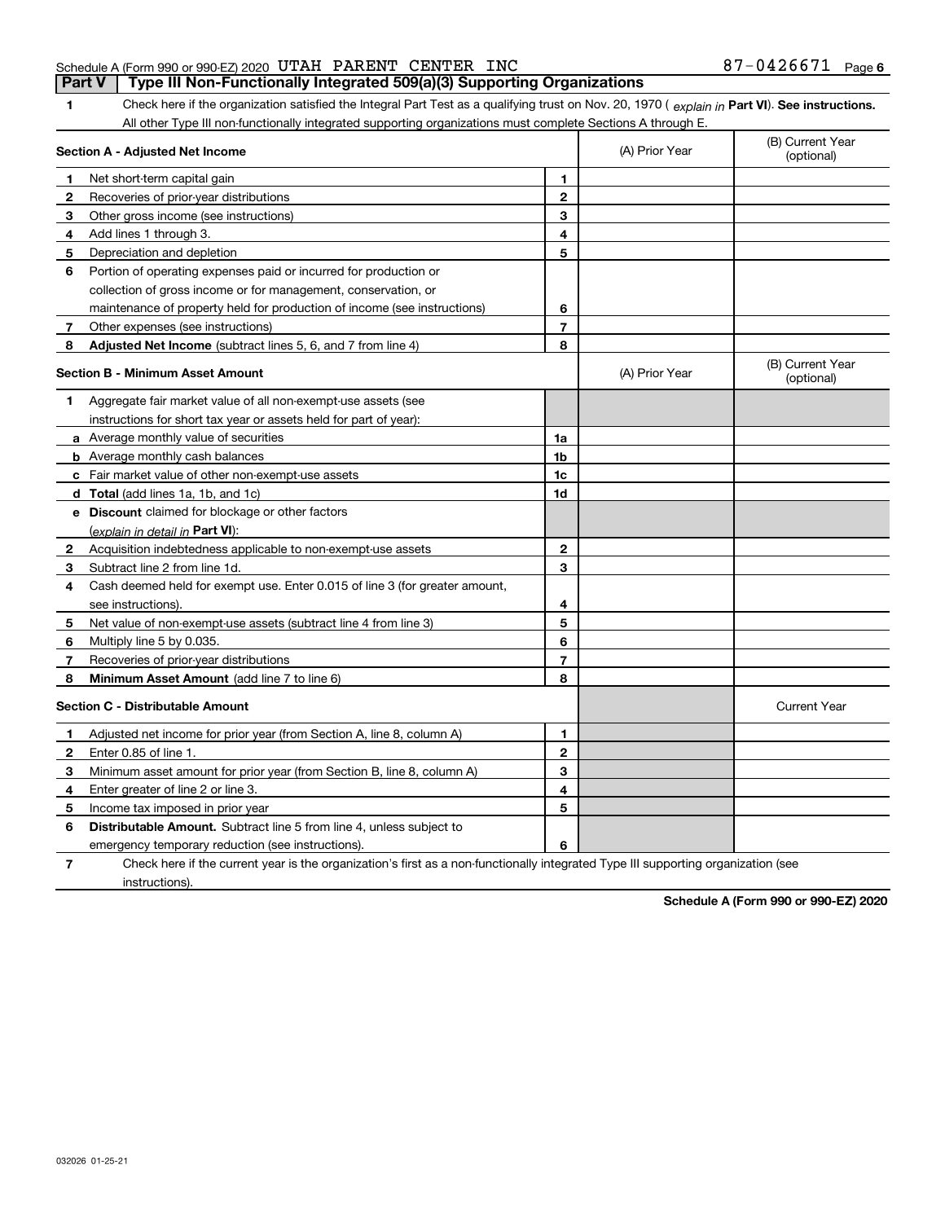Schedule A (Form 990 or 990-EZ) 2020 UTAH PARENT CENTER INC 87-0426671 Page 6

**Part V | Type III Non-Functionally Integrated 509(a)(3) Supporting Organizations**

**1** Check here if the organization satisfied the Integral Part Test as a qualifying trust on Nov. 20, 1970 ( *explain in* **Part VI**). **See instructions.** All other Type III non-functionally integrated supporting organizations must complete Sections A through E.

| **Section A - Adjusted Net Income** | | (A) Prior Year | (B) Current Year (optional) |
|---|---|---|---|
| **1** Net short-term capital gain | **1** | | |
| **2** Recoveries of prior-year distributions | **2** | | |
| **3** Other gross income (see instructions) | **3** | | |
| **4** Add lines 1 through 3. | **4** | | |
| **5** Depreciation and depletion | **5** | | |
| **6** Portion of operating expenses paid or incurred for production or collection of gross income or for management, conservation, or maintenance of property held for production of income (see instructions) | **6** | | |
| **7** Other expenses (see instructions) | **7** | | |
| **8** **Adjusted Net Income** (subtract lines 5, 6, and 7 from line 4) | **8** | | |

| **Section B - Minimum Asset Amount** | | (A) Prior Year | (B) Current Year (optional) |
|---|---|---|---|
| **1** Aggregate fair market value of all non-exempt-use assets (see instructions for short tax year or assets held for part of year): | | | |
| **a** Average monthly value of securities | **1a** | | |
| **b** Average monthly cash balances | **1b** | | |
| **c** Fair market value of other non-exempt-use assets | **1c** | | |
| **d** **Total** (add lines 1a, 1b, and 1c) | **1d** | | |
| **e** **Discount** claimed for blockage or other factors (*explain in detail in* **Part VI**): | | | |
| **2** Acquisition indebtedness applicable to non-exempt-use assets | **2** | | |
| **3** Subtract line 2 from line 1d. | **3** | | |
| **4** Cash deemed held for exempt use. Enter 0.015 of line 3 (for greater amount, see instructions). | **4** | | |
| **5** Net value of non-exempt-use assets (subtract line 4 from line 3) | **5** | | |
| **6** Multiply line 5 by 0.035. | **6** | | |
| **7** Recoveries of prior-year distributions | **7** | | |
| **8** **Minimum Asset Amount** (add line 7 to line 6) | **8** | | |

| **Section C - Distributable Amount** | | | Current Year |
|---|---|---|---|
| **1** Adjusted net income for prior year (from Section A, line 8, column A) | **1** | | |
| **2** Enter 0.85 of line 1. | **2** | | |
| **3** Minimum asset amount for prior year (from Section B, line 8, column A) | **3** | | |
| **4** Enter greater of line 2 or line 3. | **4** | | |
| **5** Income tax imposed in prior year | **5** | | |
| **6** **Distributable Amount.** Subtract line 5 from line 4, unless subject to emergency temporary reduction (see instructions). | **6** | | |

**7** Check here if the current year is the organization's first as a non-functionally integrated Type III supporting organization (see instructions).

**Schedule A (Form 990 or 990-EZ) 2020**

032026 01-25-21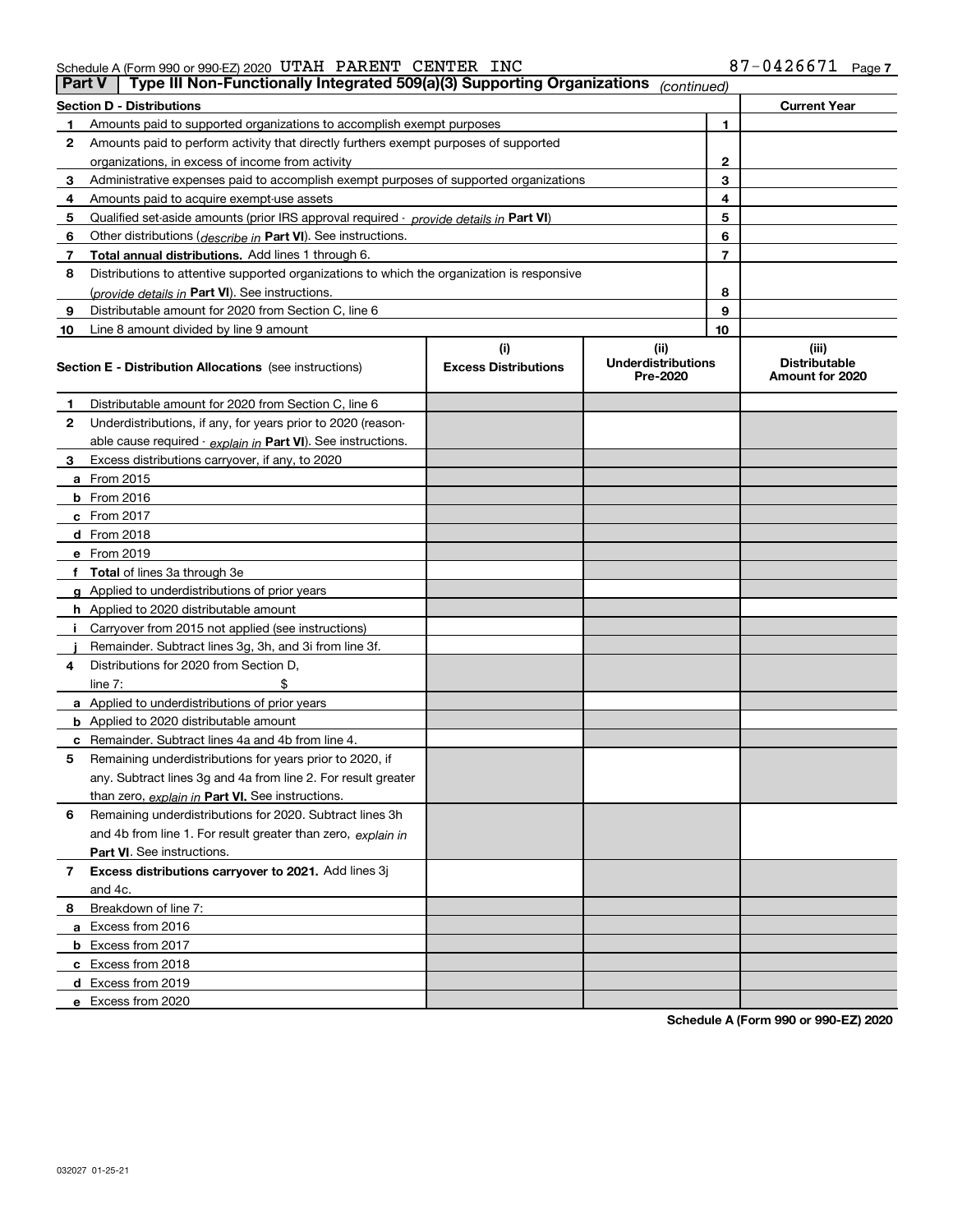Schedule A (Form 990 or 990-EZ) 2020 UTAH PARENT CENTER INC 87-0426671

## Part V | Type III Non-Functionally Integrated 509(a)(3) Supporting Organizations *(continued)*

| Section D - Distributions | | | Current Year |
|---|---|---|---|
| 1 | Amounts paid to supported organizations to accomplish exempt purposes | 1 | |
| 2 | Amounts paid to perform activity that directly furthers exempt purposes of supported organizations, in excess of income from activity | 2 | |
| 3 | Administrative expenses paid to accomplish exempt purposes of supported organizations | 3 | |
| 4 | Amounts paid to acquire exempt-use assets | 4 | |
| 5 | Qualified set-aside amounts (prior IRS approval required - *provide details in* **Part VI**) | 5 | |
| 6 | Other distributions (*describe in* **Part VI**). See instructions. | 6 | |
| 7 | **Total annual distributions.** Add lines 1 through 6. | 7 | |
| 8 | Distributions to attentive supported organizations to which the organization is responsive (*provide details in* **Part VI**). See instructions. | 8 | |
| 9 | Distributable amount for 2020 from Section C, line 6 | 9 | |
| 10 | Line 8 amount divided by line 9 amount | 10 | |

| Section E - Distribution Allocations (see instructions) | (i) Excess Distributions | (ii) Underdistributions Pre-2020 | (iii) Distributable Amount for 2020 |
|---|---|---|---|
| **1** Distributable amount for 2020 from Section C, line 6 | | | |
| **2** Underdistributions, if any, for years prior to 2020 (reasonable cause required - *explain in* **Part VI**). See instructions. | | | |
| **3** Excess distributions carryover, if any, to 2020 | | | |
| **a** From 2015 | | | |
| **b** From 2016 | | | |
| **c** From 2017 | | | |
| **d** From 2018 | | | |
| **e** From 2019 | | | |
| **f** **Total** of lines 3a through 3e | | | |
| **g** Applied to underdistributions of prior years | | | |
| **h** Applied to 2020 distributable amount | | | |
| **i** Carryover from 2015 not applied (see instructions) | | | |
| **j** Remainder. Subtract lines 3g, 3h, and 3i from line 3f. | | | |
| **4** Distributions for 2020 from Section D, line 7: $ | | | |
| **a** Applied to underdistributions of prior years | | | |
| **b** Applied to 2020 distributable amount | | | |
| **c** Remainder. Subtract lines 4a and 4b from line 4. | | | |
| **5** Remaining underdistributions for years prior to 2020, if any. Subtract lines 3g and 4a from line 2. For result greater than zero, *explain in* **Part VI.** See instructions. | | | |
| **6** Remaining underdistributions for 2020. Subtract lines 3h and 4b from line 1. For result greater than zero, *explain in* **Part VI**. See instructions. | | | |
| **7** **Excess distributions carryover to 2021.** Add lines 3j and 4c. | | | |
| **8** Breakdown of line 7: | | | |
| **a** Excess from 2016 | | | |
| **b** Excess from 2017 | | | |
| **c** Excess from 2018 | | | |
| **d** Excess from 2019 | | | |
| **e** Excess from 2020 | | | |

**Schedule A (Form 990 or 990-EZ) 2020**

032027 01-25-21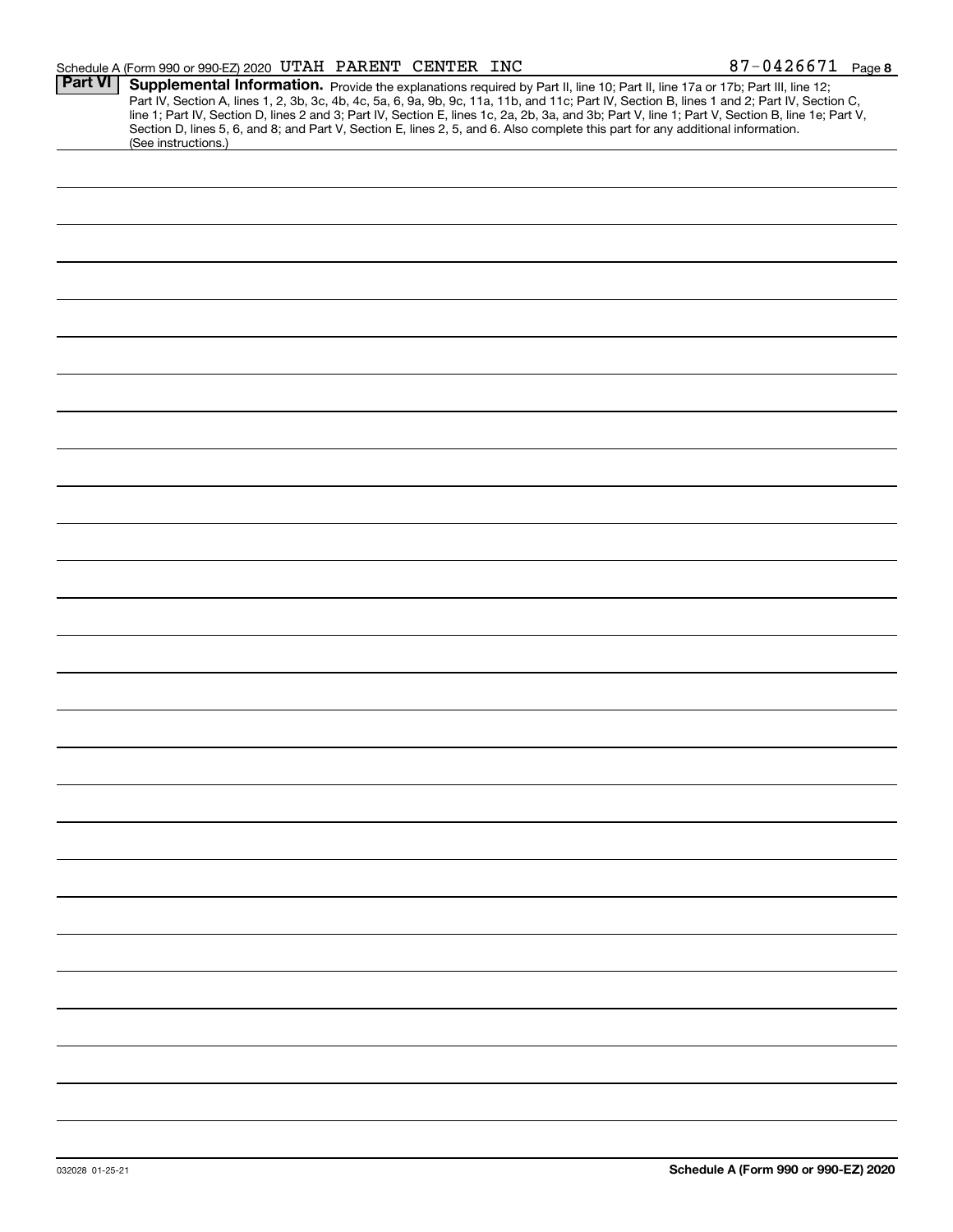Schedule A (Form 990 or 990-EZ) 2020 UTAH PARENT CENTER INC 87-0426671

## Part VI Supplemental Information.

Provide the explanations required by Part II, line 10; Part II, line 17a or 17b; Part III, line 12; Part IV, Section A, lines 1, 2, 3b, 3c, 4b, 4c, 5a, 6, 9a, 9b, 9c, 11a, 11b, and 11c; Part IV, Section B, lines 1 and 2; Part IV, Section C, line 1; Part IV, Section D, lines 2 and 3; Part IV, Section E, lines 1c, 2a, 2b, 3a, and 3b; Part V, line 1; Part V, Section B, line 1e; Part V, Section D, lines 5, 6, and 8; and Part V, Section E, lines 2, 5, and 6. Also complete this part for any additional information. (See instructions.)

032028 01-25-21 Schedule A (Form 990 or 990-EZ) 2020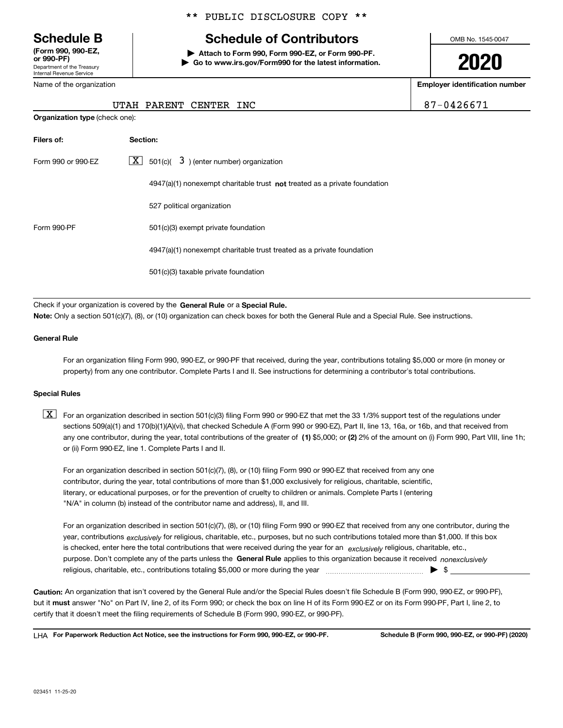\*\* PUBLIC DISCLOSURE COPY \*\*

# Schedule B (Form 990, 990-EZ, or 990-PF)

Department of the Treasury
Internal Revenue Service

## Schedule of Contributors

▶ Attach to Form 990, Form 990-EZ, or Form 990-PF.
▶ Go to www.irs.gov/Form990 for the latest information.

OMB No. 1545-0047

**2020**

| Name of the organization | Employer identification number |
|---|---|
| UTAH PARENT CENTER INC | 87-0426671 |

**Organization type** (check one):

| Filers of: | Section: |
|---|---|
| Form 990 or 990-EZ | [X] 501(c)( 3 ) (enter number) organization |
| | 4947(a)(1) nonexempt charitable trust **not** treated as a private foundation |
| | 527 political organization |
| Form 990-PF | 501(c)(3) exempt private foundation |
| | 4947(a)(1) nonexempt charitable trust treated as a private foundation |
| | 501(c)(3) taxable private foundation |

Check if your organization is covered by the **General Rule** or a **Special Rule.**

**Note:** Only a section 501(c)(7), (8), or (10) organization can check boxes for both the General Rule and a Special Rule. See instructions.

**General Rule**

For an organization filing Form 990, 990-EZ, or 990-PF that received, during the year, contributions totaling $5,000 or more (in money or property) from any one contributor. Complete Parts I and II. See instructions for determining a contributor's total contributions.

**Special Rules**

[X] For an organization described in section 501(c)(3) filing Form 990 or 990-EZ that met the 33 1/3% support test of the regulations under sections 509(a)(1) and 170(b)(1)(A)(vi), that checked Schedule A (Form 990 or 990-EZ), Part II, line 13, 16a, or 16b, and that received from any one contributor, during the year, total contributions of the greater of **(1)** $5,000; or **(2)** 2% of the amount on (i) Form 990, Part VIII, line 1h; or (ii) Form 990-EZ, line 1. Complete Parts I and II.

For an organization described in section 501(c)(7), (8), or (10) filing Form 990 or 990-EZ that received from any one contributor, during the year, total contributions of more than $1,000 exclusively for religious, charitable, scientific, literary, or educational purposes, or for the prevention of cruelty to children or animals. Complete Parts I (entering "N/A" in column (b) instead of the contributor name and address), II, and III.

For an organization described in section 501(c)(7), (8), or (10) filing Form 990 or 990-EZ that received from any one contributor, during the year, contributions *exclusively* for religious, charitable, etc., purposes, but no such contributions totaled more than $1,000. If this box is checked, enter here the total contributions that were received during the year for an *exclusively* religious, charitable, etc., purpose. Don't complete any of the parts unless the **General Rule** applies to this organization because it received *nonexclusively* religious, charitable, etc., contributions totaling $5,000 or more during the year ▶ $

**Caution:** An organization that isn't covered by the General Rule and/or the Special Rules doesn't file Schedule B (Form 990, 990-EZ, or 990-PF), but it **must** answer "No" on Part IV, line 2, of its Form 990; or check the box on line H of its Form 990-EZ or on its Form 990-PF, Part I, line 2, to certify that it doesn't meet the filing requirements of Schedule B (Form 990, 990-EZ, or 990-PF).

LHA **For Paperwork Reduction Act Notice, see the instructions for Form 990, 990-EZ, or 990-PF.** **Schedule B (Form 990, 990-EZ, or 990-PF) (2020)**

023451 11-25-20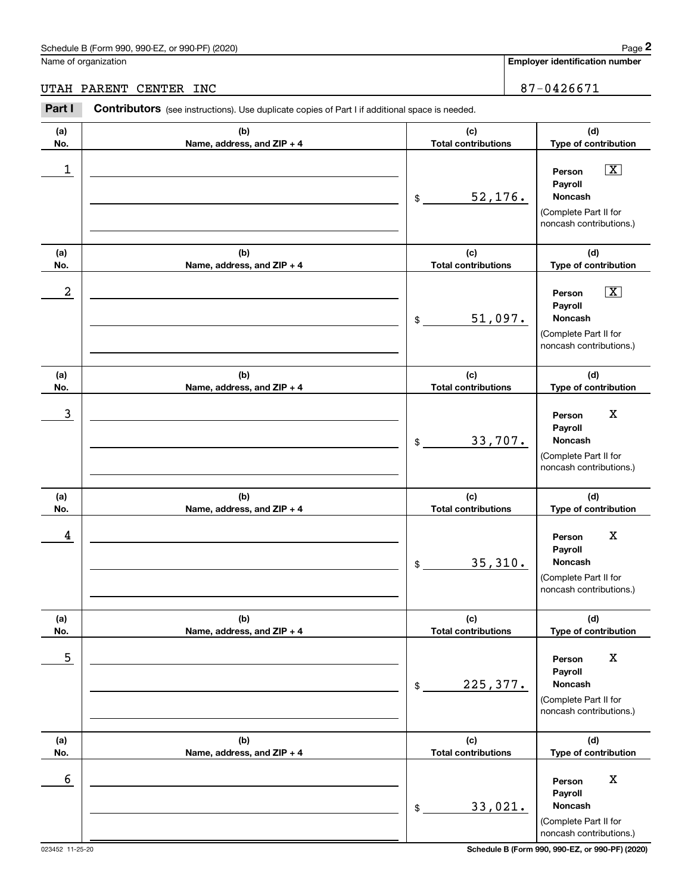Schedule B (Form 990, 990-EZ, or 990-PF) (2020)

Name of organization: UTAH PARENT CENTER INC

Employer identification number: 87-0426671

**Part I** **Contributors** (see instructions). Use duplicate copies of Part I if additional space is needed.

| (a) No. | (b) Name, address, and ZIP + 4 | (c) Total contributions | (d) Type of contribution |
|---|---|---|---|
| 1 | | $ 52,176. | Person [X] Payroll [ ] Noncash [ ] (Complete Part II for noncash contributions.) |
| 2 | | $ 51,097. | Person [X] Payroll [ ] Noncash [ ] (Complete Part II for noncash contributions.) |
| 3 | | $ 33,707. | Person X Payroll Noncash (Complete Part II for noncash contributions.) |
| 4 | | $ 35,310. | Person X Payroll Noncash (Complete Part II for noncash contributions.) |
| 5 | | $ 225,377. | Person X Payroll Noncash (Complete Part II for noncash contributions.) |
| 6 | | $ 33,021. | Person X Payroll Noncash (Complete Part II for noncash contributions.) |

023452 11-25-20 Schedule B (Form 990, 990-EZ, or 990-PF) (2020)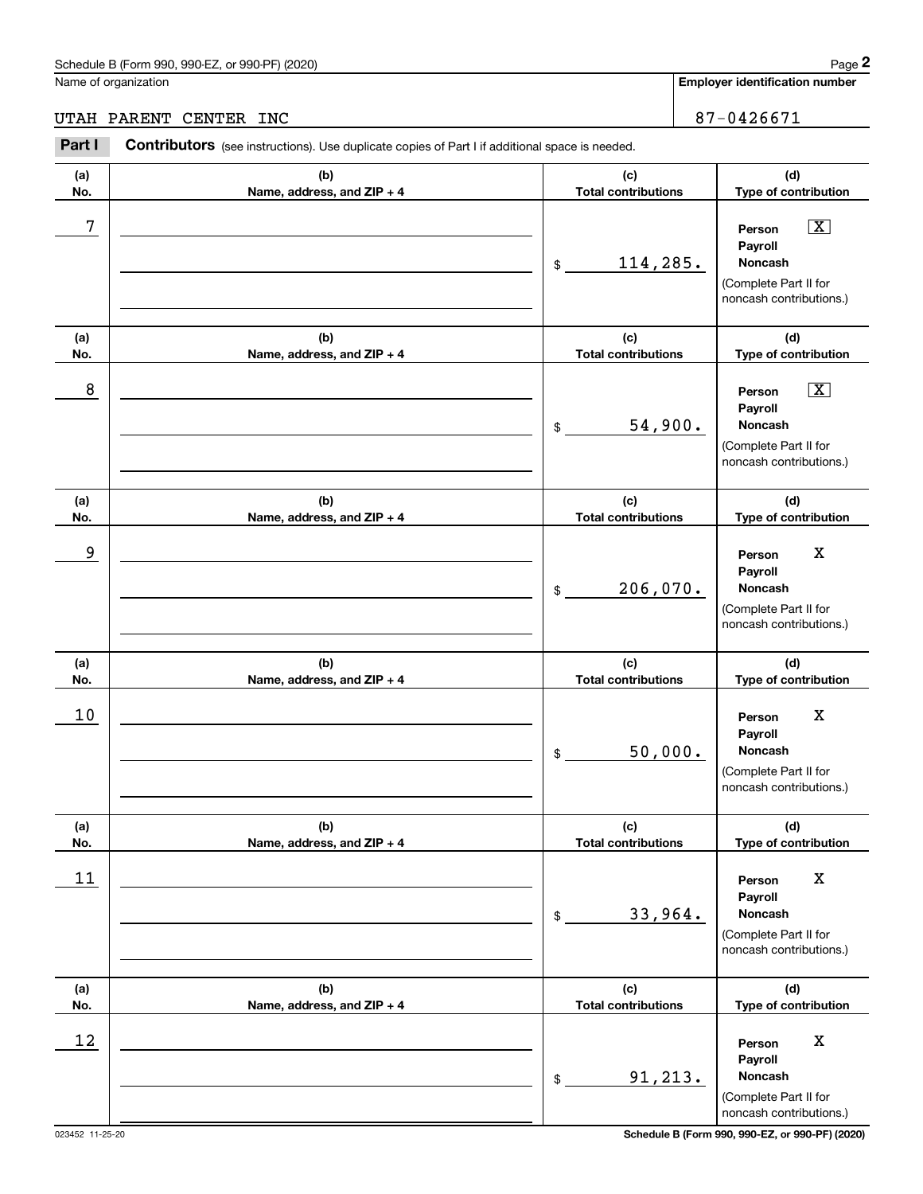Schedule B (Form 990, 990-EZ, or 990-PF) (2020)

Name of organization: UTAH PARENT CENTER INC

Employer identification number: 87-0426671

**Part I** **Contributors** (see instructions). Use duplicate copies of Part I if additional space is needed.

| (a) No. | (b) Name, address, and ZIP + 4 | (c) Total contributions | (d) Type of contribution |
|---|---|---|---|
| 7 | | $ 114,285. | Person [X] Payroll [ ] Noncash [ ] (Complete Part II for noncash contributions.) |
| 8 | | $ 54,900. | Person [X] Payroll [ ] Noncash [ ] (Complete Part II for noncash contributions.) |
| 9 | | $ 206,070. | Person X Payroll Noncash (Complete Part II for noncash contributions.) |
| 10 | | $ 50,000. | Person X Payroll Noncash (Complete Part II for noncash contributions.) |
| 11 | | $ 33,964. | Person X Payroll Noncash (Complete Part II for noncash contributions.) |
| 12 | | $ 91,213. | Person X Payroll Noncash (Complete Part II for noncash contributions.) |

023452 11-25-20

Schedule B (Form 990, 990-EZ, or 990-PF) (2020)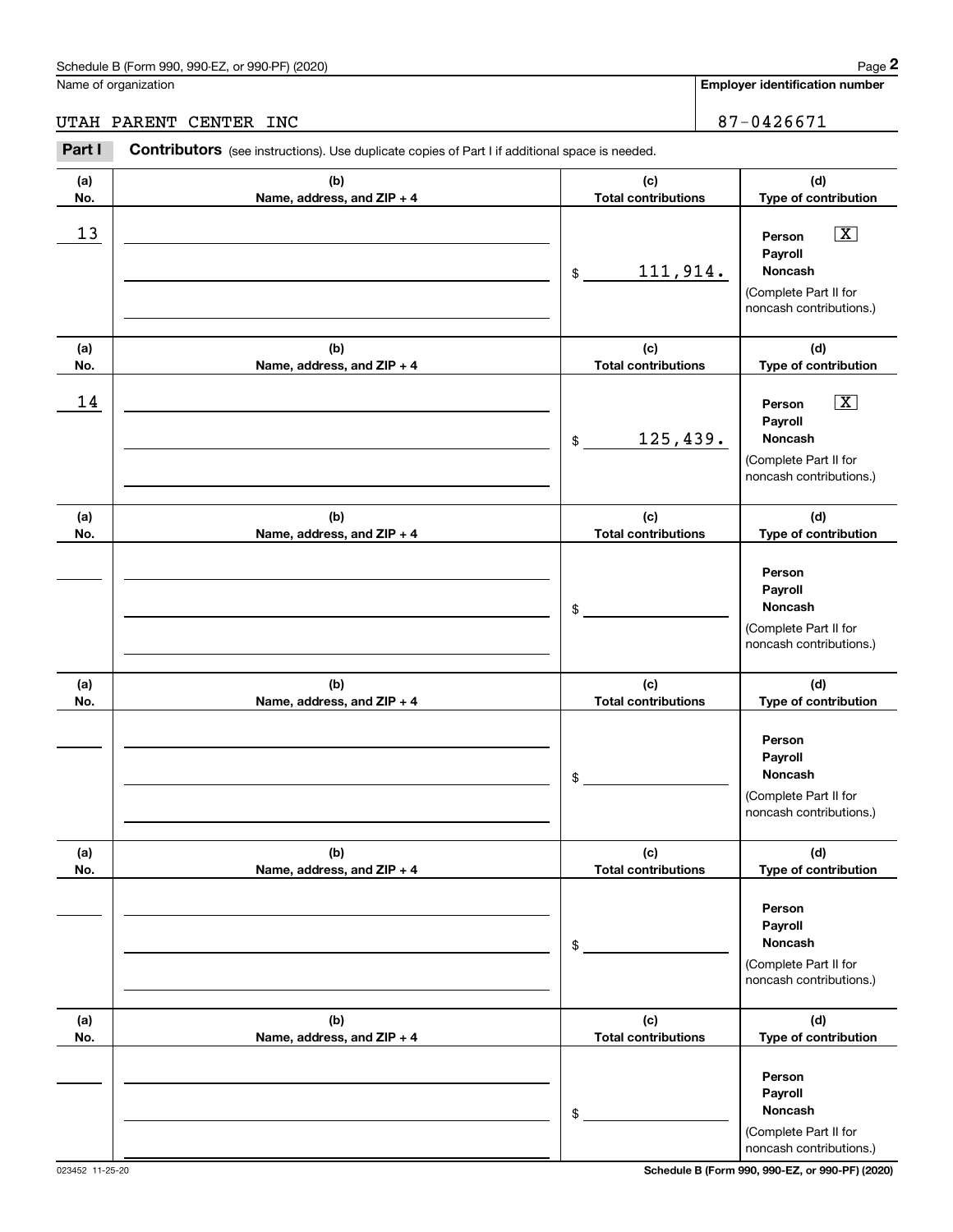Name of organization

UTAH PARENT CENTER INC

**Employer identification number**

87-0426671

**Part I** **Contributors** (see instructions). Use duplicate copies of Part I if additional space is needed.

| (a) No. | (b) Name, address, and ZIP + 4 | (c) Total contributions | (d) Type of contribution |
|---|---|---|---|
| 13 | | $ 111,914. | Person [X] Payroll [ ] Noncash [ ] (Complete Part II for noncash contributions.) |
| 14 | | $ 125,439. | Person [X] Payroll [ ] Noncash [ ] (Complete Part II for noncash contributions.) |
| | | $ | Person [ ] Payroll [ ] Noncash [ ] (Complete Part II for noncash contributions.) |
| | | $ | Person [ ] Payroll [ ] Noncash [ ] (Complete Part II for noncash contributions.) |
| | | $ | Person [ ] Payroll [ ] Noncash [ ] (Complete Part II for noncash contributions.) |
| | | $ | Person [ ] Payroll [ ] Noncash [ ] (Complete Part II for noncash contributions.) |

023452 11-25-20

**Schedule B (Form 990, 990-EZ, or 990-PF) (2020)**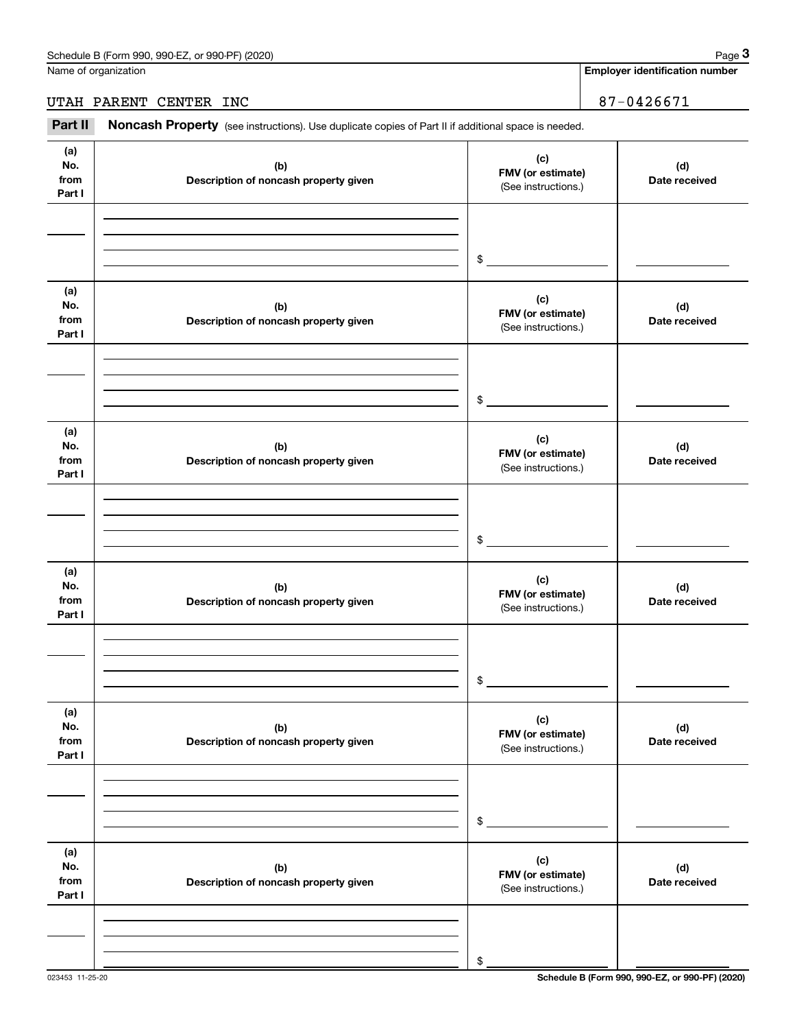Name of organization | **Employer identification number**

UTAH PARENT CENTER INC | 87-0426671

**Part II** **Noncash Property** (see instructions). Use duplicate copies of Part II if additional space is needed.

| (a) No. from Part I | (b) Description of noncash property given | (c) FMV (or estimate) (See instructions.) | (d) Date received |
|---|---|---|---|
| | | $ | |

| (a) No. from Part I | (b) Description of noncash property given | (c) FMV (or estimate) (See instructions.) | (d) Date received |
|---|---|---|---|
| | | $ | |

| (a) No. from Part I | (b) Description of noncash property given | (c) FMV (or estimate) (See instructions.) | (d) Date received |
|---|---|---|---|
| | | $ | |

| (a) No. from Part I | (b) Description of noncash property given | (c) FMV (or estimate) (See instructions.) | (d) Date received |
|---|---|---|---|
| | | $ | |

| (a) No. from Part I | (b) Description of noncash property given | (c) FMV (or estimate) (See instructions.) | (d) Date received |
|---|---|---|---|
| | | $ | |

| (a) No. from Part I | (b) Description of noncash property given | (c) FMV (or estimate) (See instructions.) | (d) Date received |
|---|---|---|---|
| | | $ | |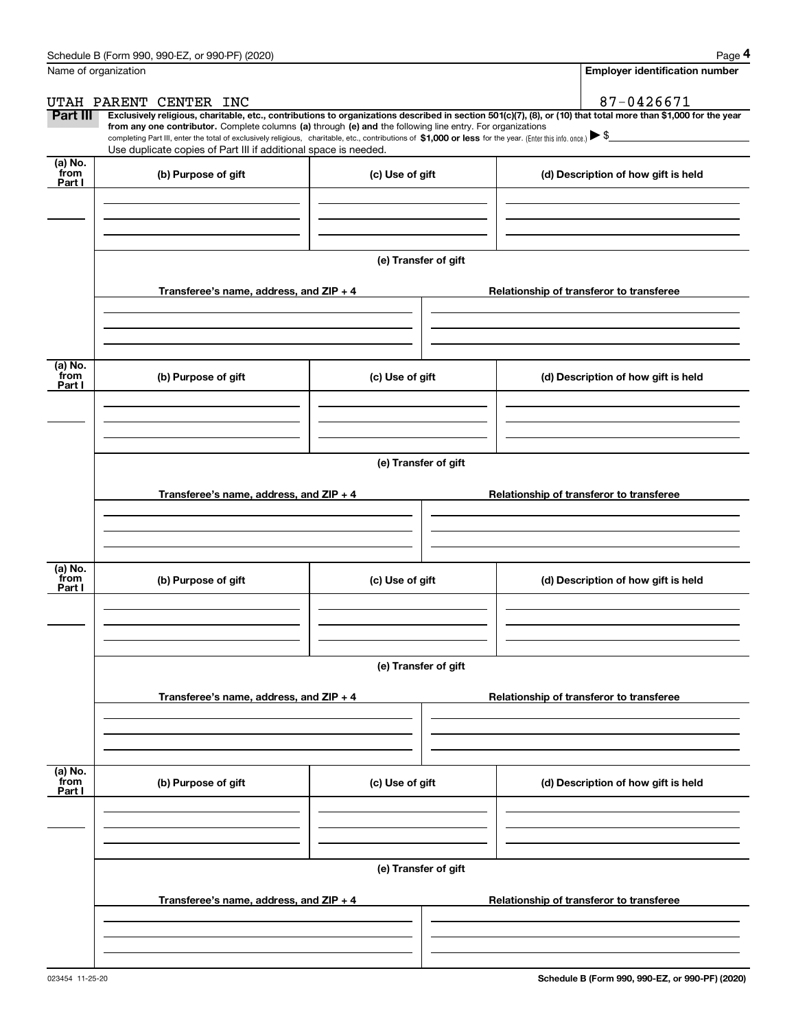Name of organization

UTAH PARENT CENTER INC

**Employer identification number**

87-0426671

**Part III** **Exclusively religious, charitable, etc., contributions to organizations described in section 501(c)(7), (8), or (10) that total more than $1,000 for the year from any one contributor.** Complete columns **(a)** through **(e) and** the following line entry. For organizations completing Part III, enter the total of exclusively religious, charitable, etc., contributions of **$1,000 or less** for the year. (Enter this info. once.) ▶ $

Use duplicate copies of Part III if additional space is needed.

| (a) No. from Part I | (b) Purpose of gift | (c) Use of gift | (d) Description of how gift is held |
|---|---|---|---|
| | | | |

**(e) Transfer of gift**

| Transferee's name, address, and ZIP + 4 | Relationship of transferor to transferee |
|---|---|
| | |

| (a) No. from Part I | (b) Purpose of gift | (c) Use of gift | (d) Description of how gift is held |
|---|---|---|---|
| | | | |

**(e) Transfer of gift**

| Transferee's name, address, and ZIP + 4 | Relationship of transferor to transferee |
|---|---|
| | |

| (a) No. from Part I | (b) Purpose of gift | (c) Use of gift | (d) Description of how gift is held |
|---|---|---|---|
| | | | |

**(e) Transfer of gift**

| Transferee's name, address, and ZIP + 4 | Relationship of transferor to transferee |
|---|---|
| | |

| (a) No. from Part I | (b) Purpose of gift | (c) Use of gift | (d) Description of how gift is held |
|---|---|---|---|
| | | | |

**(e) Transfer of gift**

| Transferee's name, address, and ZIP + 4 | Relationship of transferor to transferee |
|---|---|
| | |

023454 11-25-20

**Schedule B (Form 990, 990-EZ, or 990-PF) (2020)**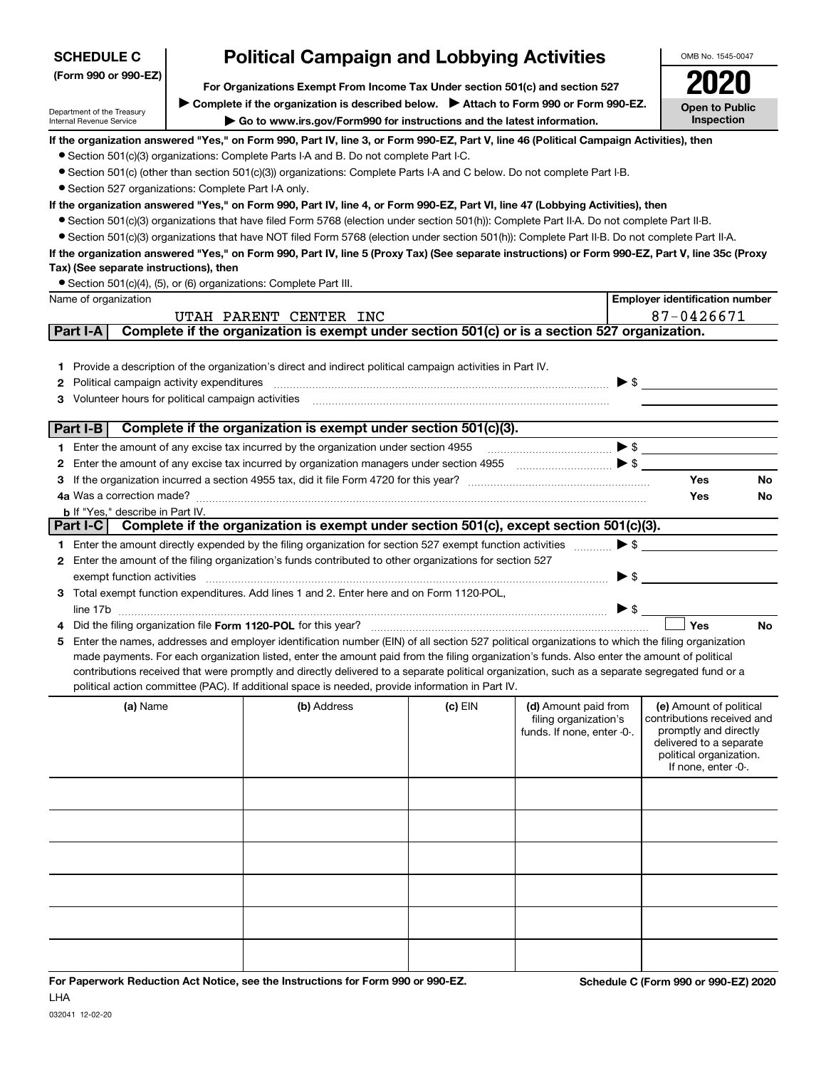**SCHEDULE C**
**(Form 990 or 990-EZ)**

Department of the Treasury
Internal Revenue Service

# Political Campaign and Lobbying Activities

**For Organizations Exempt From Income Tax Under section 501(c) and section 527**

▶ **Complete if the organization is described below.** ▶ **Attach to Form 990 or Form 990-EZ.**

▶ **Go to www.irs.gov/Form990 for instructions and the latest information.**

OMB No. 1545-0047

**2020**

**Open to Public Inspection**

**If the organization answered "Yes," on Form 990, Part IV, line 3, or Form 990-EZ, Part V, line 46 (Political Campaign Activities), then**

- Section 501(c)(3) organizations: Complete Parts I-A and B. Do not complete Part I-C.
- Section 501(c) (other than section 501(c)(3)) organizations: Complete Parts I-A and C below. Do not complete Part I-B.
- Section 527 organizations: Complete Part I-A only.

**If the organization answered "Yes," on Form 990, Part IV, line 4, or Form 990-EZ, Part VI, line 47 (Lobbying Activities), then**

- Section 501(c)(3) organizations that have filed Form 5768 (election under section 501(h)): Complete Part II-A. Do not complete Part II-B.
- Section 501(c)(3) organizations that have NOT filed Form 5768 (election under section 501(h)): Complete Part II-B. Do not complete Part II-A.

**If the organization answered "Yes," on Form 990, Part IV, line 5 (Proxy Tax) (See separate instructions) or Form 990-EZ, Part V, line 35c (Proxy Tax) (See separate instructions), then**

- Section 501(c)(4), (5), or (6) organizations: Complete Part III.

| Name of organization | Employer identification number |
|---|---|
| UTAH PARENT CENTER INC | 87-0426671 |

## Part I-A Complete if the organization is exempt under section 501(c) or is a section 527 organization.

1 Provide a description of the organization's direct and indirect political campaign activities in Part IV.

2 Political campaign activity expenditures ▶ $

3 Volunteer hours for political campaign activities

## Part I-B Complete if the organization is exempt under section 501(c)(3).

1 Enter the amount of any excise tax incurred by the organization under section 4955 ▶ $

2 Enter the amount of any excise tax incurred by organization managers under section 4955 ▶ $

3 If the organization incurred a section 4955 tax, did it file Form 4720 for this year? Yes No

4a Was a correction made? Yes No

b If "Yes," describe in Part IV.

## Part I-C Complete if the organization is exempt under section 501(c), except section 501(c)(3).

1 Enter the amount directly expended by the filing organization for section 527 exempt function activities ▶ $

2 Enter the amount of the filing organization's funds contributed to other organizations for section 527 exempt function activities ▶ $

3 Total exempt function expenditures. Add lines 1 and 2. Enter here and on Form 1120-POL, line 17b ▶ $

4 Did the filing organization file **Form 1120-POL** for this year? ☐ Yes No

5 Enter the names, addresses and employer identification number (EIN) of all section 527 political organizations to which the filing organization made payments. For each organization listed, enter the amount paid from the filing organization's funds. Also enter the amount of political contributions received that were promptly and directly delivered to a separate political organization, such as a separate segregated fund or a political action committee (PAC). If additional space is needed, provide information in Part IV.

| (a) Name | (b) Address | (c) EIN | (d) Amount paid from filing organization's funds. If none, enter -0-. | (e) Amount of political contributions received and promptly and directly delivered to a separate political organization. If none, enter -0-. |
|---|---|---|---|---|
| | | | | |
| | | | | |
| | | | | |
| | | | | |
| | | | | |
| | | | | |

**For Paperwork Reduction Act Notice, see the Instructions for Form 990 or 990-EZ.** **Schedule C (Form 990 or 990-EZ) 2020**

LHA

032041 12-02-20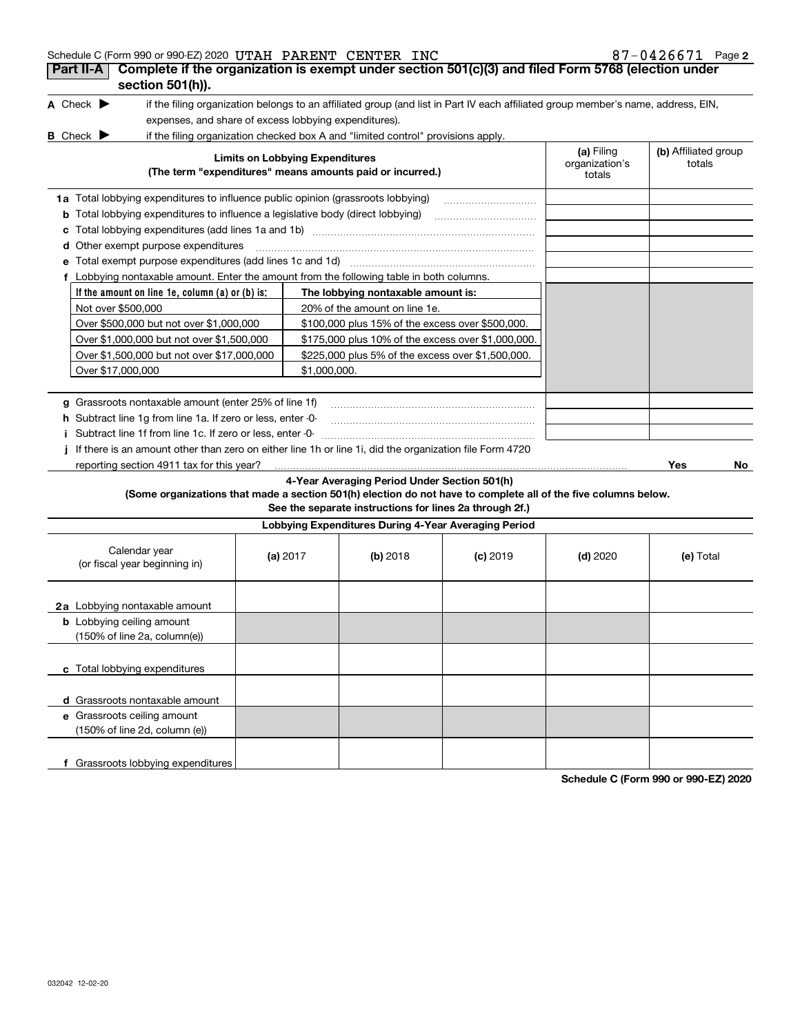Schedule C (Form 990 or 990-EZ) 2020 UTAH PARENT CENTER INC 87-0426671 Page 2

## Part II-A Complete if the organization is exempt under section 501(c)(3) and filed Form 5768 (election under section 501(h)).

**A** Check ▶ if the filing organization belongs to an affiliated group (and list in Part IV each affiliated group member's name, address, EIN, expenses, and share of excess lobbying expenditures).

**B** Check ▶ if the filing organization checked box A and "limited control" provisions apply.

| Limits on Lobbying Expenditures (The term "expenditures" means amounts paid or incurred.) | (a) Filing organization's totals | (b) Affiliated group totals |
|---|---|---|
| **1a** Total lobbying expenditures to influence public opinion (grassroots lobbying) | | |
| **b** Total lobbying expenditures to influence a legislative body (direct lobbying) | | |
| **c** Total lobbying expenditures (add lines 1a and 1b) | | |
| **d** Other exempt purpose expenditures | | |
| **e** Total exempt purpose expenditures (add lines 1c and 1d) | | |
| **f** Lobbying nontaxable amount. Enter the amount from the following table in both columns. | | |

| If the amount on line 1e, column (a) or (b) is: | The lobbying nontaxable amount is: |
|---|---|
| Not over $500,000 | 20% of the amount on line 1e. |
| Over $500,000 but not over $1,000,000 | $100,000 plus 15% of the excess over $500,000. |
| Over $1,000,000 but not over $1,500,000 | $175,000 plus 10% of the excess over $1,000,000. |
| Over $1,500,000 but not over $17,000,000 | $225,000 plus 5% of the excess over $1,500,000. |
| Over $17,000,000 | $1,000,000. |

| | (a) Filing organization's totals | (b) Affiliated group totals |
|---|---|---|
| **g** Grassroots nontaxable amount (enter 25% of line 1f) | | |
| **h** Subtract line 1g from line 1a. If zero or less, enter -0- | | |
| **i** Subtract line 1f from line 1c. If zero or less, enter -0- | | |
| **j** If there is an amount other than zero on either line 1h or line 1i, did the organization file Form 4720 reporting section 4911 tax for this year? | Yes | No |

### 4-Year Averaging Period Under Section 501(h)

**(Some organizations that made a section 501(h) election do not have to complete all of the five columns below. See the separate instructions for lines 2a through 2f.)**

| Lobbying Expenditures During 4-Year Averaging Period | | | | | |
|---|---|---|---|---|---|
| Calendar year (or fiscal year beginning in) | (a) 2017 | (b) 2018 | (c) 2019 | (d) 2020 | (e) Total |
| **2a** Lobbying nontaxable amount | | | | | |
| **b** Lobbying ceiling amount (150% of line 2a, column(e)) | | | | | |
| **c** Total lobbying expenditures | | | | | |
| **d** Grassroots nontaxable amount | | | | | |
| **e** Grassroots ceiling amount (150% of line 2d, column (e)) | | | | | |
| **f** Grassroots lobbying expenditures | | | | | |

**Schedule C (Form 990 or 990-EZ) 2020**

032042 12-02-20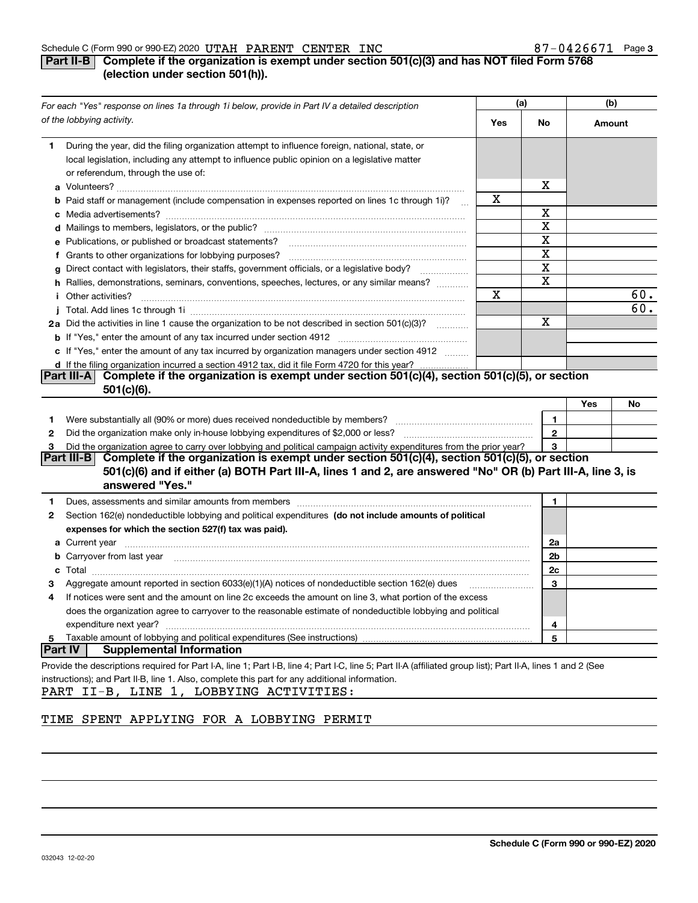Schedule C (Form 990 or 990-EZ) 2020 UTAH PARENT CENTER INC 87-0426671 Page 3

## Part II-B Complete if the organization is exempt under section 501(c)(3) and has NOT filed Form 5768 (election under section 501(h)).

| *For each "Yes" response on lines 1a through 1i below, provide in Part IV a detailed description of the lobbying activity.* | (a) Yes | (a) No | (b) Amount |
|---|---|---|---|
| **1** During the year, did the filing organization attempt to influence foreign, national, state, or local legislation, including any attempt to influence public opinion on a legislative matter or referendum, through the use of: | | | |
| **a** Volunteers? | | X | |
| **b** Paid staff or management (include compensation in expenses reported on lines 1c through 1i)? | X | | |
| **c** Media advertisements? | | X | |
| **d** Mailings to members, legislators, or the public? | | X | |
| **e** Publications, or published or broadcast statements? | | X | |
| **f** Grants to other organizations for lobbying purposes? | | X | |
| **g** Direct contact with legislators, their staffs, government officials, or a legislative body? | | X | |
| **h** Rallies, demonstrations, seminars, conventions, speeches, lectures, or any similar means? | | X | |
| **i** Other activities? | X | | 60. |
| **j** Total. Add lines 1c through 1i | | | 60. |
| **2a** Did the activities in line 1 cause the organization to be not described in section 501(c)(3)? | | X | |
| **b** If "Yes," enter the amount of any tax incurred under section 4912 | | | |
| **c** If "Yes," enter the amount of any tax incurred by organization managers under section 4912 | | | |
| **d** If the filing organization incurred a section 4912 tax, did it file Form 4720 for this year? | | | |

## Part III-A Complete if the organization is exempt under section 501(c)(4), section 501(c)(5), or section 501(c)(6).

| | | | Yes | No |
|---|---|---|---|---|
| **1** | Were substantially all (90% or more) dues received nondeductible by members? | 1 | | |
| **2** | Did the organization make only in-house lobbying expenditures of $2,000 or less? | 2 | | |
| **3** | Did the organization agree to carry over lobbying and political campaign activity expenditures from the prior year? | 3 | | |

## Part III-B Complete if the organization is exempt under section 501(c)(4), section 501(c)(5), or section 501(c)(6) and if either (a) BOTH Part III-A, lines 1 and 2, are answered "No" OR (b) Part III-A, line 3, is answered "Yes."

| | | | |
|---|---|---|---|
| **1** | Dues, assessments and similar amounts from members | 1 | |
| **2** | Section 162(e) nondeductible lobbying and political expenditures **(do not include amounts of political expenses for which the section 527(f) tax was paid).** | | |
| **a** | Current year | 2a | |
| **b** | Carryover from last year | 2b | |
| **c** | Total | 2c | |
| **3** | Aggregate amount reported in section 6033(e)(1)(A) notices of nondeductible section 162(e) dues | 3 | |
| **4** | If notices were sent and the amount on line 2c exceeds the amount on line 3, what portion of the excess does the organization agree to carryover to the reasonable estimate of nondeductible lobbying and political expenditure next year? | 4 | |
| **5** | Taxable amount of lobbying and political expenditures (See instructions) | 5 | |

## Part IV Supplemental Information

Provide the descriptions required for Part I-A, line 1; Part I-B, line 4; Part I-C, line 5; Part II-A (affiliated group list); Part II-A, lines 1 and 2 (See instructions); and Part II-B, line 1. Also, complete this part for any additional information.

PART II-B, LINE 1, LOBBYING ACTIVITIES:

TIME SPENT APPLYING FOR A LOBBYING PERMIT

Schedule C (Form 990 or 990-EZ) 2020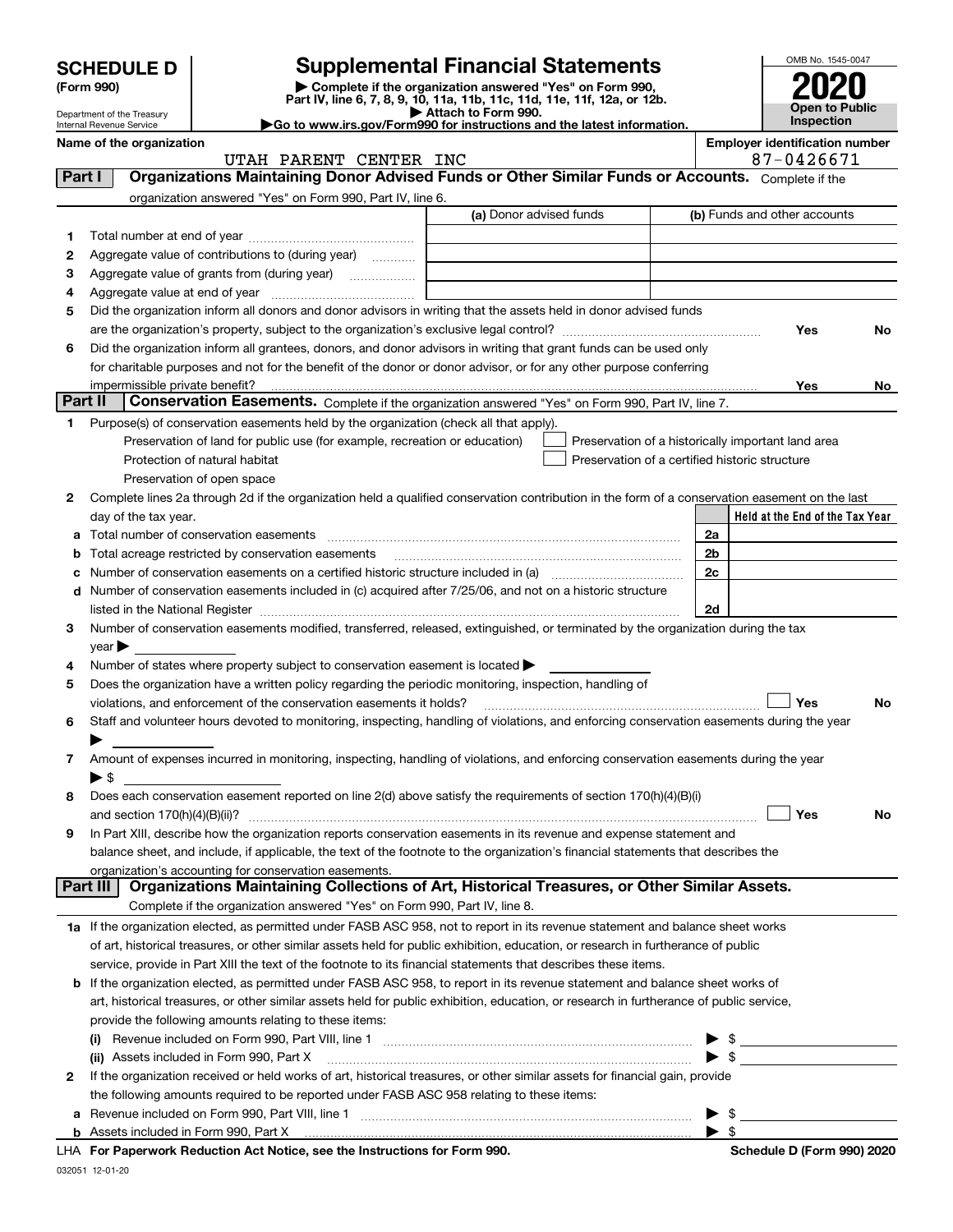# SCHEDULE D (Form 990)

Department of the Treasury
Internal Revenue Service

# Supplemental Financial Statements

▶ Complete if the organization answered "Yes" on Form 990, Part IV, line 6, 7, 8, 9, 10, 11a, 11b, 11c, 11d, 11e, 11f, 12a, or 12b.
▶ Attach to Form 990.
▶Go to www.irs.gov/Form990 for instructions and the latest information.

OMB No. 1545-0047

**2020**

**Open to Public Inspection**

**Name of the organization:** UTAH PARENT CENTER INC

**Employer identification number:** 87-0426671

## Part I — Organizations Maintaining Donor Advised Funds or Other Similar Funds or Accounts.

Complete if the organization answered "Yes" on Form 990, Part IV, line 6.

| | | (a) Donor advised funds | (b) Funds and other accounts |
|---|---|---|---|
| 1 | Total number at end of year | | |
| 2 | Aggregate value of contributions to (during year) | | |
| 3 | Aggregate value of grants from (during year) | | |
| 4 | Aggregate value at end of year | | |

5 Did the organization inform all donors and donor advisors in writing that the assets held in donor advised funds are the organization's property, subject to the organization's exclusive legal control? Yes No

6 Did the organization inform all grantees, donors, and donor advisors in writing that grant funds can be used only for charitable purposes and not for the benefit of the donor or donor advisor, or for any other purpose conferring impermissible private benefit? Yes No

## Part II — Conservation Easements.

Complete if the organization answered "Yes" on Form 990, Part IV, line 7.

1 Purpose(s) of conservation easements held by the organization (check all that apply).

- Preservation of land for public use (for example, recreation or education)
- Protection of natural habitat
- Preservation of open space
- Preservation of a historically important land area
- Preservation of a certified historic structure

2 Complete lines 2a through 2d if the organization held a qualified conservation contribution in the form of a conservation easement on the last day of the tax year.

| | | | Held at the End of the Tax Year |
|---|---|---|---|
| a | Total number of conservation easements | 2a | |
| b | Total acreage restricted by conservation easements | 2b | |
| c | Number of conservation easements on a certified historic structure included in (a) | 2c | |
| d | Number of conservation easements included in (c) acquired after 7/25/06, and not on a historic structure listed in the National Register | 2d | |

3 Number of conservation easements modified, transferred, released, extinguished, or terminated by the organization during the tax year ▶

4 Number of states where property subject to conservation easement is located ▶

5 Does the organization have a written policy regarding the periodic monitoring, inspection, handling of violations, and enforcement of the conservation easements it holds? Yes No

6 Staff and volunteer hours devoted to monitoring, inspecting, handling of violations, and enforcing conservation easements during the year ▶

7 Amount of expenses incurred in monitoring, inspecting, handling of violations, and enforcing conservation easements during the year ▶ $

8 Does each conservation easement reported on line 2(d) above satisfy the requirements of section 170(h)(4)(B)(i) and section 170(h)(4)(B)(ii)? Yes No

9 In Part XIII, describe how the organization reports conservation easements in its revenue and expense statement and balance sheet, and include, if applicable, the text of the footnote to the organization's financial statements that describes the organization's accounting for conservation easements.

## Part III — Organizations Maintaining Collections of Art, Historical Treasures, or Other Similar Assets.

Complete if the organization answered "Yes" on Form 990, Part IV, line 8.

1a If the organization elected, as permitted under FASB ASC 958, not to report in its revenue statement and balance sheet works of art, historical treasures, or other similar assets held for public exhibition, education, or research in furtherance of public service, provide in Part XIII the text of the footnote to its financial statements that describes these items.

b If the organization elected, as permitted under FASB ASC 958, to report in its revenue statement and balance sheet works of art, historical treasures, or other similar assets held for public exhibition, education, or research in furtherance of public service, provide the following amounts relating to these items:

(i) Revenue included on Form 990, Part VIII, line 1 ▶ $

(ii) Assets included in Form 990, Part X ▶ $

2 If the organization received or held works of art, historical treasures, or other similar assets for financial gain, provide the following amounts required to be reported under FASB ASC 958 relating to these items:

a Revenue included on Form 990, Part VIII, line 1 ▶ $

b Assets included in Form 990, Part X ▶ $

LHA **For Paperwork Reduction Act Notice, see the Instructions for Form 990.** **Schedule D (Form 990) 2020**

032051 12-01-20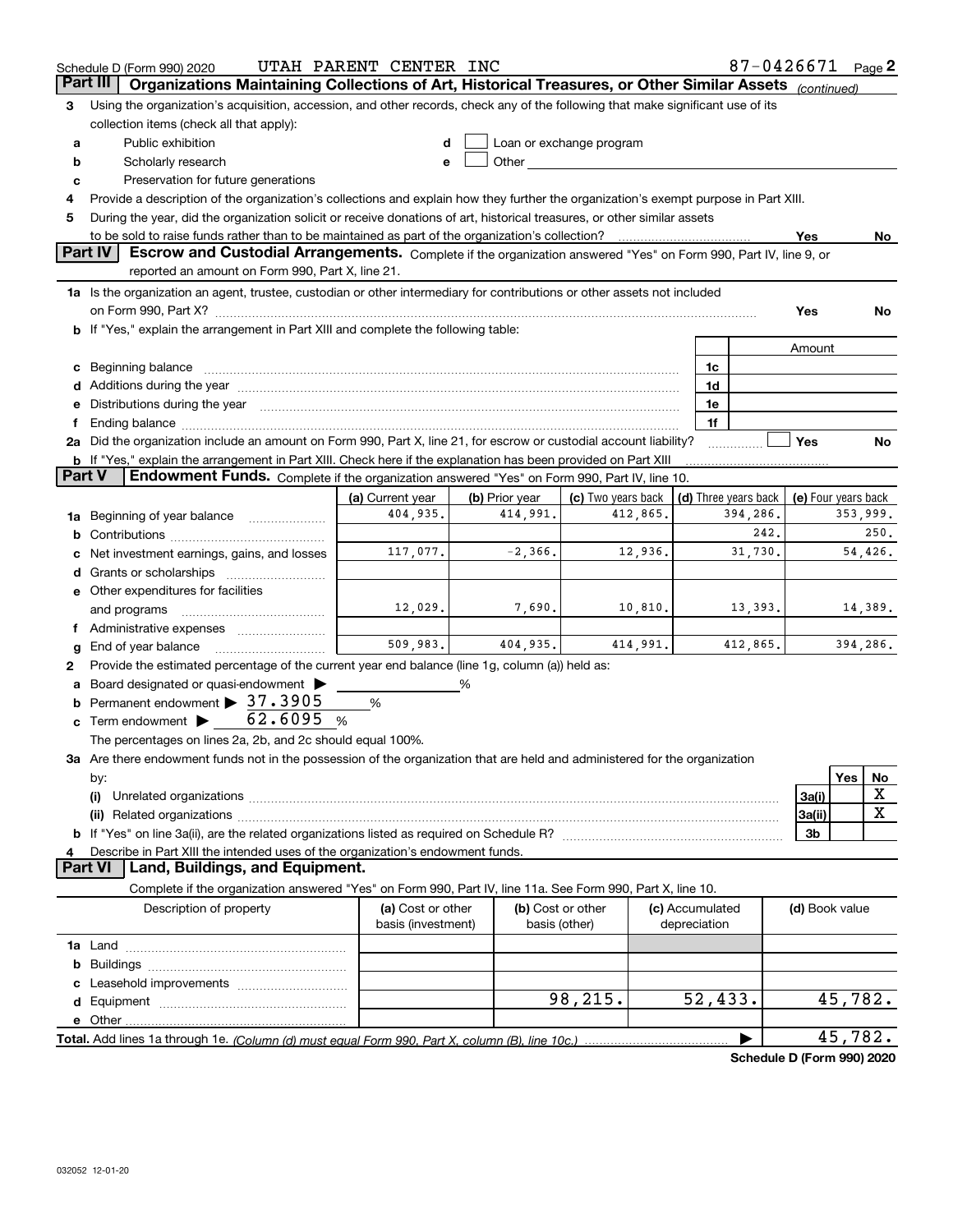Schedule D (Form 990) 2020 UTAH PARENT CENTER INC 87-0426671 Page 2

## Part III Organizations Maintaining Collections of Art, Historical Treasures, or Other Similar Assets *(continued)*

**3** Using the organization's acquisition, accession, and other records, check any of the following that make significant use of its collection items (check all that apply):

- **a** Public exhibition
- **b** Scholarly research
- **c** Preservation for future generations
- **d** Loan or exchange program
- **e** Other

**4** Provide a description of the organization's collections and explain how they further the organization's exempt purpose in Part XIII.

**5** During the year, did the organization solicit or receive donations of art, historical treasures, or other similar assets to be sold to raise funds rather than to be maintained as part of the organization's collection? Yes No

## Part IV Escrow and Custodial Arrangements.

Complete if the organization answered "Yes" on Form 990, Part IV, line 9, or reported an amount on Form 990, Part X, line 21.

**1a** Is the organization an agent, trustee, custodian or other intermediary for contributions or other assets not included on Form 990, Part X? Yes No

**b** If "Yes," explain the arrangement in Part XIII and complete the following table:

| | | Amount |
|---|---|---|
| **c** Beginning balance | 1c | |
| **d** Additions during the year | 1d | |
| **e** Distributions during the year | 1e | |
| **f** Ending balance | 1f | |

**2a** Did the organization include an amount on Form 990, Part X, line 21, for escrow or custodial account liability? Yes No

**b** If "Yes," explain the arrangement in Part XIII. Check here if the explanation has been provided on Part XIII

## Part V Endowment Funds.

Complete if the organization answered "Yes" on Form 990, Part IV, line 10.

| | (a) Current year | (b) Prior year | (c) Two years back | (d) Three years back | (e) Four years back |
|---|---|---|---|---|---|
| **1a** Beginning of year balance | 404,935. | 414,991. | 412,865. | 394,286. | 353,999. |
| **b** Contributions | | | | 242. | 250. |
| **c** Net investment earnings, gains, and losses | 117,077. | -2,366. | 12,936. | 31,730. | 54,426. |
| **d** Grants or scholarships | | | | | |
| **e** Other expenditures for facilities and programs | 12,029. | 7,690. | 10,810. | 13,393. | 14,389. |
| **f** Administrative expenses | | | | | |
| **g** End of year balance | 509,983. | 404,935. | 414,991. | 412,865. | 394,286. |

**2** Provide the estimated percentage of the current year end balance (line 1g, column (a)) held as:

- **a** Board designated or quasi-endowment ▶ %
- **b** Permanent endowment ▶ 37.3905 %
- **c** Term endowment ▶ 62.6095 %

The percentages on lines 2a, 2b, and 2c should equal 100%.

**3a** Are there endowment funds not in the possession of the organization that are held and administered for the organization by:

| | | Yes | No |
|---|---|---|---|
| **(i)** Unrelated organizations | 3a(i) | | X |
| **(ii)** Related organizations | 3a(ii) | | X |
| **b** If "Yes" on line 3a(ii), are the related organizations listed as required on Schedule R? | 3b | | |

**4** Describe in Part XIII the intended uses of the organization's endowment funds.

## Part VI Land, Buildings, and Equipment.

Complete if the organization answered "Yes" on Form 990, Part IV, line 11a. See Form 990, Part X, line 10.

| Description of property | (a) Cost or other basis (investment) | (b) Cost or other basis (other) | (c) Accumulated depreciation | (d) Book value |
|---|---|---|---|---|
| **1a** Land | | | | |
| **b** Buildings | | | | |
| **c** Leasehold improvements | | | | |
| **d** Equipment | | 98,215. | 52,433. | 45,782. |
| **e** Other | | | | |
| **Total.** Add lines 1a through 1e. *(Column (d) must equal Form 990, Part X, column (B), line 10c.)* ▶ | | | | 45,782. |

**Schedule D (Form 990) 2020**

032052 12-01-20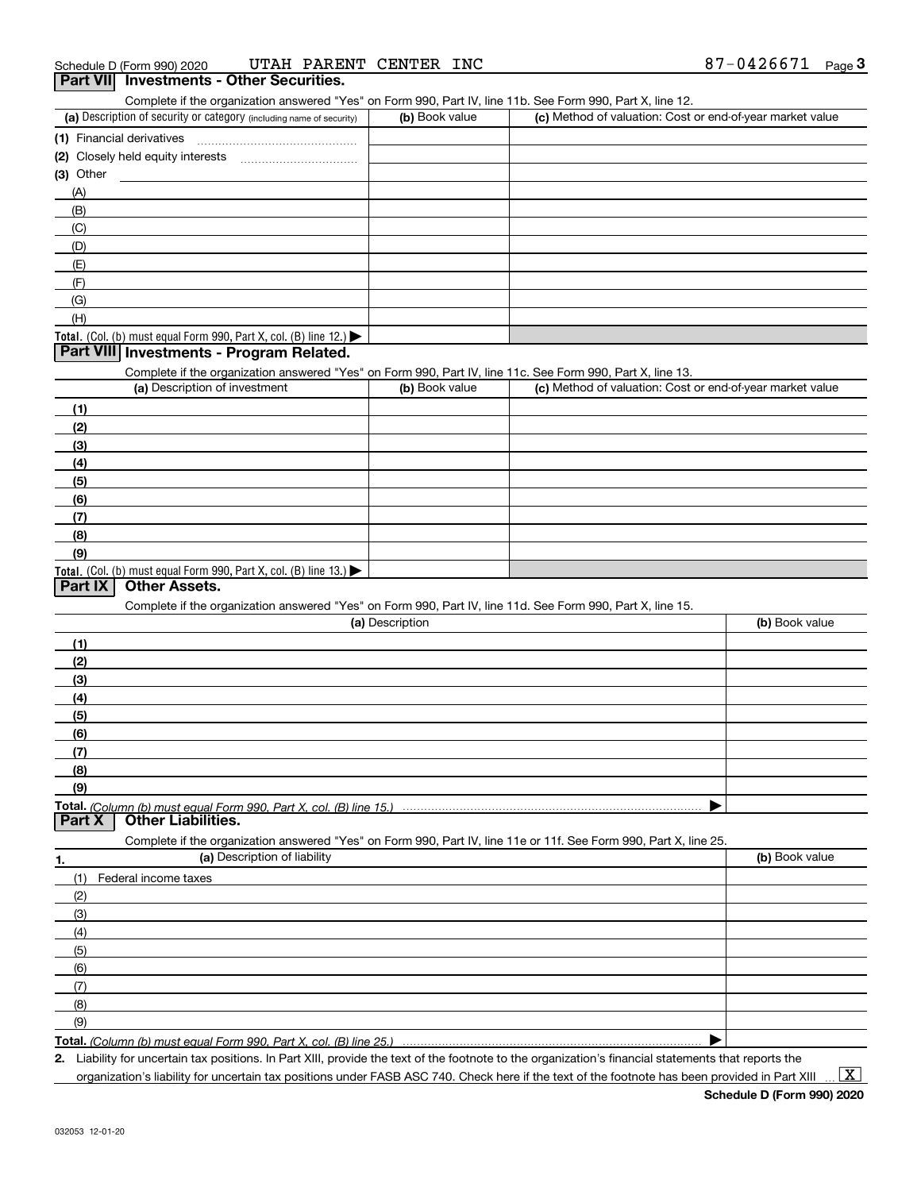Schedule D (Form 990) 2020 UTAH PARENT CENTER INC 87-0426671

## Part VII Investments - Other Securities.

Complete if the organization answered "Yes" on Form 990, Part IV, line 11b. See Form 990, Part X, line 12.

| (a) Description of security or category (including name of security) | (b) Book value | (c) Method of valuation: Cost or end-of-year market value |
|---|---|---|
| (1) Financial derivatives | | |
| (2) Closely held equity interests | | |
| (3) Other | | |
| (A) | | |
| (B) | | |
| (C) | | |
| (D) | | |
| (E) | | |
| (F) | | |
| (G) | | |
| (H) | | |
| **Total.** (Col. (b) must equal Form 990, Part X, col. (B) line 12.) ▶ | | |

## Part VIII Investments - Program Related.

Complete if the organization answered "Yes" on Form 990, Part IV, line 11c. See Form 990, Part X, line 13.

| (a) Description of investment | (b) Book value | (c) Method of valuation: Cost or end-of-year market value |
|---|---|---|
| (1) | | |
| (2) | | |
| (3) | | |
| (4) | | |
| (5) | | |
| (6) | | |
| (7) | | |
| (8) | | |
| (9) | | |
| **Total.** (Col. (b) must equal Form 990, Part X, col. (B) line 13.) ▶ | | |

## Part IX Other Assets.

Complete if the organization answered "Yes" on Form 990, Part IV, line 11d. See Form 990, Part X, line 15.

| (a) Description | (b) Book value |
|---|---|
| (1) | |
| (2) | |
| (3) | |
| (4) | |
| (5) | |
| (6) | |
| (7) | |
| (8) | |
| (9) | |
| **Total.** *(Column (b) must equal Form 990, Part X, col. (B) line 15.)* ▶ | |

## Part X Other Liabilities.

Complete if the organization answered "Yes" on Form 990, Part IV, line 11e or 11f. See Form 990, Part X, line 25.

| 1. (a) Description of liability | (b) Book value |
|---|---|
| (1) Federal income taxes | |
| (2) | |
| (3) | |
| (4) | |
| (5) | |
| (6) | |
| (7) | |
| (8) | |
| (9) | |
| **Total.** *(Column (b) must equal Form 990, Part X, col. (B) line 25.)* ▶ | |

2. Liability for uncertain tax positions. In Part XIII, provide the text of the footnote to the organization's financial statements that reports the organization's liability for uncertain tax positions under FASB ASC 740. Check here if the text of the footnote has been provided in Part XIII ... [X]

**Schedule D (Form 990) 2020**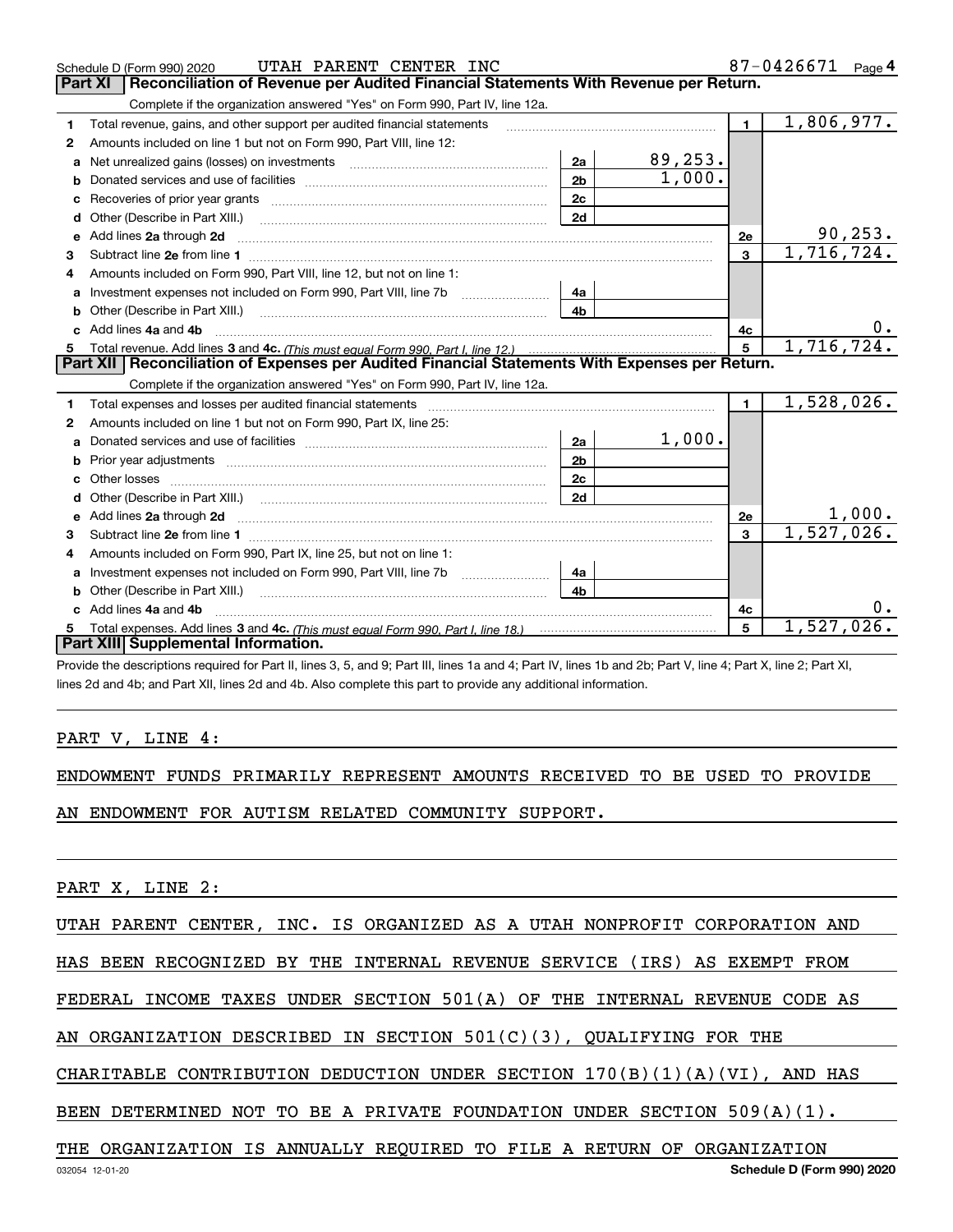Schedule D (Form 990) 2020 UTAH PARENT CENTER INC 87-0426671 Page 4

## Part XI Reconciliation of Revenue per Audited Financial Statements With Revenue per Return.

Complete if the organization answered "Yes" on Form 990, Part IV, line 12a.

| | | | | | |
|---|---|---|---|---|---|
| 1 | Total revenue, gains, and other support per audited financial statements | | | 1 | 1,806,977. |
| 2 | Amounts included on line 1 but not on Form 990, Part VIII, line 12: | | | | |
| a | Net unrealized gains (losses) on investments | 2a | 89,253. | | |
| b | Donated services and use of facilities | 2b | 1,000. | | |
| c | Recoveries of prior year grants | 2c | | | |
| d | Other (Describe in Part XIII.) | 2d | | | |
| e | Add lines 2a through 2d | | | 2e | 90,253. |
| 3 | Subtract line 2e from line 1 | | | 3 | 1,716,724. |
| 4 | Amounts included on Form 990, Part VIII, line 12, but not on line 1: | | | | |
| a | Investment expenses not included on Form 990, Part VIII, line 7b | 4a | | | |
| b | Other (Describe in Part XIII.) | 4b | | | |
| c | Add lines 4a and 4b | | | 4c | 0. |
| 5 | Total revenue. Add lines 3 and 4c. *(This must equal Form 990, Part I, line 12.)* | | | 5 | 1,716,724. |

## Part XII Reconciliation of Expenses per Audited Financial Statements With Expenses per Return.

Complete if the organization answered "Yes" on Form 990, Part IV, line 12a.

| | | | | | |
|---|---|---|---|---|---|
| 1 | Total expenses and losses per audited financial statements | | | 1 | 1,528,026. |
| 2 | Amounts included on line 1 but not on Form 990, Part IX, line 25: | | | | |
| a | Donated services and use of facilities | 2a | 1,000. | | |
| b | Prior year adjustments | 2b | | | |
| c | Other losses | 2c | | | |
| d | Other (Describe in Part XIII.) | 2d | | | |
| e | Add lines 2a through 2d | | | 2e | 1,000. |
| 3 | Subtract line 2e from line 1 | | | 3 | 1,527,026. |
| 4 | Amounts included on Form 990, Part IX, line 25, but not on line 1: | | | | |
| a | Investment expenses not included on Form 990, Part VIII, line 7b | 4a | | | |
| b | Other (Describe in Part XIII.) | 4b | | | |
| c | Add lines 4a and 4b | | | 4c | 0. |
| 5 | Total expenses. Add lines 3 and 4c. *(This must equal Form 990, Part I, line 18.)* | | | 5 | 1,527,026. |

## Part XIII Supplemental Information.

Provide the descriptions required for Part II, lines 3, 5, and 9; Part III, lines 1a and 4; Part IV, lines 1b and 2b; Part V, line 4; Part X, line 2; Part XI, lines 2d and 4b; and Part XII, lines 2d and 4b. Also complete this part to provide any additional information.

PART V, LINE 4:

ENDOWMENT FUNDS PRIMARILY REPRESENT AMOUNTS RECEIVED TO BE USED TO PROVIDE AN ENDOWMENT FOR AUTISM RELATED COMMUNITY SUPPORT.

PART X, LINE 2:

UTAH PARENT CENTER, INC. IS ORGANIZED AS A UTAH NONPROFIT CORPORATION AND HAS BEEN RECOGNIZED BY THE INTERNAL REVENUE SERVICE (IRS) AS EXEMPT FROM FEDERAL INCOME TAXES UNDER SECTION 501(A) OF THE INTERNAL REVENUE CODE AS AN ORGANIZATION DESCRIBED IN SECTION 501(C)(3), QUALIFYING FOR THE CHARITABLE CONTRIBUTION DEDUCTION UNDER SECTION 170(B)(1)(A)(VI), AND HAS BEEN DETERMINED NOT TO BE A PRIVATE FOUNDATION UNDER SECTION 509(A)(1). THE ORGANIZATION IS ANNUALLY REQUIRED TO FILE A RETURN OF ORGANIZATION

032054 12-01-20 **Schedule D (Form 990) 2020**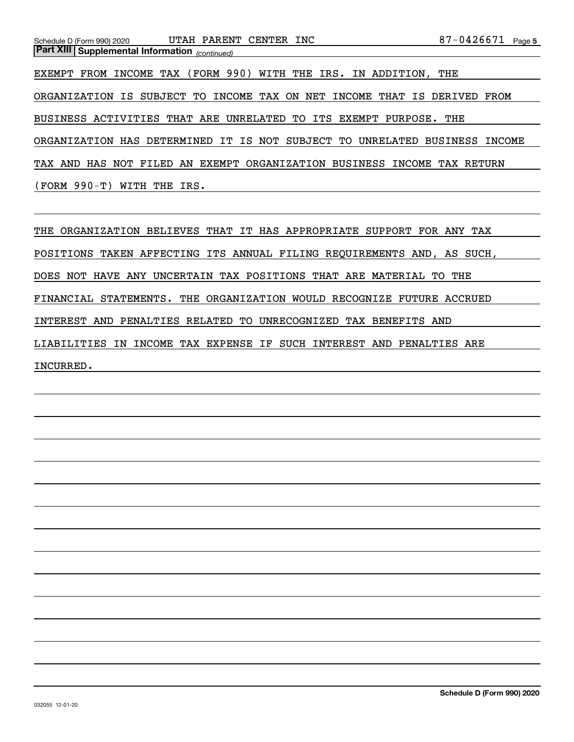**Part XIII Supplemental Information** *(continued)*

EXEMPT FROM INCOME TAX (FORM 990) WITH THE IRS. IN ADDITION, THE ORGANIZATION IS SUBJECT TO INCOME TAX ON NET INCOME THAT IS DERIVED FROM BUSINESS ACTIVITIES THAT ARE UNRELATED TO ITS EXEMPT PURPOSE. THE ORGANIZATION HAS DETERMINED IT IS NOT SUBJECT TO UNRELATED BUSINESS INCOME TAX AND HAS NOT FILED AN EXEMPT ORGANIZATION BUSINESS INCOME TAX RETURN (FORM 990-T) WITH THE IRS.

THE ORGANIZATION BELIEVES THAT IT HAS APPROPRIATE SUPPORT FOR ANY TAX POSITIONS TAKEN AFFECTING ITS ANNUAL FILING REQUIREMENTS AND, AS SUCH, DOES NOT HAVE ANY UNCERTAIN TAX POSITIONS THAT ARE MATERIAL TO THE FINANCIAL STATEMENTS. THE ORGANIZATION WOULD RECOGNIZE FUTURE ACCRUED INTEREST AND PENALTIES RELATED TO UNRECOGNIZED TAX BENEFITS AND LIABILITIES IN INCOME TAX EXPENSE IF SUCH INTEREST AND PENALTIES ARE INCURRED.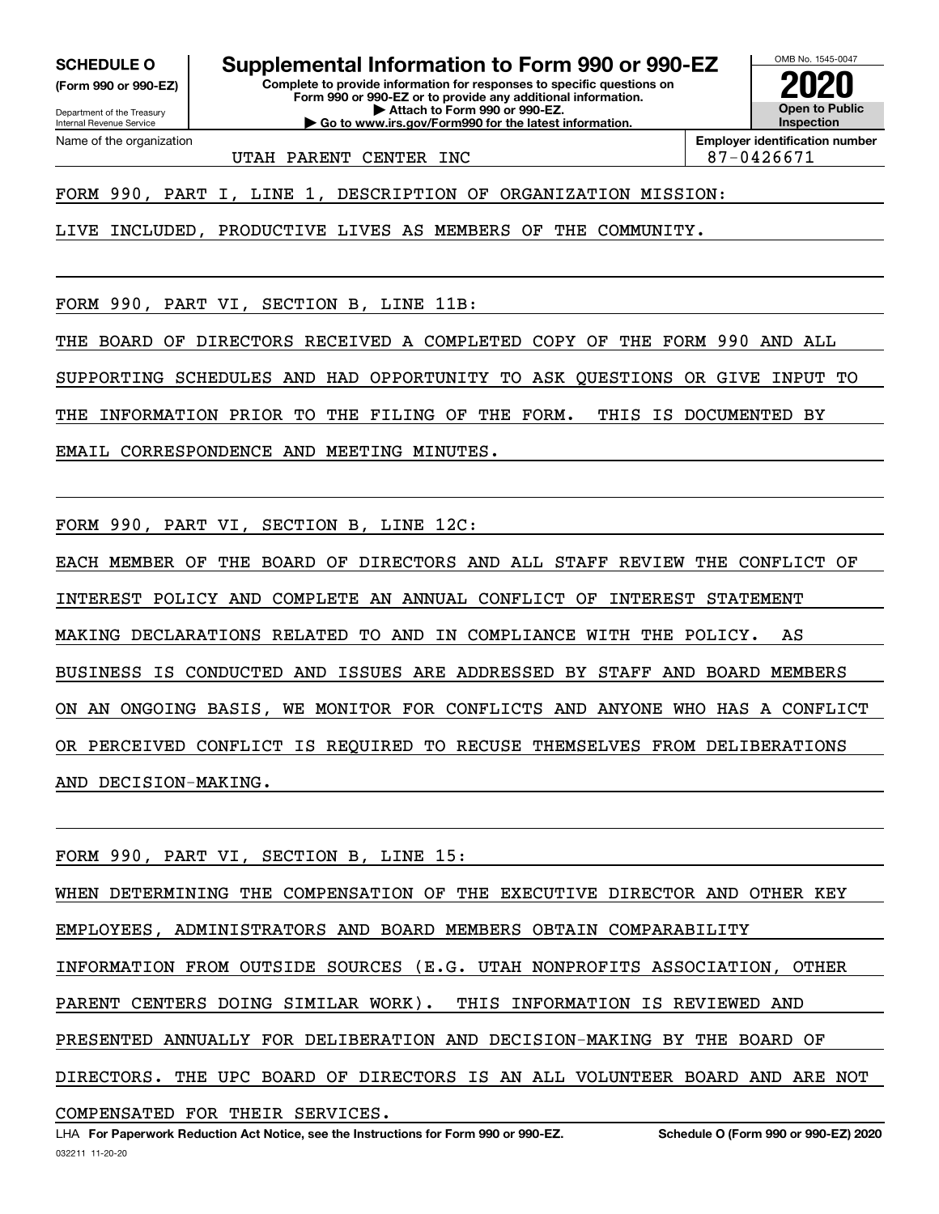**SCHEDULE O**
**(Form 990 or 990-EZ)**

Department of the Treasury
Internal Revenue Service

# Supplemental Information to Form 990 or 990-EZ

**Complete to provide information for responses to specific questions on Form 990 or 990-EZ or to provide any additional information.**
**▶ Attach to Form 990 or 990-EZ.**
**▶ Go to www.irs.gov/Form990 for the latest information.**

OMB No. 1545-0047

**2020**

**Open to Public Inspection**

| Name of the organization | Employer identification number |
|---|---|
| UTAH PARENT CENTER INC | 87-0426671 |

FORM 990, PART I, LINE 1, DESCRIPTION OF ORGANIZATION MISSION:

LIVE INCLUDED, PRODUCTIVE LIVES AS MEMBERS OF THE COMMUNITY.

FORM 990, PART VI, SECTION B, LINE 11B:

THE BOARD OF DIRECTORS RECEIVED A COMPLETED COPY OF THE FORM 990 AND ALL SUPPORTING SCHEDULES AND HAD OPPORTUNITY TO ASK QUESTIONS OR GIVE INPUT TO THE INFORMATION PRIOR TO THE FILING OF THE FORM. THIS IS DOCUMENTED BY EMAIL CORRESPONDENCE AND MEETING MINUTES.

FORM 990, PART VI, SECTION B, LINE 12C:

EACH MEMBER OF THE BOARD OF DIRECTORS AND ALL STAFF REVIEW THE CONFLICT OF INTEREST POLICY AND COMPLETE AN ANNUAL CONFLICT OF INTEREST STATEMENT MAKING DECLARATIONS RELATED TO AND IN COMPLIANCE WITH THE POLICY. AS BUSINESS IS CONDUCTED AND ISSUES ARE ADDRESSED BY STAFF AND BOARD MEMBERS ON AN ONGOING BASIS, WE MONITOR FOR CONFLICTS AND ANYONE WHO HAS A CONFLICT OR PERCEIVED CONFLICT IS REQUIRED TO RECUSE THEMSELVES FROM DELIBERATIONS AND DECISION-MAKING.

FORM 990, PART VI, SECTION B, LINE 15:

WHEN DETERMINING THE COMPENSATION OF THE EXECUTIVE DIRECTOR AND OTHER KEY EMPLOYEES, ADMINISTRATORS AND BOARD MEMBERS OBTAIN COMPARABILITY INFORMATION FROM OUTSIDE SOURCES (E.G. UTAH NONPROFITS ASSOCIATION, OTHER PARENT CENTERS DOING SIMILAR WORK). THIS INFORMATION IS REVIEWED AND PRESENTED ANNUALLY FOR DELIBERATION AND DECISION-MAKING BY THE BOARD OF DIRECTORS. THE UPC BOARD OF DIRECTORS IS AN ALL VOLUNTEER BOARD AND ARE NOT COMPENSATED FOR THEIR SERVICES.

LHA **For Paperwork Reduction Act Notice, see the Instructions for Form 990 or 990-EZ.** **Schedule O (Form 990 or 990-EZ) 2020**

032211 11-20-20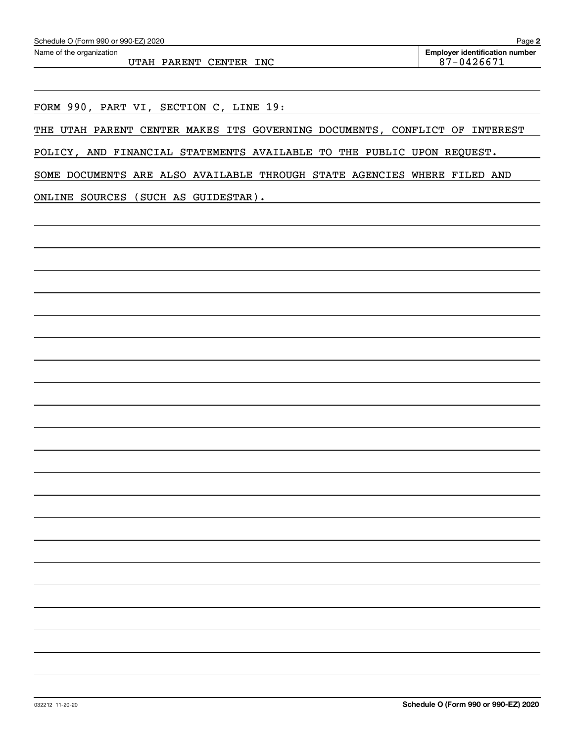Name of the organization: UTAH PARENT CENTER INC

Employer identification number: 87-0426671

FORM 990, PART VI, SECTION C, LINE 19:

THE UTAH PARENT CENTER MAKES ITS GOVERNING DOCUMENTS, CONFLICT OF INTEREST POLICY, AND FINANCIAL STATEMENTS AVAILABLE TO THE PUBLIC UPON REQUEST. SOME DOCUMENTS ARE ALSO AVAILABLE THROUGH STATE AGENCIES WHERE FILED AND ONLINE SOURCES (SUCH AS GUIDESTAR).